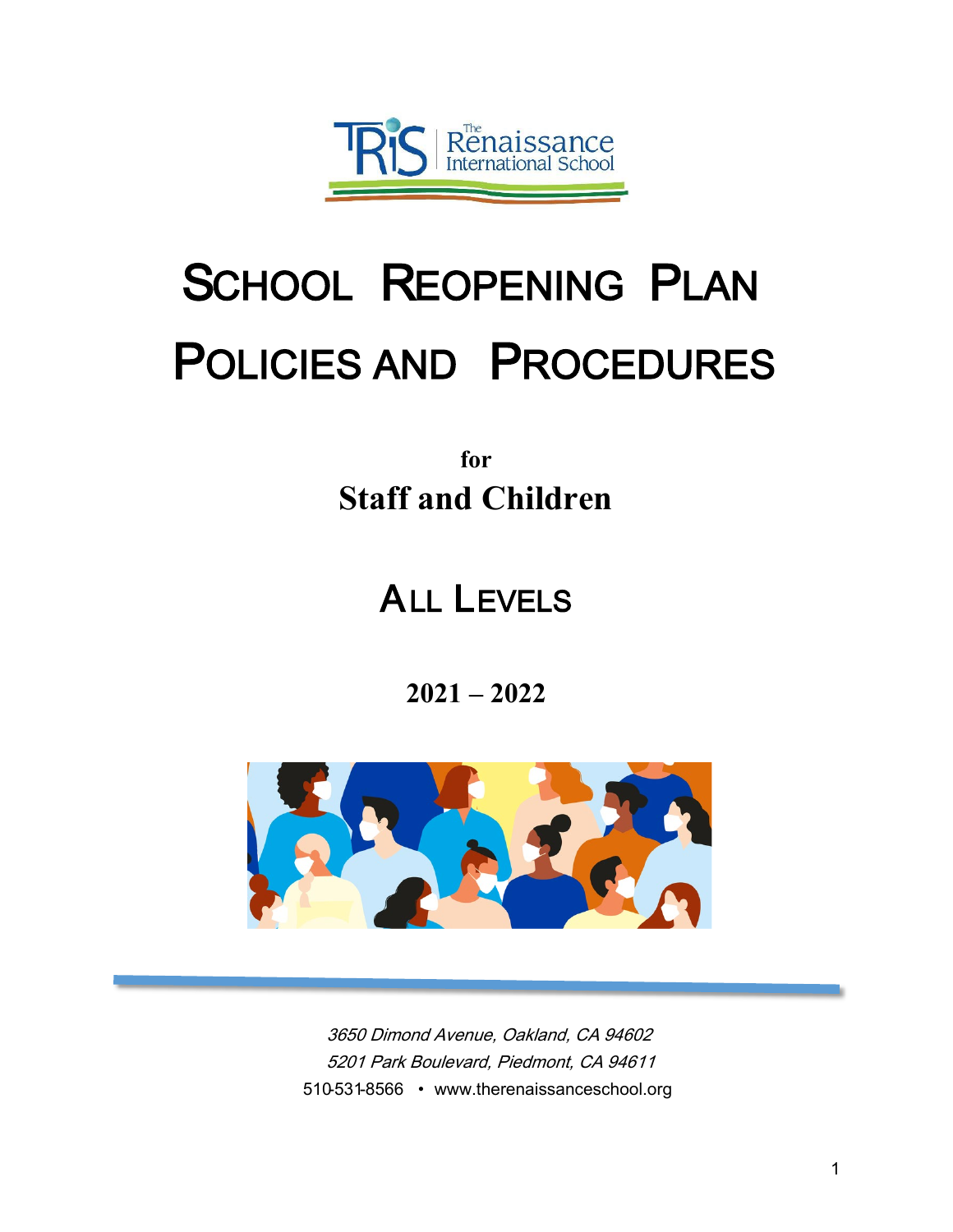TRiS | The Renaissance International School

# School Reopening Plan

# Policies and Procedures

**for**

**Staff and Children**

## All Levels

**2021 – 2022**

*3650 Dimond Avenue, Oakland, CA 94602*

*5201 Park Boulevard, Piedmont, CA 94611*

510-531-8566 • www.therenaissanceschool.org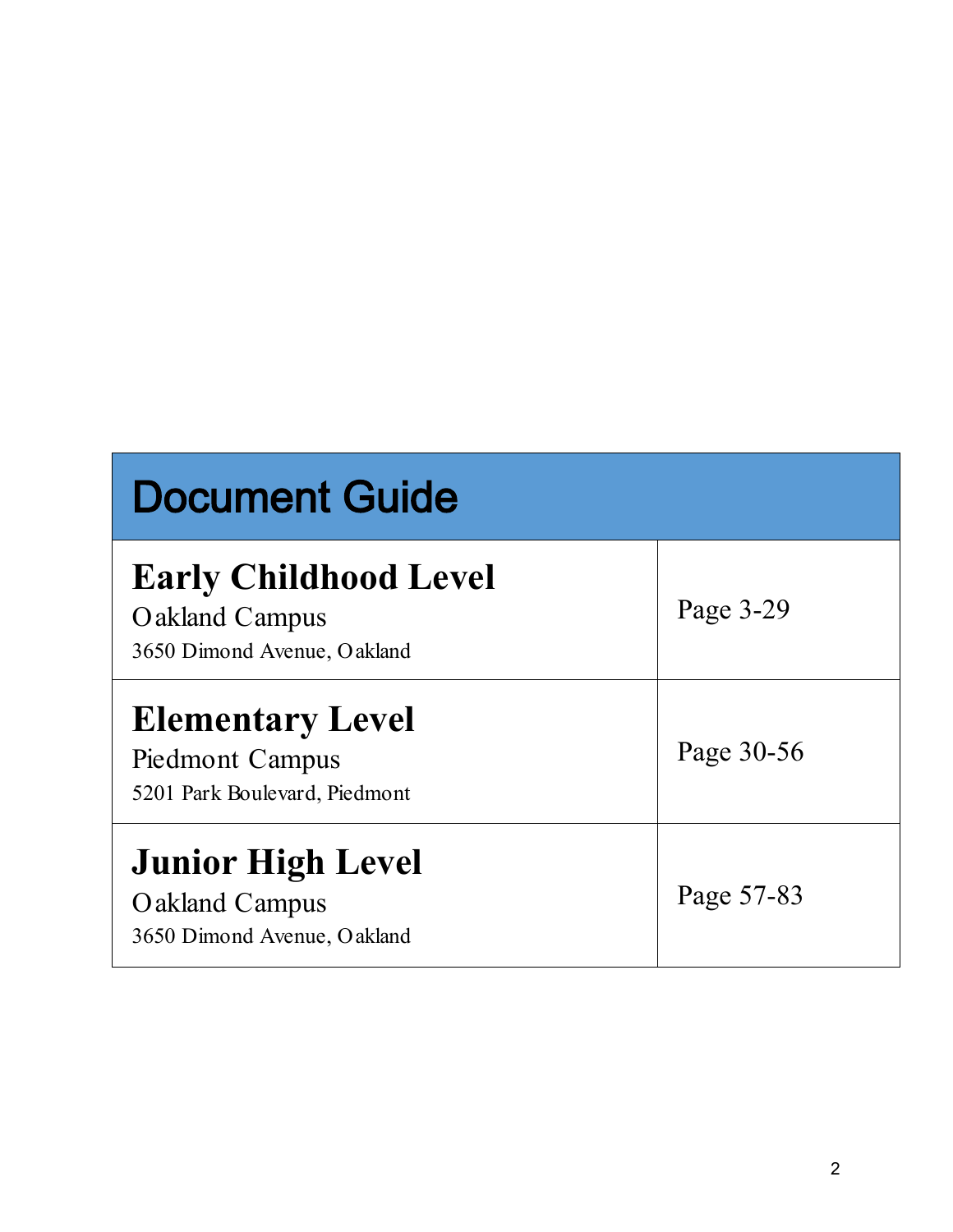| Document Guide | |
|---|---|
| **Early Childhood Level**<br>Oakland Campus<br>3650 Dimond Avenue, Oakland | Page 3-29 |
| **Elementary Level**<br>Piedmont Campus<br>5201 Park Boulevard, Piedmont | Page 30-56 |
| **Junior High Level**<br>Oakland Campus<br>3650 Dimond Avenue, Oakland | Page 57-83 |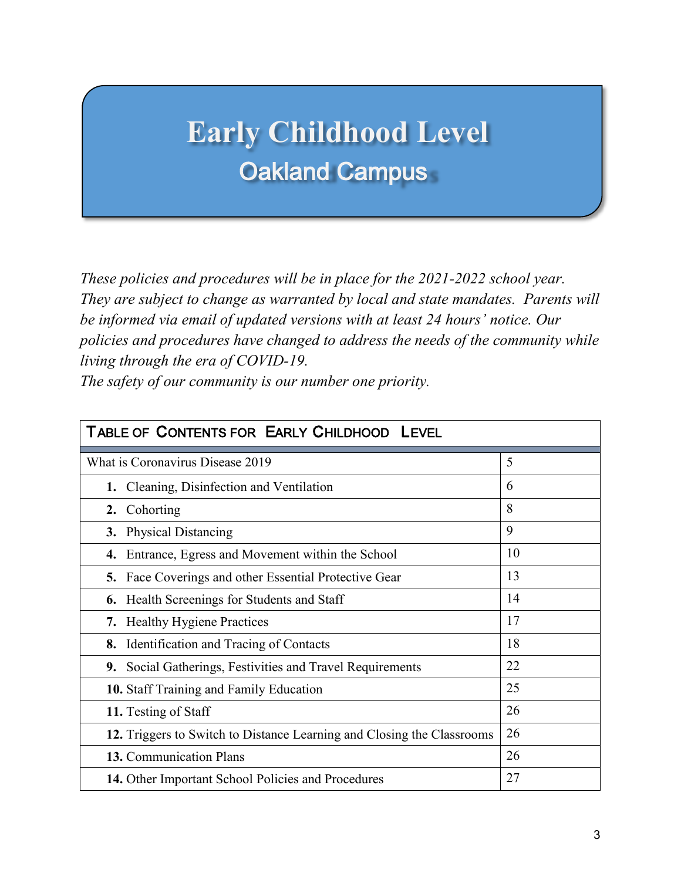# Early Childhood Level

## Oakland Campus

*These policies and procedures will be in place for the 2021-2022 school year. They are subject to change as warranted by local and state mandates. Parents will be informed via email of updated versions with at least 24 hours' notice. Our policies and procedures have changed to address the needs of the community while living through the era of COVID-19.*
*The safety of our community is our number one priority.*

| TABLE OF CONTENTS FOR EARLY CHILDHOOD LEVEL | |
|---|---|
| What is Coronavirus Disease 2019 | 5 |
| **1.** Cleaning, Disinfection and Ventilation | 6 |
| **2.** Cohorting | 8 |
| **3.** Physical Distancing | 9 |
| **4.** Entrance, Egress and Movement within the School | 10 |
| **5.** Face Coverings and other Essential Protective Gear | 13 |
| **6.** Health Screenings for Students and Staff | 14 |
| **7.** Healthy Hygiene Practices | 17 |
| **8.** Identification and Tracing of Contacts | 18 |
| **9.** Social Gatherings, Festivities and Travel Requirements | 22 |
| **10.** Staff Training and Family Education | 25 |
| **11.** Testing of Staff | 26 |
| **12.** Triggers to Switch to Distance Learning and Closing the Classrooms | 26 |
| **13.** Communication Plans | 26 |
| **14.** Other Important School Policies and Procedures | 27 |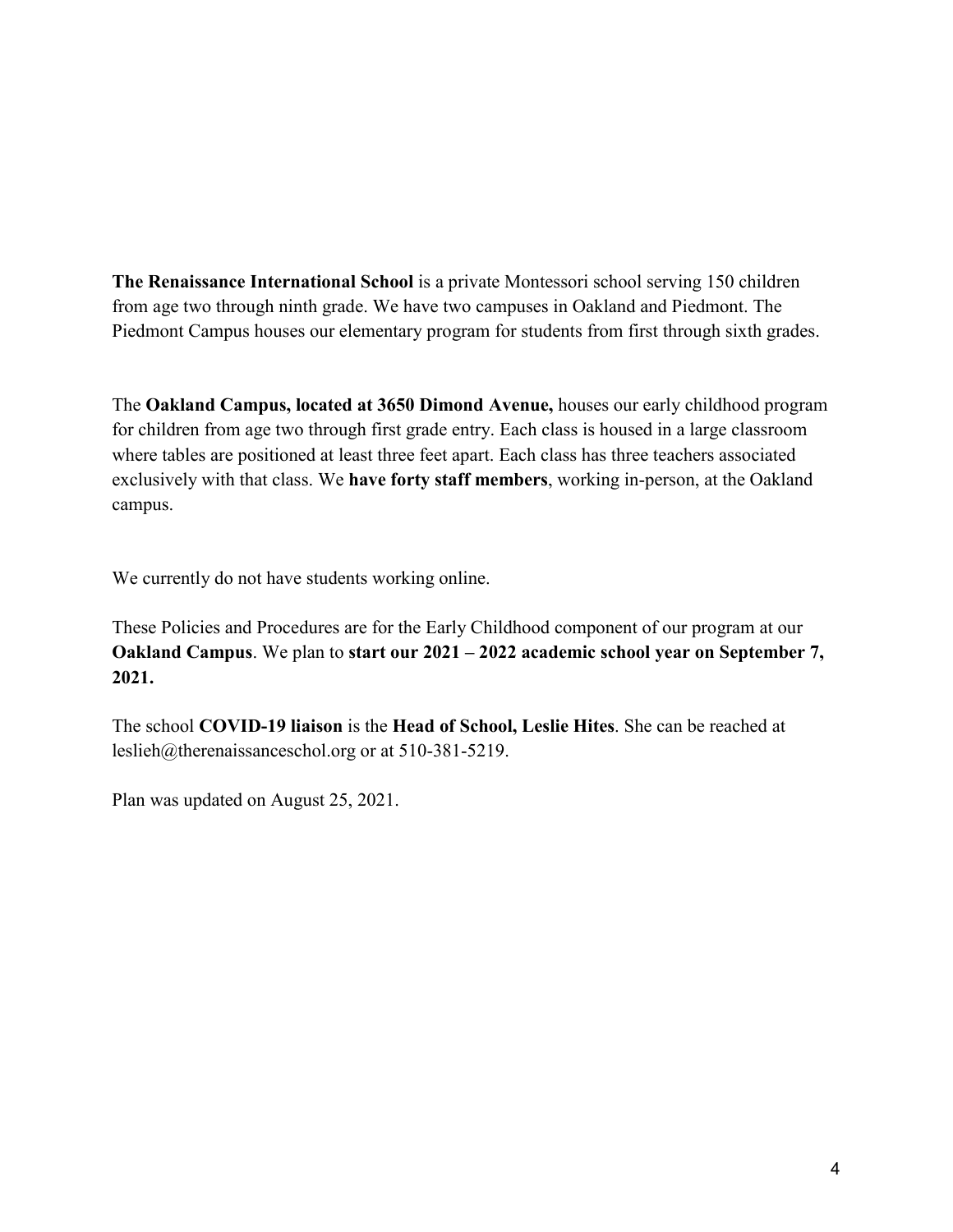**The Renaissance International School** is a private Montessori school serving 150 children from age two through ninth grade. We have two campuses in Oakland and Piedmont. The Piedmont Campus houses our elementary program for students from first through sixth grades.

The **Oakland Campus, located at 3650 Dimond Avenue,** houses our early childhood program for children from age two through first grade entry. Each class is housed in a large classroom where tables are positioned at least three feet apart. Each class has three teachers associated exclusively with that class. We **have forty staff members**, working in-person, at the Oakland campus.

We currently do not have students working online.

These Policies and Procedures are for the Early Childhood component of our program at our **Oakland Campus**. We plan to **start our 2021 – 2022 academic school year on September 7, 2021.**

The school **COVID-19 liaison** is the **Head of School, Leslie Hites**. She can be reached at leslieh@therenaissanceschol.org or at 510-381-5219.

Plan was updated on August 25, 2021.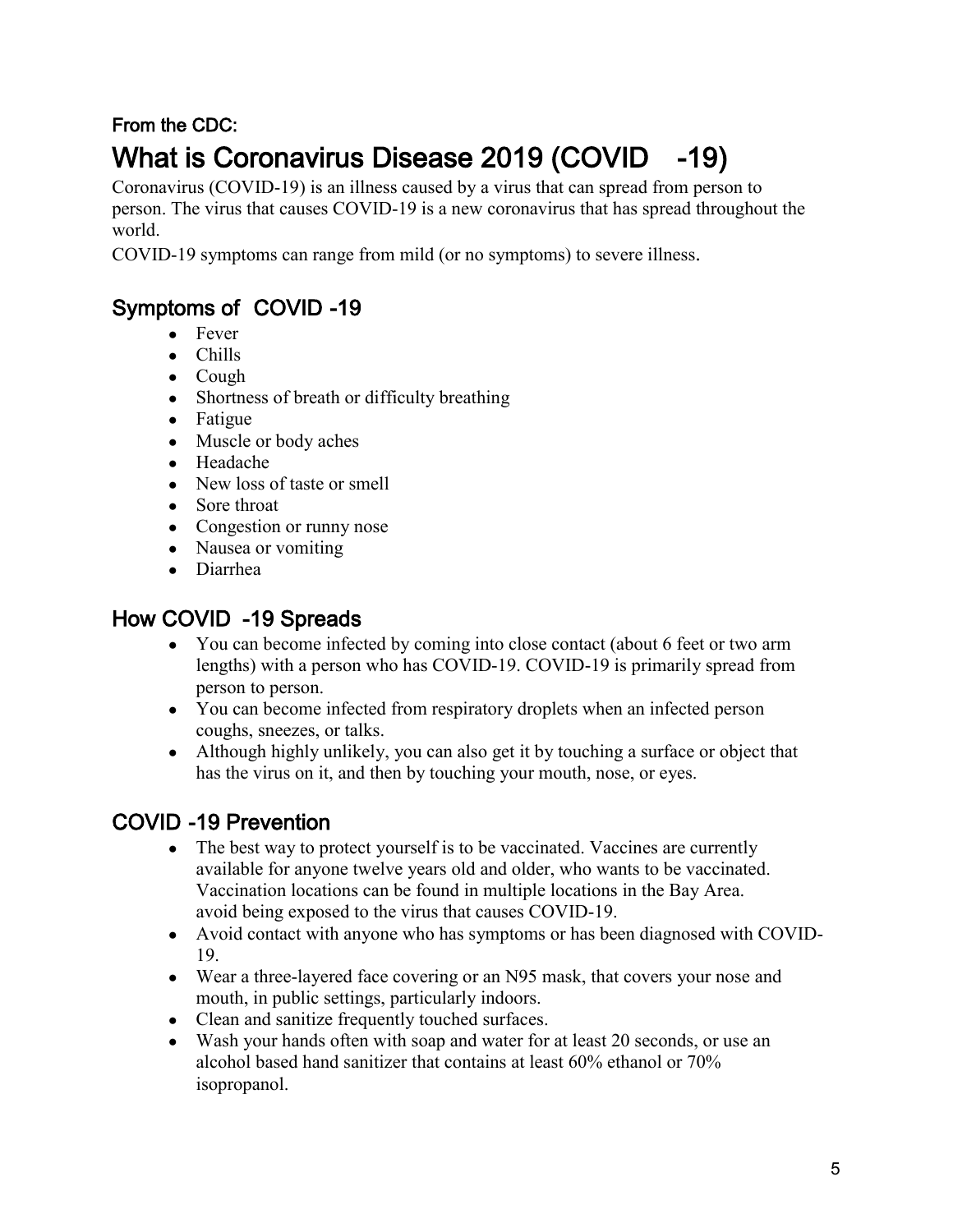**From the CDC:**

# What is Coronavirus Disease 2019 (COVID -19)

Coronavirus (COVID-19) is an illness caused by a virus that can spread from person to person. The virus that causes COVID-19 is a new coronavirus that has spread throughout the world.

COVID-19 symptoms can range from mild (or no symptoms) to severe illness.

## Symptoms of COVID -19

- Fever
- Chills
- Cough
- Shortness of breath or difficulty breathing
- Fatigue
- Muscle or body aches
- Headache
- New loss of taste or smell
- Sore throat
- Congestion or runny nose
- Nausea or vomiting
- Diarrhea

## How COVID -19 Spreads

- You can become infected by coming into close contact (about 6 feet or two arm lengths) with a person who has COVID-19. COVID-19 is primarily spread from person to person.
- You can become infected from respiratory droplets when an infected person coughs, sneezes, or talks.
- Although highly unlikely, you can also get it by touching a surface or object that has the virus on it, and then by touching your mouth, nose, or eyes.

## COVID -19 Prevention

- The best way to protect yourself is to be vaccinated. Vaccines are currently available for anyone twelve years old and older, who wants to be vaccinated. Vaccination locations can be found in multiple locations in the Bay Area. avoid being exposed to the virus that causes COVID-19.
- Avoid contact with anyone who has symptoms or has been diagnosed with COVID-19.
- Wear a three-layered face covering or an N95 mask, that covers your nose and mouth, in public settings, particularly indoors.
- Clean and sanitize frequently touched surfaces.
- Wash your hands often with soap and water for at least 20 seconds, or use an alcohol based hand sanitizer that contains at least 60% ethanol or 70% isopropanol.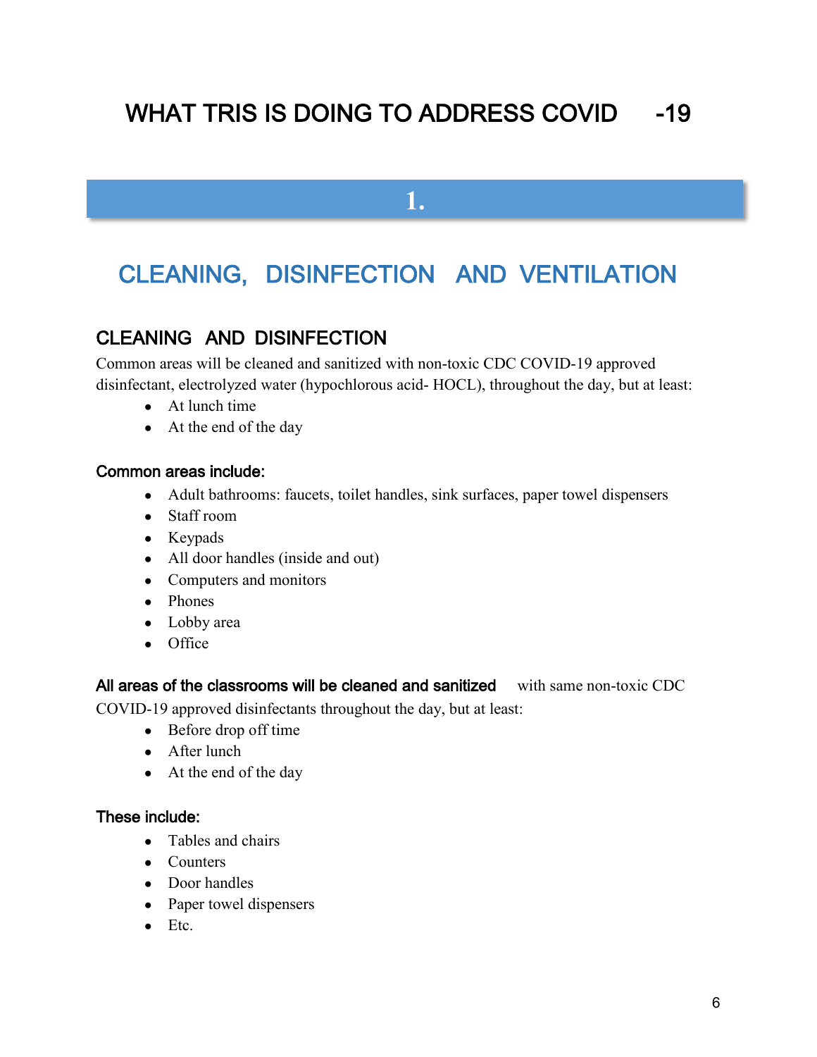# WHAT TRIS IS DOING TO ADDRESS COVID-19

## 1.

## CLEANING, DISINFECTION AND VENTILATION

### CLEANING AND DISINFECTION

Common areas will be cleaned and sanitized with non-toxic CDC COVID-19 approved disinfectant, electrolyzed water (hypochlorous acid- HOCL), throughout the day, but at least:

- At lunch time
- At the end of the day

**Common areas include:**

- Adult bathrooms: faucets, toilet handles, sink surfaces, paper towel dispensers
- Staff room
- Keypads
- All door handles (inside and out)
- Computers and monitors
- Phones
- Lobby area
- Office

**All areas of the classrooms will be cleaned and sanitized** with same non-toxic CDC COVID-19 approved disinfectants throughout the day, but at least:

- Before drop off time
- After lunch
- At the end of the day

**These include:**

- Tables and chairs
- Counters
- Door handles
- Paper towel dispensers
- Etc.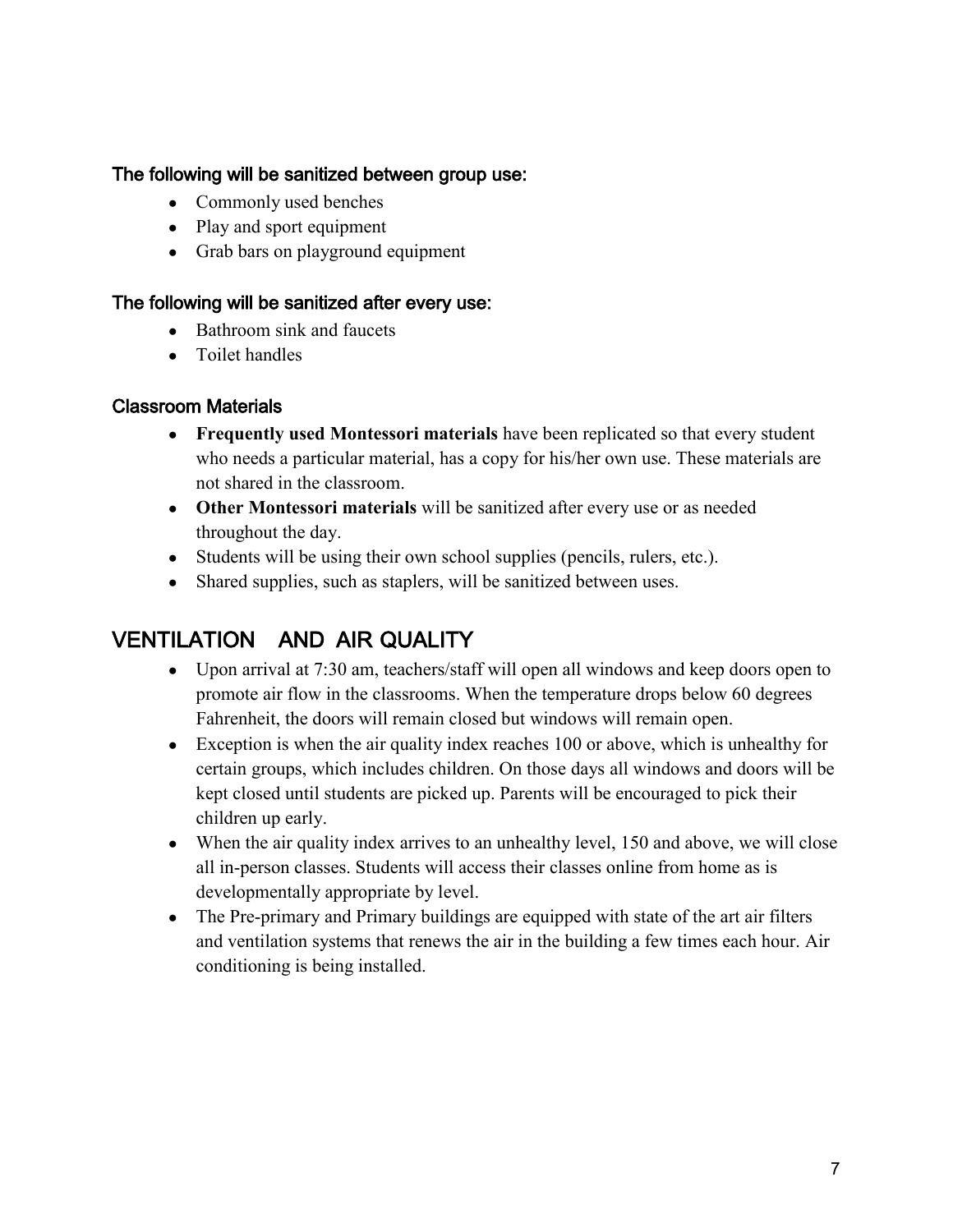### The following will be sanitized between group use:

- Commonly used benches
- Play and sport equipment
- Grab bars on playground equipment

### The following will be sanitized after every use:

- Bathroom sink and faucets
- Toilet handles

### Classroom Materials

- **Frequently used Montessori materials** have been replicated so that every student who needs a particular material, has a copy for his/her own use. These materials are not shared in the classroom.
- **Other Montessori materials** will be sanitized after every use or as needed throughout the day.
- Students will be using their own school supplies (pencils, rulers, etc.).
- Shared supplies, such as staplers, will be sanitized between uses.

## VENTILATION AND AIR QUALITY

- Upon arrival at 7:30 am, teachers/staff will open all windows and keep doors open to promote air flow in the classrooms. When the temperature drops below 60 degrees Fahrenheit, the doors will remain closed but windows will remain open.
- Exception is when the air quality index reaches 100 or above, which is unhealthy for certain groups, which includes children. On those days all windows and doors will be kept closed until students are picked up. Parents will be encouraged to pick their children up early.
- When the air quality index arrives to an unhealthy level, 150 and above, we will close all in-person classes. Students will access their classes online from home as is developmentally appropriate by level.
- The Pre-primary and Primary buildings are equipped with state of the art air filters and ventilation systems that renews the air in the building a few times each hour. Air conditioning is being installed.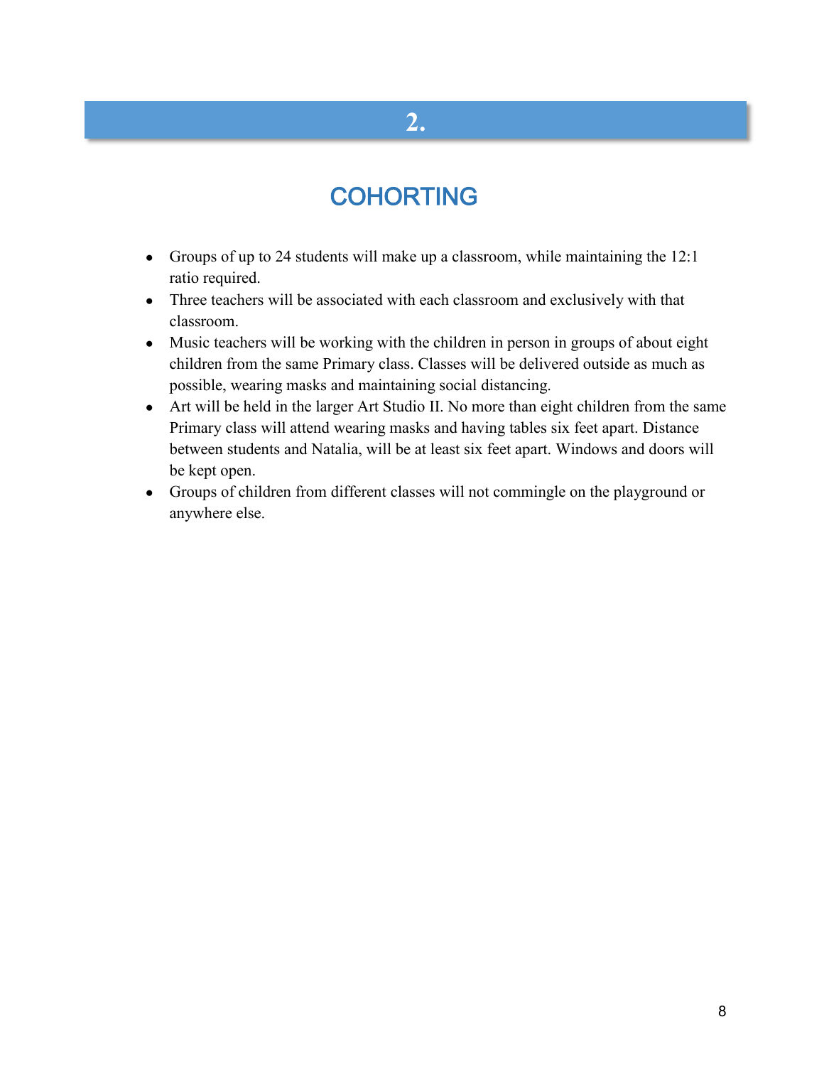# 2.

## COHORTING

- Groups of up to 24 students will make up a classroom, while maintaining the 12:1 ratio required.
- Three teachers will be associated with each classroom and exclusively with that classroom.
- Music teachers will be working with the children in person in groups of about eight children from the same Primary class. Classes will be delivered outside as much as possible, wearing masks and maintaining social distancing.
- Art will be held in the larger Art Studio II. No more than eight children from the same Primary class will attend wearing masks and having tables six feet apart. Distance between students and Natalia, will be at least six feet apart. Windows and doors will be kept open.
- Groups of children from different classes will not commingle on the playground or anywhere else.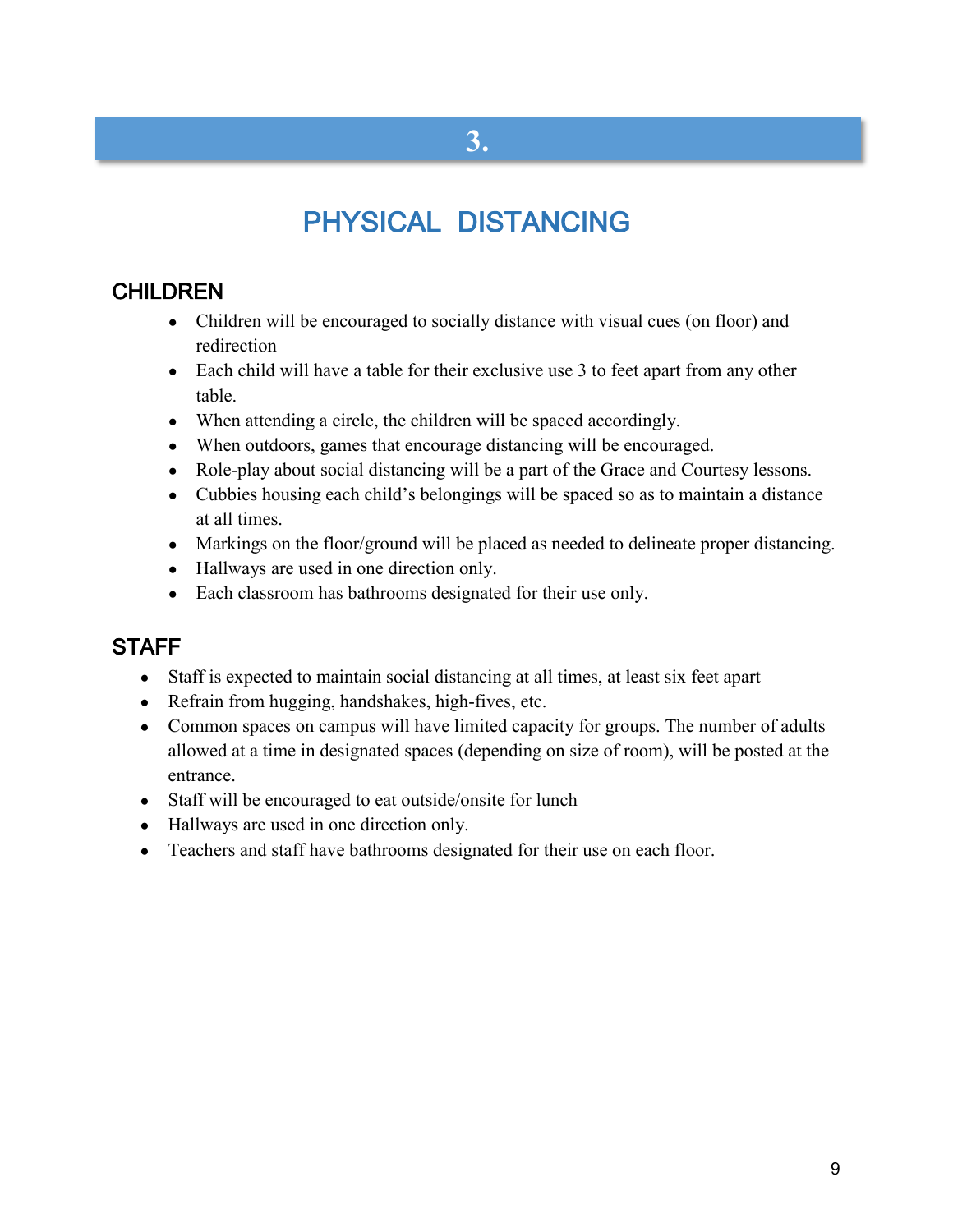# 3.

## PHYSICAL DISTANCING

### CHILDREN

- Children will be encouraged to socially distance with visual cues (on floor) and redirection
- Each child will have a table for their exclusive use 3 to feet apart from any other table.
- When attending a circle, the children will be spaced accordingly.
- When outdoors, games that encourage distancing will be encouraged.
- Role-play about social distancing will be a part of the Grace and Courtesy lessons.
- Cubbies housing each child's belongings will be spaced so as to maintain a distance at all times.
- Markings on the floor/ground will be placed as needed to delineate proper distancing.
- Hallways are used in one direction only.
- Each classroom has bathrooms designated for their use only.

### STAFF

- Staff is expected to maintain social distancing at all times, at least six feet apart
- Refrain from hugging, handshakes, high-fives, etc.
- Common spaces on campus will have limited capacity for groups. The number of adults allowed at a time in designated spaces (depending on size of room), will be posted at the entrance.
- Staff will be encouraged to eat outside/onsite for lunch
- Hallways are used in one direction only.
- Teachers and staff have bathrooms designated for their use on each floor.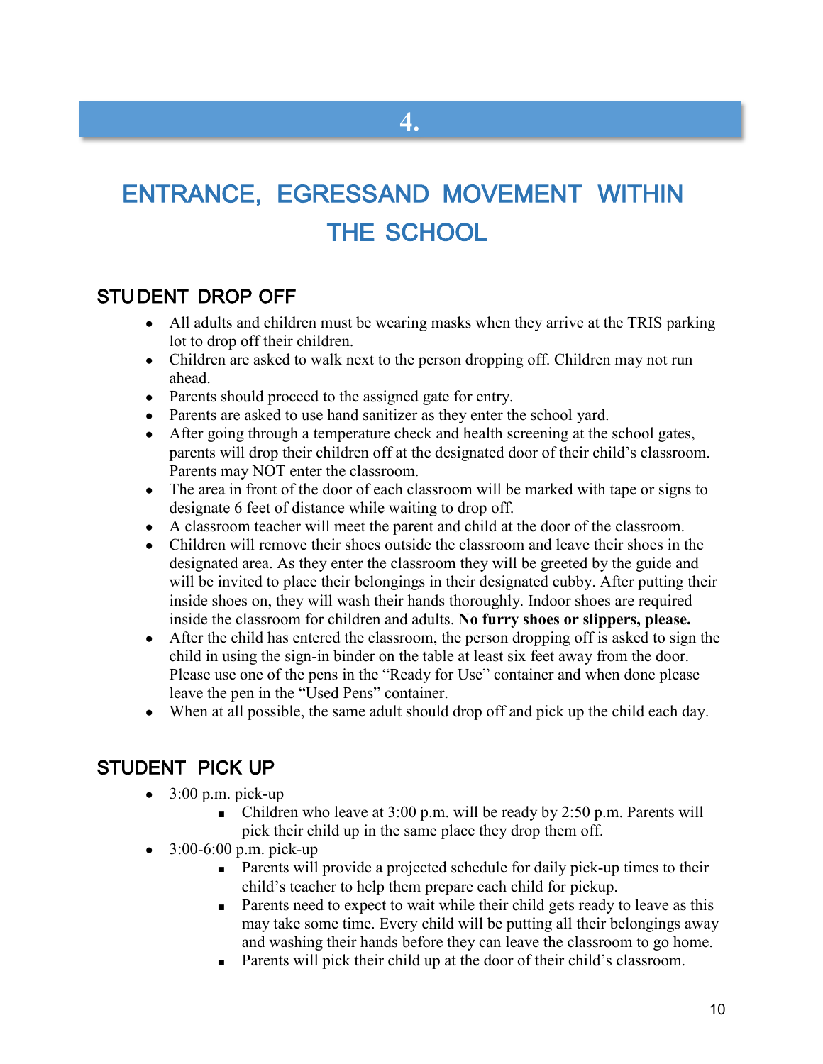# 4.

# ENTRANCE, EGRESSAND MOVEMENT WITHIN THE SCHOOL

## STUDENT DROP OFF

- All adults and children must be wearing masks when they arrive at the TRIS parking lot to drop off their children.
- Children are asked to walk next to the person dropping off. Children may not run ahead.
- Parents should proceed to the assigned gate for entry.
- Parents are asked to use hand sanitizer as they enter the school yard.
- After going through a temperature check and health screening at the school gates, parents will drop their children off at the designated door of their child's classroom. Parents may NOT enter the classroom.
- The area in front of the door of each classroom will be marked with tape or signs to designate 6 feet of distance while waiting to drop off.
- A classroom teacher will meet the parent and child at the door of the classroom.
- Children will remove their shoes outside the classroom and leave their shoes in the designated area. As they enter the classroom they will be greeted by the guide and will be invited to place their belongings in their designated cubby. After putting their inside shoes on, they will wash their hands thoroughly. Indoor shoes are required inside the classroom for children and adults. **No furry shoes or slippers, please.**
- After the child has entered the classroom, the person dropping off is asked to sign the child in using the sign-in binder on the table at least six feet away from the door. Please use one of the pens in the "Ready for Use" container and when done please leave the pen in the "Used Pens" container.
- When at all possible, the same adult should drop off and pick up the child each day.

## STUDENT PICK UP

- 3:00 p.m. pick-up
    - Children who leave at 3:00 p.m. will be ready by 2:50 p.m. Parents will pick their child up in the same place they drop them off.
- 3:00-6:00 p.m. pick-up
    - Parents will provide a projected schedule for daily pick-up times to their child's teacher to help them prepare each child for pickup.
    - Parents need to expect to wait while their child gets ready to leave as this may take some time. Every child will be putting all their belongings away and washing their hands before they can leave the classroom to go home.
    - Parents will pick their child up at the door of their child's classroom.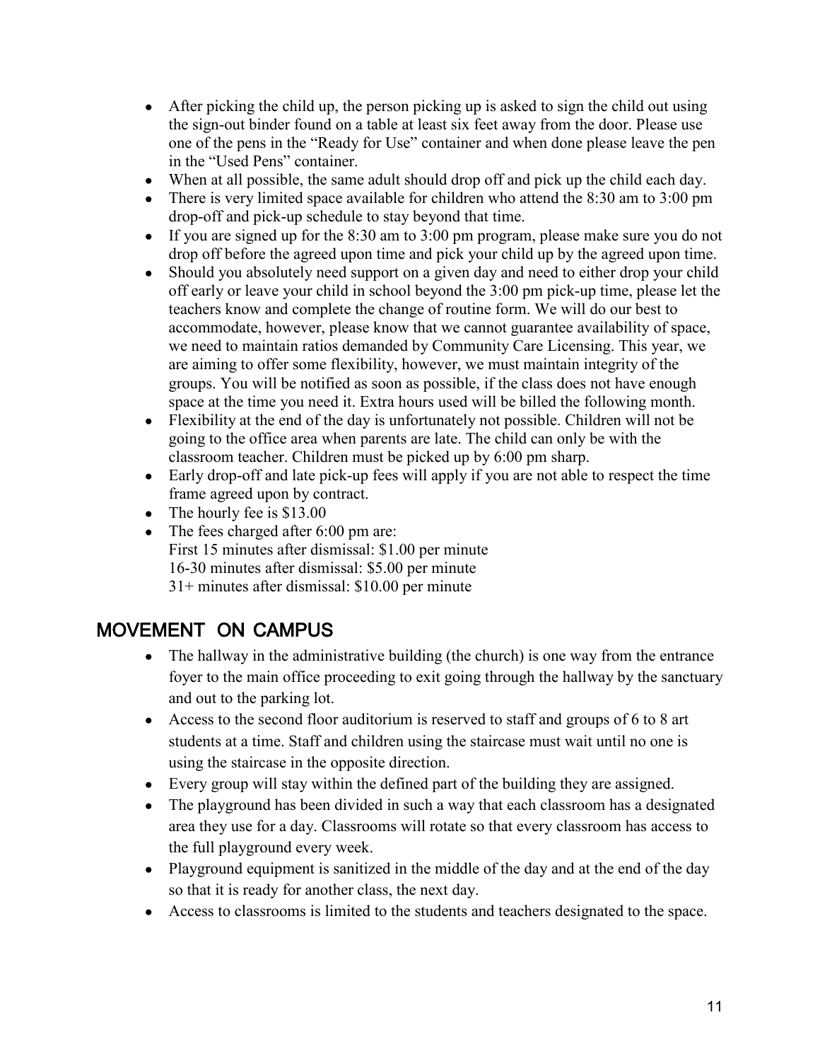- After picking the child up, the person picking up is asked to sign the child out using the sign-out binder found on a table at least six feet away from the door. Please use one of the pens in the "Ready for Use" container and when done please leave the pen in the "Used Pens" container.
- When at all possible, the same adult should drop off and pick up the child each day.
- There is very limited space available for children who attend the 8:30 am to 3:00 pm drop-off and pick-up schedule to stay beyond that time.
- If you are signed up for the 8:30 am to 3:00 pm program, please make sure you do not drop off before the agreed upon time and pick your child up by the agreed upon time.
- Should you absolutely need support on a given day and need to either drop your child off early or leave your child in school beyond the 3:00 pm pick-up time, please let the teachers know and complete the change of routine form. We will do our best to accommodate, however, please know that we cannot guarantee availability of space, we need to maintain ratios demanded by Community Care Licensing. This year, we are aiming to offer some flexibility, however, we must maintain integrity of the groups. You will be notified as soon as possible, if the class does not have enough space at the time you need it. Extra hours used will be billed the following month.
- Flexibility at the end of the day is unfortunately not possible. Children will not be going to the office area when parents are late. The child can only be with the classroom teacher. Children must be picked up by 6:00 pm sharp.
- Early drop-off and late pick-up fees will apply if you are not able to respect the time frame agreed upon by contract.
- The hourly fee is $13.00
- The fees charged after 6:00 pm are:
  First 15 minutes after dismissal: $1.00 per minute
  16-30 minutes after dismissal: $5.00 per minute
  31+ minutes after dismissal: $10.00 per minute

## MOVEMENT ON CAMPUS

- The hallway in the administrative building (the church) is one way from the entrance foyer to the main office proceeding to exit going through the hallway by the sanctuary and out to the parking lot.
- Access to the second floor auditorium is reserved to staff and groups of 6 to 8 art students at a time. Staff and children using the staircase must wait until no one is using the staircase in the opposite direction.
- Every group will stay within the defined part of the building they are assigned.
- The playground has been divided in such a way that each classroom has a designated area they use for a day. Classrooms will rotate so that every classroom has access to the full playground every week.
- Playground equipment is sanitized in the middle of the day and at the end of the day so that it is ready for another class, the next day.
- Access to classrooms is limited to the students and teachers designated to the space.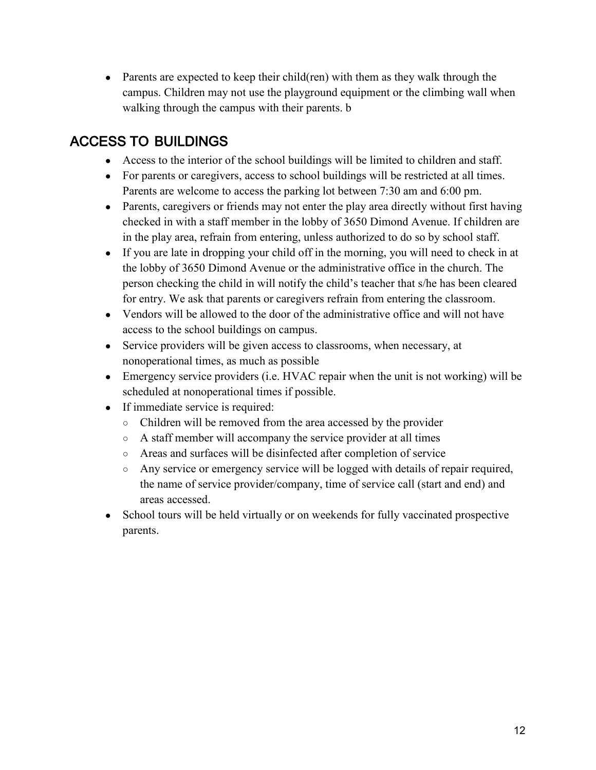- Parents are expected to keep their child(ren) with them as they walk through the campus. Children may not use the playground equipment or the climbing wall when walking through the campus with their parents. b

## ACCESS TO BUILDINGS

- Access to the interior of the school buildings will be limited to children and staff.
- For parents or caregivers, access to school buildings will be restricted at all times. Parents are welcome to access the parking lot between 7:30 am and 6:00 pm.
- Parents, caregivers or friends may not enter the play area directly without first having checked in with a staff member in the lobby of 3650 Dimond Avenue. If children are in the play area, refrain from entering, unless authorized to do so by school staff.
- If you are late in dropping your child off in the morning, you will need to check in at the lobby of 3650 Dimond Avenue or the administrative office in the church. The person checking the child in will notify the child's teacher that s/he has been cleared for entry. We ask that parents or caregivers refrain from entering the classroom.
- Vendors will be allowed to the door of the administrative office and will not have access to the school buildings on campus.
- Service providers will be given access to classrooms, when necessary, at nonoperational times, as much as possible
- Emergency service providers (i.e. HVAC repair when the unit is not working) will be scheduled at nonoperational times if possible.
- If immediate service is required:
  - Children will be removed from the area accessed by the provider
  - A staff member will accompany the service provider at all times
  - Areas and surfaces will be disinfected after completion of service
  - Any service or emergency service will be logged with details of repair required, the name of service provider/company, time of service call (start and end) and areas accessed.
- School tours will be held virtually or on weekends for fully vaccinated prospective parents.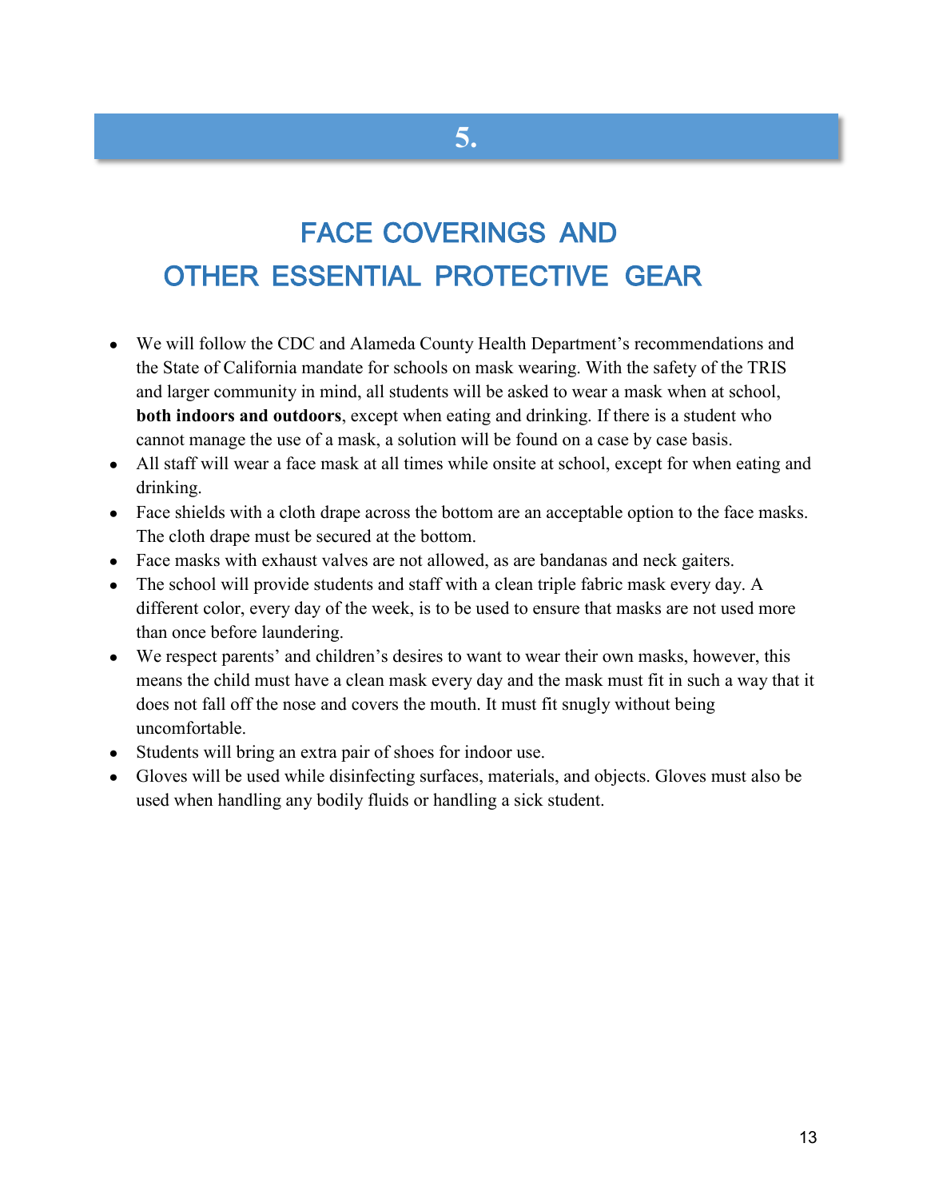# 5.

## FACE COVERINGS AND OTHER ESSENTIAL PROTECTIVE GEAR

- We will follow the CDC and Alameda County Health Department's recommendations and the State of California mandate for schools on mask wearing. With the safety of the TRIS and larger community in mind, all students will be asked to wear a mask when at school, **both indoors and outdoors**, except when eating and drinking. If there is a student who cannot manage the use of a mask, a solution will be found on a case by case basis.
- All staff will wear a face mask at all times while onsite at school, except for when eating and drinking.
- Face shields with a cloth drape across the bottom are an acceptable option to the face masks. The cloth drape must be secured at the bottom.
- Face masks with exhaust valves are not allowed, as are bandanas and neck gaiters.
- The school will provide students and staff with a clean triple fabric mask every day. A different color, every day of the week, is to be used to ensure that masks are not used more than once before laundering.
- We respect parents' and children's desires to want to wear their own masks, however, this means the child must have a clean mask every day and the mask must fit in such a way that it does not fall off the nose and covers the mouth. It must fit snugly without being uncomfortable.
- Students will bring an extra pair of shoes for indoor use.
- Gloves will be used while disinfecting surfaces, materials, and objects. Gloves must also be used when handling any bodily fluids or handling a sick student.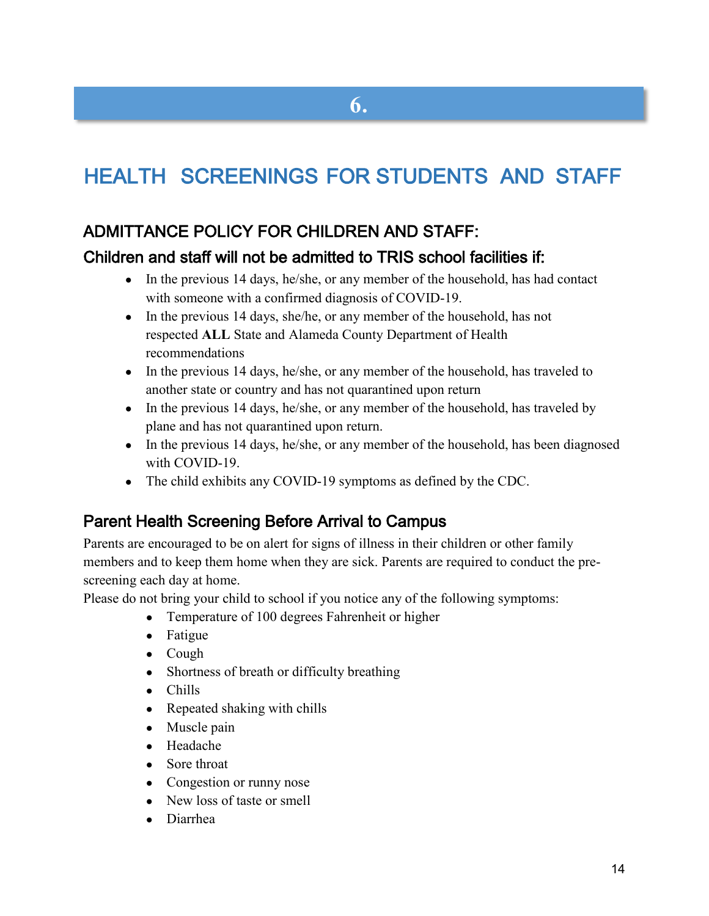# 6.

# HEALTH SCREENINGS FOR STUDENTS AND STAFF

## ADMITTANCE POLICY FOR CHILDREN AND STAFF:

### Children and staff will not be admitted to TRIS school facilities if:

- In the previous 14 days, he/she, or any member of the household, has had contact with someone with a confirmed diagnosis of COVID-19.
- In the previous 14 days, she/he, or any member of the household, has not respected **ALL** State and Alameda County Department of Health recommendations
- In the previous 14 days, he/she, or any member of the household, has traveled to another state or country and has not quarantined upon return
- In the previous 14 days, he/she, or any member of the household, has traveled by plane and has not quarantined upon return.
- In the previous 14 days, he/she, or any member of the household, has been diagnosed with COVID-19.
- The child exhibits any COVID-19 symptoms as defined by the CDC.

## Parent Health Screening Before Arrival to Campus

Parents are encouraged to be on alert for signs of illness in their children or other family members and to keep them home when they are sick. Parents are required to conduct the pre-screening each day at home.

Please do not bring your child to school if you notice any of the following symptoms:

- Temperature of 100 degrees Fahrenheit or higher
- Fatigue
- Cough
- Shortness of breath or difficulty breathing
- Chills
- Repeated shaking with chills
- Muscle pain
- Headache
- Sore throat
- Congestion or runny nose
- New loss of taste or smell
- Diarrhea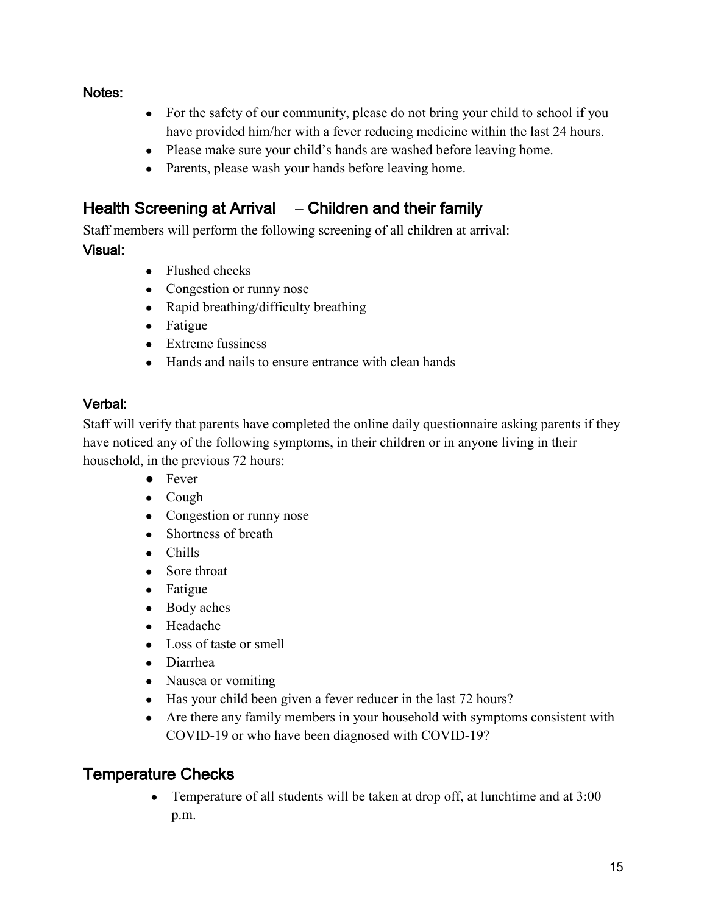**Notes:**

- For the safety of our community, please do not bring your child to school if you have provided him/her with a fever reducing medicine within the last 24 hours.
- Please make sure your child's hands are washed before leaving home.
- Parents, please wash your hands before leaving home.

## Health Screening at Arrival – Children and their family

Staff members will perform the following screening of all children at arrival:

**Visual:**

- Flushed cheeks
- Congestion or runny nose
- Rapid breathing/difficulty breathing
- Fatigue
- Extreme fussiness
- Hands and nails to ensure entrance with clean hands

**Verbal:**

Staff will verify that parents have completed the online daily questionnaire asking parents if they have noticed any of the following symptoms, in their children or in anyone living in their household, in the previous 72 hours:

- Fever
- Cough
- Congestion or runny nose
- Shortness of breath
- Chills
- Sore throat
- Fatigue
- Body aches
- Headache
- Loss of taste or smell
- Diarrhea
- Nausea or vomiting
- Has your child been given a fever reducer in the last 72 hours?
- Are there any family members in your household with symptoms consistent with COVID-19 or who have been diagnosed with COVID-19?

## Temperature Checks

- Temperature of all students will be taken at drop off, at lunchtime and at 3:00 p.m.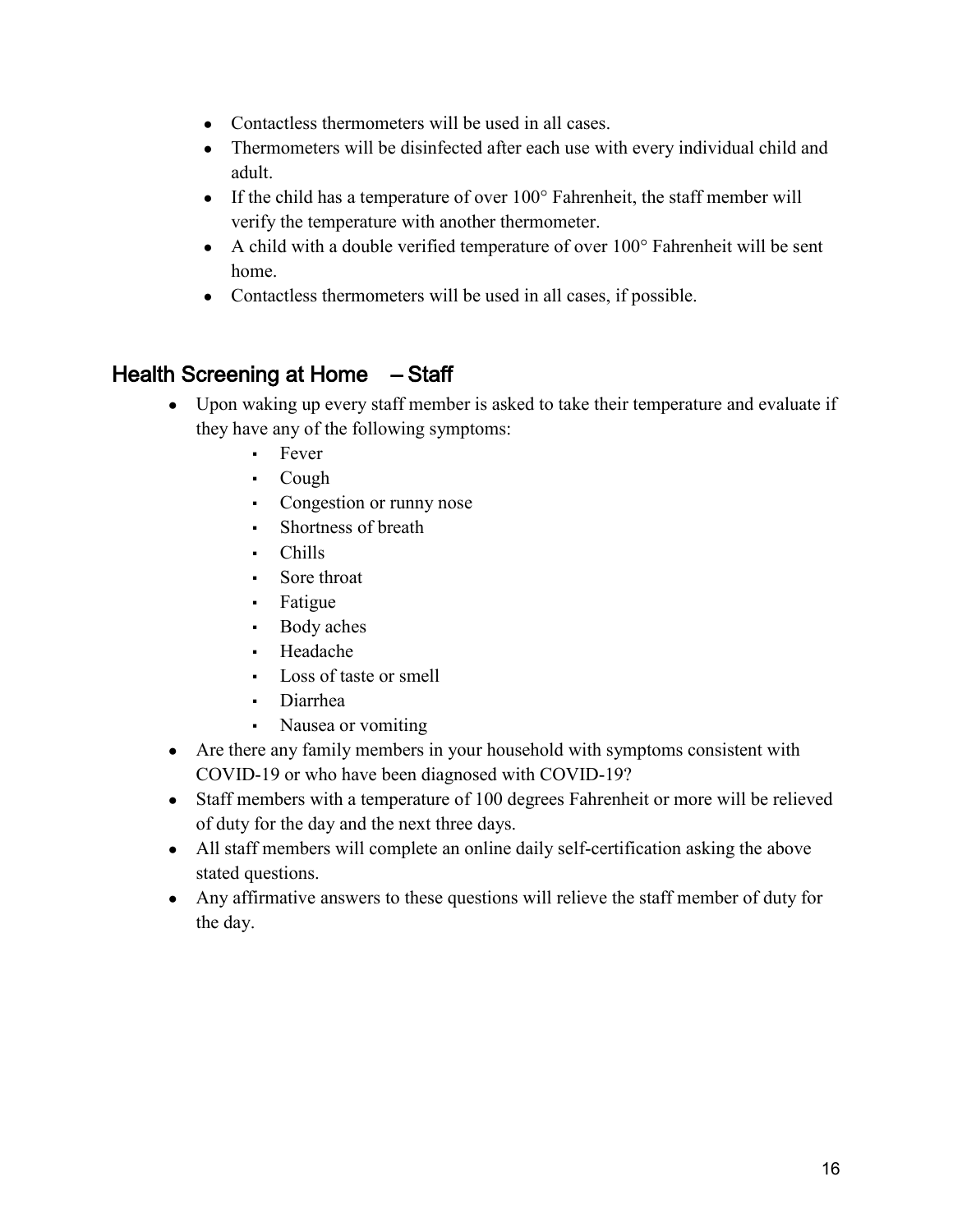- Contactless thermometers will be used in all cases.
- Thermometers will be disinfected after each use with every individual child and adult.
- If the child has a temperature of over 100° Fahrenheit, the staff member will verify the temperature with another thermometer.
- A child with a double verified temperature of over 100° Fahrenheit will be sent home.
- Contactless thermometers will be used in all cases, if possible.

## Health Screening at Home – Staff

- Upon waking up every staff member is asked to take their temperature and evaluate if they have any of the following symptoms:
    - Fever
    - Cough
    - Congestion or runny nose
    - Shortness of breath
    - Chills
    - Sore throat
    - Fatigue
    - Body aches
    - Headache
    - Loss of taste or smell
    - Diarrhea
    - Nausea or vomiting
- Are there any family members in your household with symptoms consistent with COVID-19 or who have been diagnosed with COVID-19?
- Staff members with a temperature of 100 degrees Fahrenheit or more will be relieved of duty for the day and the next three days.
- All staff members will complete an online daily self-certification asking the above stated questions.
- Any affirmative answers to these questions will relieve the staff member of duty for the day.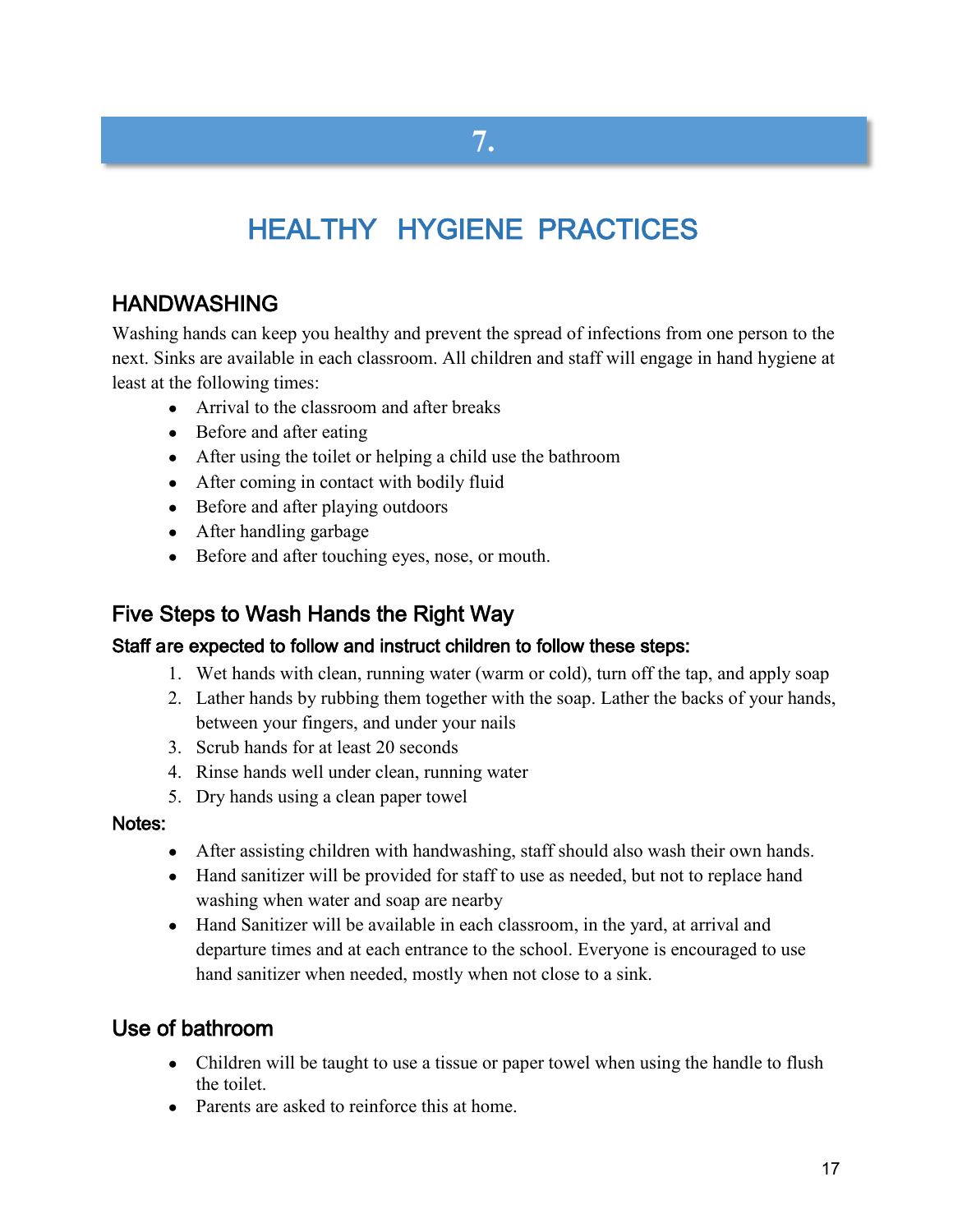# 7.

# HEALTHY HYGIENE PRACTICES

## HANDWASHING

Washing hands can keep you healthy and prevent the spread of infections from one person to the next. Sinks are available in each classroom. All children and staff will engage in hand hygiene at least at the following times:

- Arrival to the classroom and after breaks
- Before and after eating
- After using the toilet or helping a child use the bathroom
- After coming in contact with bodily fluid
- Before and after playing outdoors
- After handling garbage
- Before and after touching eyes, nose, or mouth.

## Five Steps to Wash Hands the Right Way

### Staff are expected to follow and instruct children to follow these steps:

1. Wet hands with clean, running water (warm or cold), turn off the tap, and apply soap
2. Lather hands by rubbing them together with the soap. Lather the backs of your hands, between your fingers, and under your nails
3. Scrub hands for at least 20 seconds
4. Rinse hands well under clean, running water
5. Dry hands using a clean paper towel

### Notes:

- After assisting children with handwashing, staff should also wash their own hands.
- Hand sanitizer will be provided for staff to use as needed, but not to replace hand washing when water and soap are nearby
- Hand Sanitizer will be available in each classroom, in the yard, at arrival and departure times and at each entrance to the school. Everyone is encouraged to use hand sanitizer when needed, mostly when not close to a sink.

## Use of bathroom

- Children will be taught to use a tissue or paper towel when using the handle to flush the toilet.
- Parents are asked to reinforce this at home.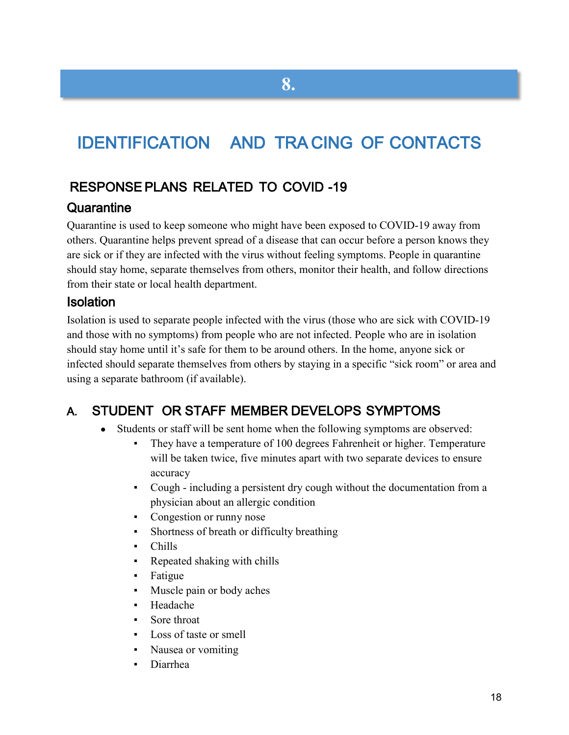# 8.

# IDENTIFICATION AND TRACING OF CONTACTS

## RESPONSE PLANS RELATED TO COVID -19

### Quarantine

Quarantine is used to keep someone who might have been exposed to COVID-19 away from others. Quarantine helps prevent spread of a disease that can occur before a person knows they are sick or if they are infected with the virus without feeling symptoms. People in quarantine should stay home, separate themselves from others, monitor their health, and follow directions from their state or local health department.

### Isolation

Isolation is used to separate people infected with the virus (those who are sick with COVID-19 and those with no symptoms) from people who are not infected. People who are in isolation should stay home until it's safe for them to be around others. In the home, anyone sick or infected should separate themselves from others by staying in a specific "sick room" or area and using a separate bathroom (if available).

## A. STUDENT OR STAFF MEMBER DEVELOPS SYMPTOMS

- Students or staff will be sent home when the following symptoms are observed:
  - They have a temperature of 100 degrees Fahrenheit or higher. Temperature will be taken twice, five minutes apart with two separate devices to ensure accuracy
  - Cough - including a persistent dry cough without the documentation from a physician about an allergic condition
  - Congestion or runny nose
  - Shortness of breath or difficulty breathing
  - Chills
  - Repeated shaking with chills
  - Fatigue
  - Muscle pain or body aches
  - Headache
  - Sore throat
  - Loss of taste or smell
  - Nausea or vomiting
  - Diarrhea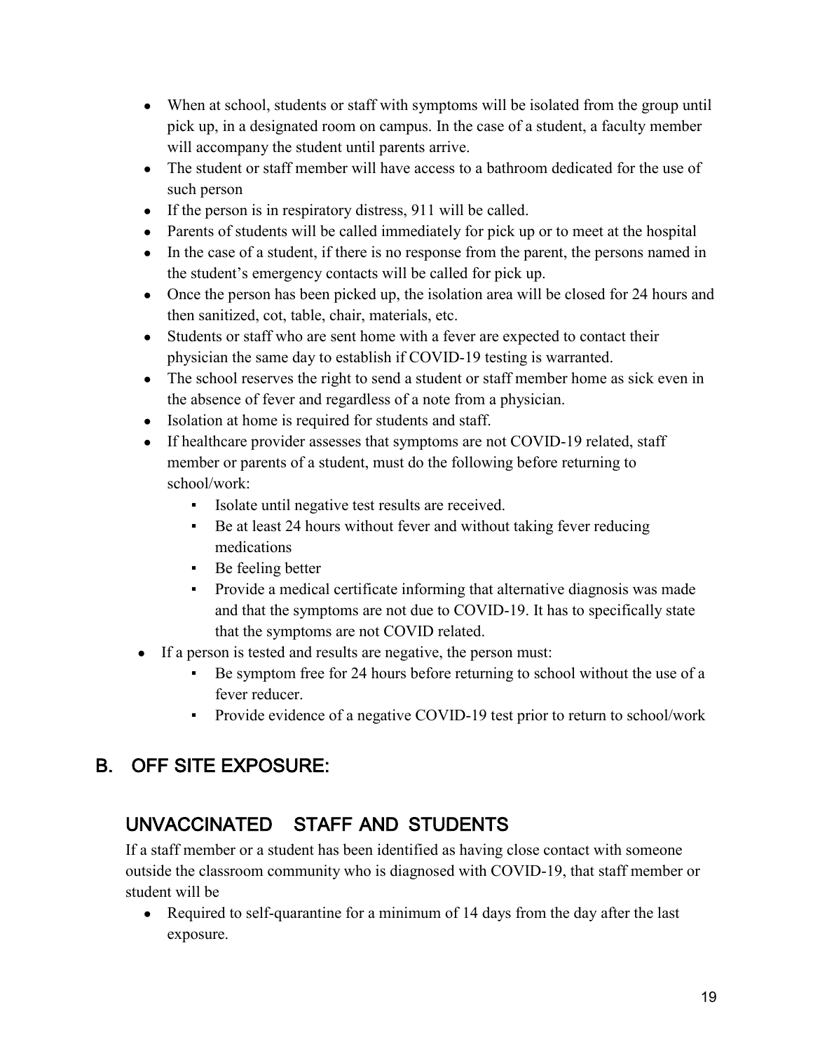- When at school, students or staff with symptoms will be isolated from the group until pick up, in a designated room on campus. In the case of a student, a faculty member will accompany the student until parents arrive.
- The student or staff member will have access to a bathroom dedicated for the use of such person
- If the person is in respiratory distress, 911 will be called.
- Parents of students will be called immediately for pick up or to meet at the hospital
- In the case of a student, if there is no response from the parent, the persons named in the student's emergency contacts will be called for pick up.
- Once the person has been picked up, the isolation area will be closed for 24 hours and then sanitized, cot, table, chair, materials, etc.
- Students or staff who are sent home with a fever are expected to contact their physician the same day to establish if COVID-19 testing is warranted.
- The school reserves the right to send a student or staff member home as sick even in the absence of fever and regardless of a note from a physician.
- Isolation at home is required for students and staff.
- If healthcare provider assesses that symptoms are not COVID-19 related, staff member or parents of a student, must do the following before returning to school/work:
  - Isolate until negative test results are received.
  - Be at least 24 hours without fever and without taking fever reducing medications
  - Be feeling better
  - Provide a medical certificate informing that alternative diagnosis was made and that the symptoms are not due to COVID-19. It has to specifically state that the symptoms are not COVID related.
- If a person is tested and results are negative, the person must:
  - Be symptom free for 24 hours before returning to school without the use of a fever reducer.
  - Provide evidence of a negative COVID-19 test prior to return to school/work

## B. OFF SITE EXPOSURE:

### UNVACCINATED STAFF AND STUDENTS

If a staff member or a student has been identified as having close contact with someone outside the classroom community who is diagnosed with COVID-19, that staff member or student will be

- Required to self-quarantine for a minimum of 14 days from the day after the last exposure.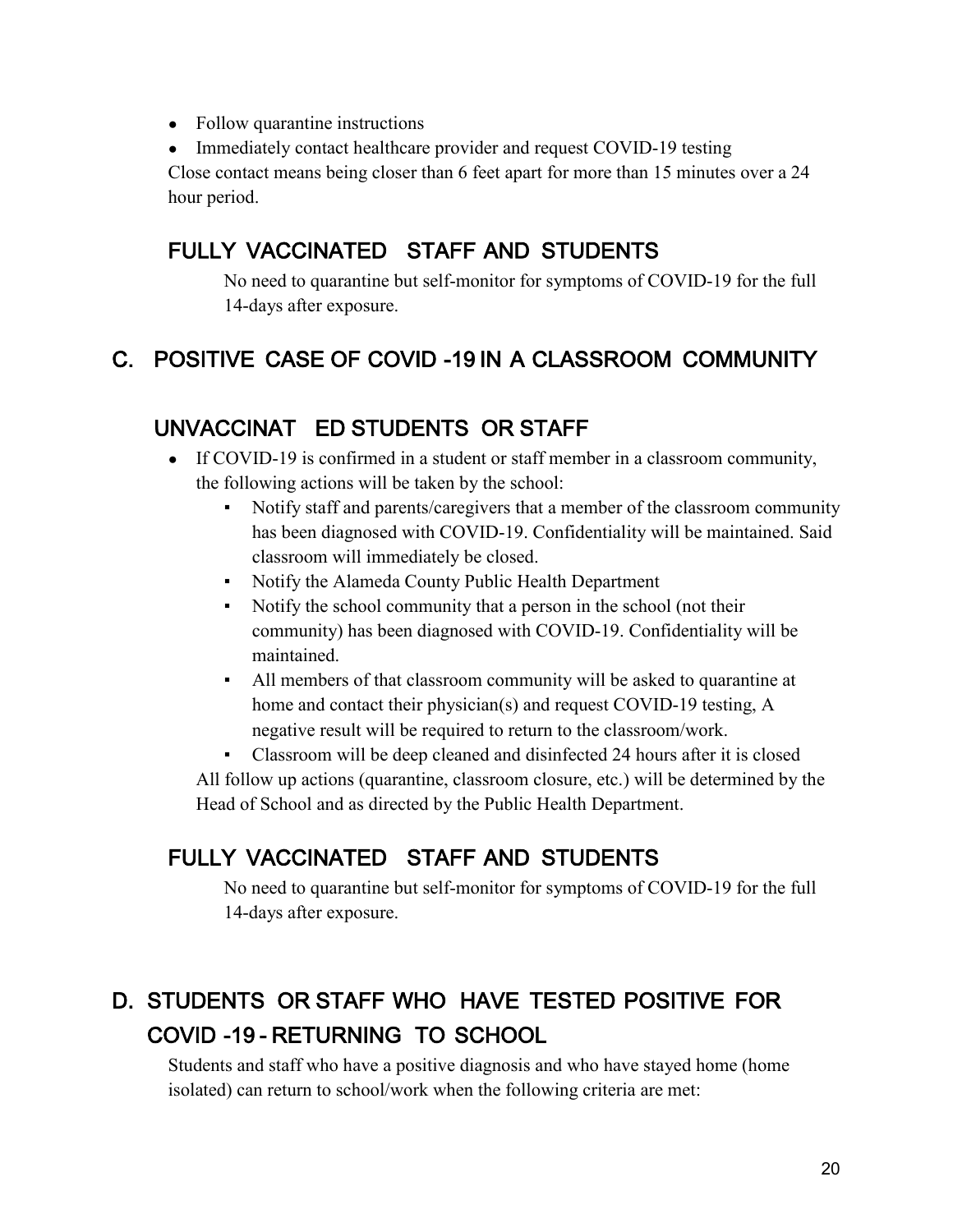- Follow quarantine instructions
- Immediately contact healthcare provider and request COVID-19 testing

Close contact means being closer than 6 feet apart for more than 15 minutes over a 24 hour period.

### FULLY VACCINATED STAFF AND STUDENTS

No need to quarantine but self-monitor for symptoms of COVID-19 for the full 14-days after exposure.

## C. POSITIVE CASE OF COVID-19 IN A CLASSROOM COMMUNITY

### UNVACCINATED STUDENTS OR STAFF

- If COVID-19 is confirmed in a student or staff member in a classroom community, the following actions will be taken by the school:
  - Notify staff and parents/caregivers that a member of the classroom community has been diagnosed with COVID-19. Confidentiality will be maintained. Said classroom will immediately be closed.
  - Notify the Alameda County Public Health Department
  - Notify the school community that a person in the school (not their community) has been diagnosed with COVID-19. Confidentiality will be maintained.
  - All members of that classroom community will be asked to quarantine at home and contact their physician(s) and request COVID-19 testing, A negative result will be required to return to the classroom/work.
  - Classroom will be deep cleaned and disinfected 24 hours after it is closed

  All follow up actions (quarantine, classroom closure, etc.) will be determined by the Head of School and as directed by the Public Health Department.

### FULLY VACCINATED STAFF AND STUDENTS

No need to quarantine but self-monitor for symptoms of COVID-19 for the full 14-days after exposure.

## D. STUDENTS OR STAFF WHO HAVE TESTED POSITIVE FOR COVID-19 - RETURNING TO SCHOOL

Students and staff who have a positive diagnosis and who have stayed home (home isolated) can return to school/work when the following criteria are met: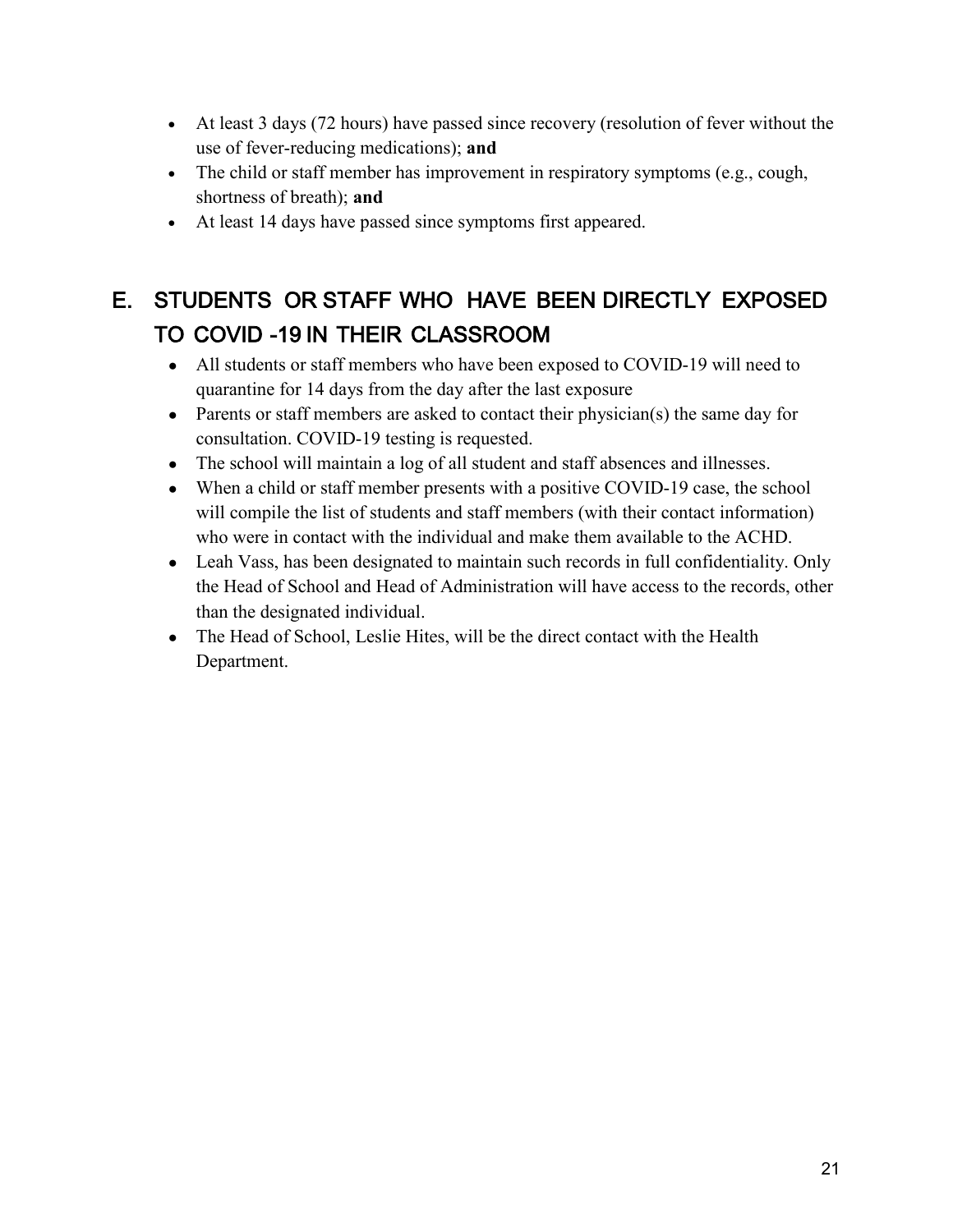- At least 3 days (72 hours) have passed since recovery (resolution of fever without the use of fever-reducing medications); **and**
- The child or staff member has improvement in respiratory symptoms (e.g., cough, shortness of breath); **and**
- At least 14 days have passed since symptoms first appeared.

## E. STUDENTS OR STAFF WHO HAVE BEEN DIRECTLY EXPOSED TO COVID -19 IN THEIR CLASSROOM

- All students or staff members who have been exposed to COVID-19 will need to quarantine for 14 days from the day after the last exposure
- Parents or staff members are asked to contact their physician(s) the same day for consultation. COVID-19 testing is requested.
- The school will maintain a log of all student and staff absences and illnesses.
- When a child or staff member presents with a positive COVID-19 case, the school will compile the list of students and staff members (with their contact information) who were in contact with the individual and make them available to the ACHD.
- Leah Vass, has been designated to maintain such records in full confidentiality. Only the Head of School and Head of Administration will have access to the records, other than the designated individual.
- The Head of School, Leslie Hites, will be the direct contact with the Health Department.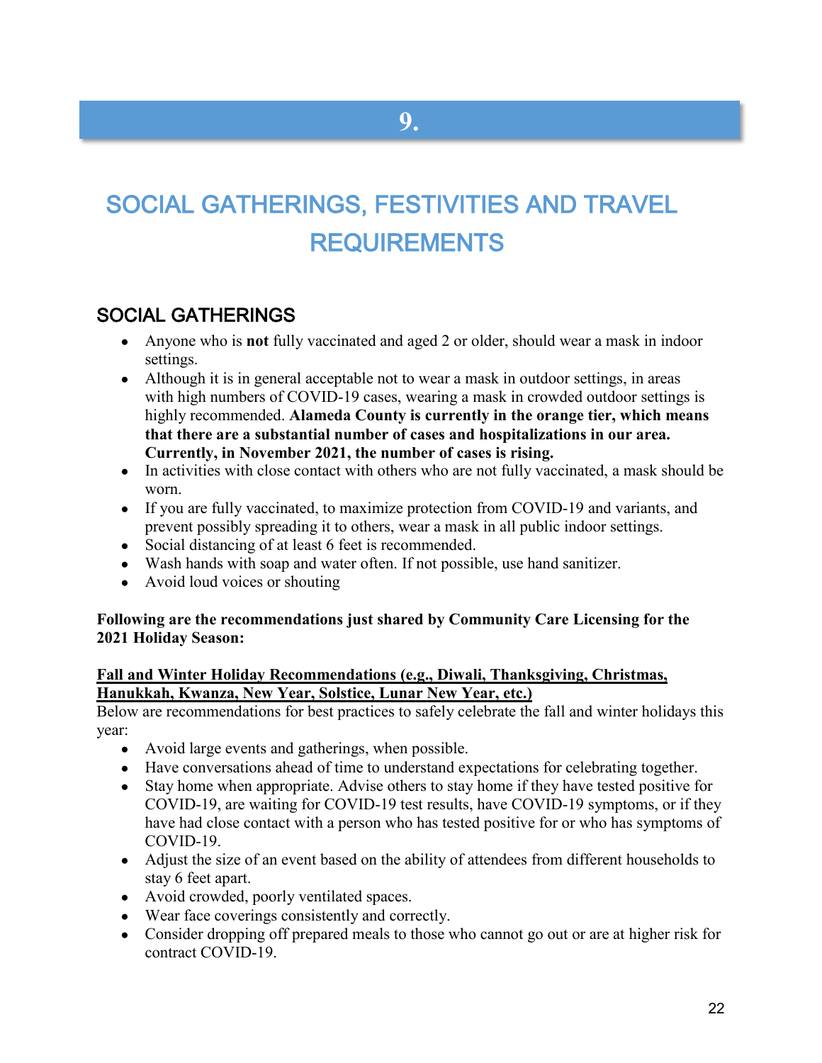# 9.

# SOCIAL GATHERINGS, FESTIVITIES AND TRAVEL REQUIREMENTS

## SOCIAL GATHERINGS

- Anyone who is **not** fully vaccinated and aged 2 or older, should wear a mask in indoor settings.
- Although it is in general acceptable not to wear a mask in outdoor settings, in areas with high numbers of COVID-19 cases, wearing a mask in crowded outdoor settings is highly recommended. **Alameda County is currently in the orange tier, which means that there are a substantial number of cases and hospitalizations in our area. Currently, in November 2021, the number of cases is rising.**
- In activities with close contact with others who are not fully vaccinated, a mask should be worn.
- If you are fully vaccinated, to maximize protection from COVID-19 and variants, and prevent possibly spreading it to others, wear a mask in all public indoor settings.
- Social distancing of at least 6 feet is recommended.
- Wash hands with soap and water often. If not possible, use hand sanitizer.
- Avoid loud voices or shouting

**Following are the recommendations just shared by Community Care Licensing for the 2021 Holiday Season:**

**Fall and Winter Holiday Recommendations (e.g., Diwali, Thanksgiving, Christmas, Hanukkah, Kwanza, New Year, Solstice, Lunar New Year, etc.)**

Below are recommendations for best practices to safely celebrate the fall and winter holidays this year:

- Avoid large events and gatherings, when possible.
- Have conversations ahead of time to understand expectations for celebrating together.
- Stay home when appropriate. Advise others to stay home if they have tested positive for COVID-19, are waiting for COVID-19 test results, have COVID-19 symptoms, or if they have had close contact with a person who has tested positive for or who has symptoms of COVID-19.
- Adjust the size of an event based on the ability of attendees from different households to stay 6 feet apart.
- Avoid crowded, poorly ventilated spaces.
- Wear face coverings consistently and correctly.
- Consider dropping off prepared meals to those who cannot go out or are at higher risk for contract COVID-19.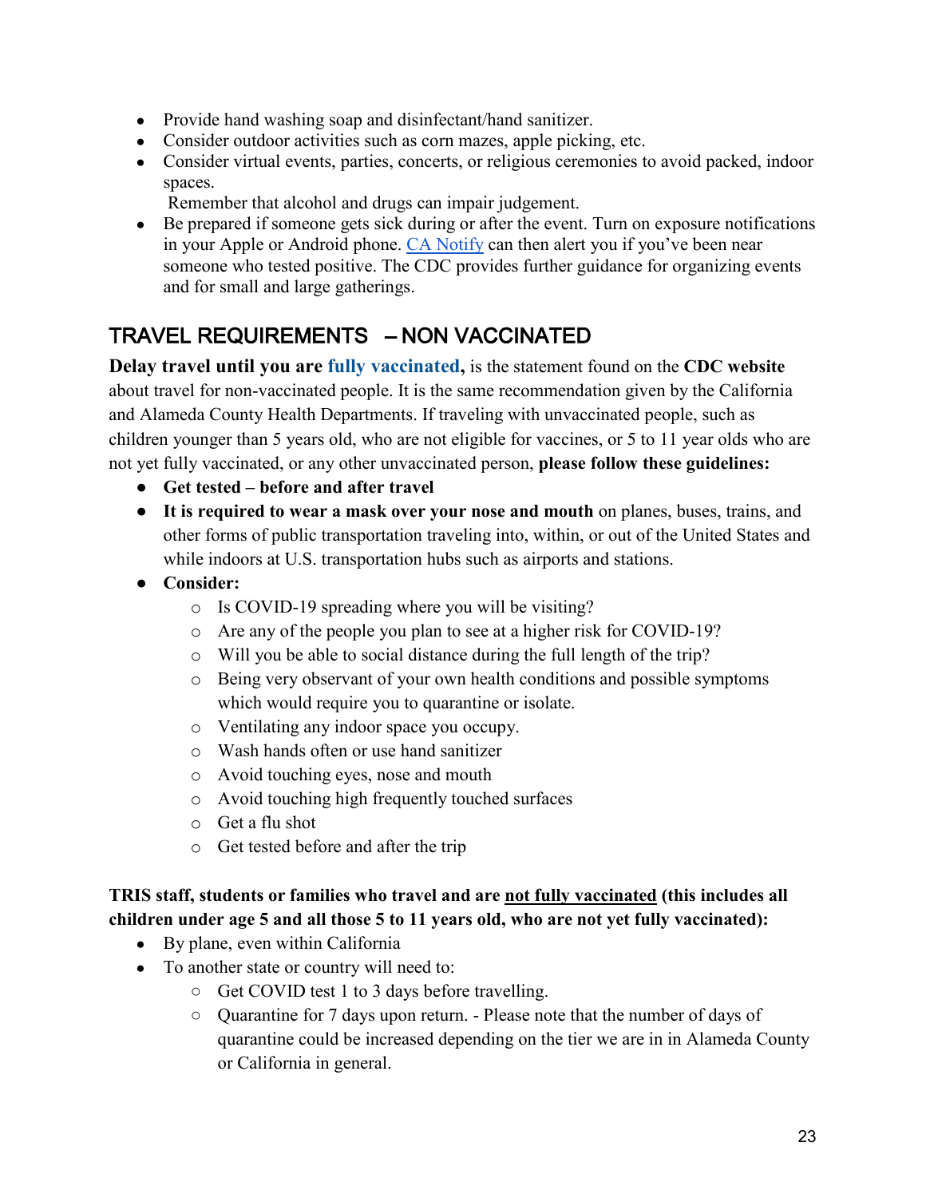- Provide hand washing soap and disinfectant/hand sanitizer.
- Consider outdoor activities such as corn mazes, apple picking, etc.
- Consider virtual events, parties, concerts, or religious ceremonies to avoid packed, indoor spaces.
  Remember that alcohol and drugs can impair judgement.
- Be prepared if someone gets sick during or after the event. Turn on exposure notifications in your Apple or Android phone. [CA Notify]() can then alert you if you've been near someone who tested positive. The CDC provides further guidance for organizing events and for small and large gatherings.

## TRAVEL REQUIREMENTS – NON VACCINATED

**Delay travel until you are fully vaccinated,** is the statement found on the **CDC website** about travel for non-vaccinated people. It is the same recommendation given by the California and Alameda County Health Departments. If traveling with unvaccinated people, such as children younger than 5 years old, who are not eligible for vaccines, or 5 to 11 year olds who are not yet fully vaccinated, or any other unvaccinated person, **please follow these guidelines:**

- **Get tested – before and after travel**
- **It is required to wear a mask over your nose and mouth** on planes, buses, trains, and other forms of public transportation traveling into, within, or out of the United States and while indoors at U.S. transportation hubs such as airports and stations.
- **Consider:**
  - Is COVID-19 spreading where you will be visiting?
  - Are any of the people you plan to see at a higher risk for COVID-19?
  - Will you be able to social distance during the full length of the trip?
  - Being very observant of your own health conditions and possible symptoms which would require you to quarantine or isolate.
  - Ventilating any indoor space you occupy.
  - Wash hands often or use hand sanitizer
  - Avoid touching eyes, nose and mouth
  - Avoid touching high frequently touched surfaces
  - Get a flu shot
  - Get tested before and after the trip

**TRIS staff, students or families who travel and are not fully vaccinated (this includes all children under age 5 and all those 5 to 11 years old, who are not yet fully vaccinated):**

- By plane, even within California
- To another state or country will need to:
  - Get COVID test 1 to 3 days before travelling.
  - Quarantine for 7 days upon return. - Please note that the number of days of quarantine could be increased depending on the tier we are in in Alameda County or California in general.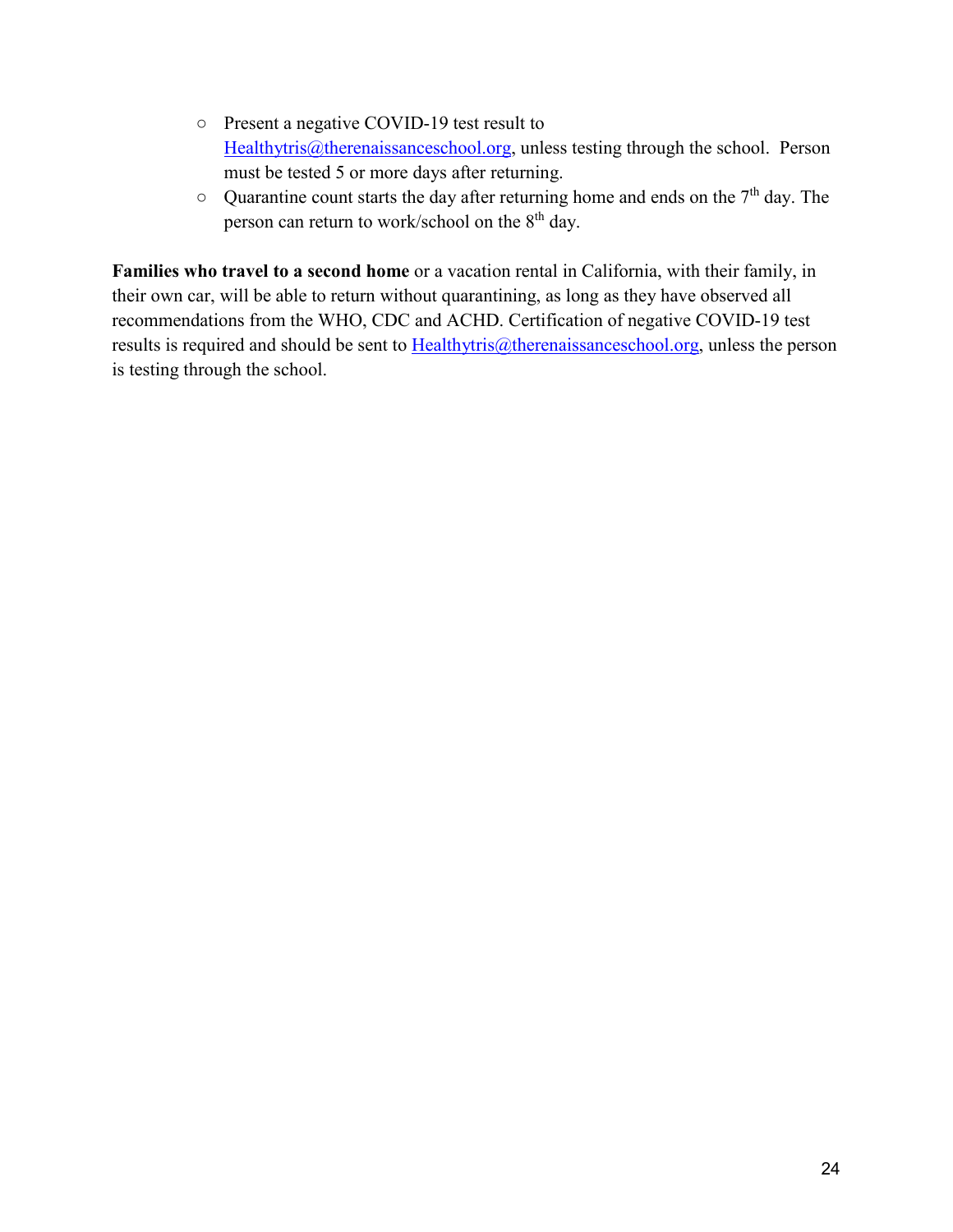- Present a negative COVID-19 test result to [Healthytris@therenaissanceschool.org](mailto:Healthytris@therenaissanceschool.org), unless testing through the school. Person must be tested 5 or more days after returning.
- Quarantine count starts the day after returning home and ends on the 7th day. The person can return to work/school on the 8th day.

**Families who travel to a second home** or a vacation rental in California, with their family, in their own car, will be able to return without quarantining, as long as they have observed all recommendations from the WHO, CDC and ACHD. Certification of negative COVID-19 test results is required and should be sent to [Healthytris@therenaissanceschool.org](mailto:Healthytris@therenaissanceschool.org), unless the person is testing through the school.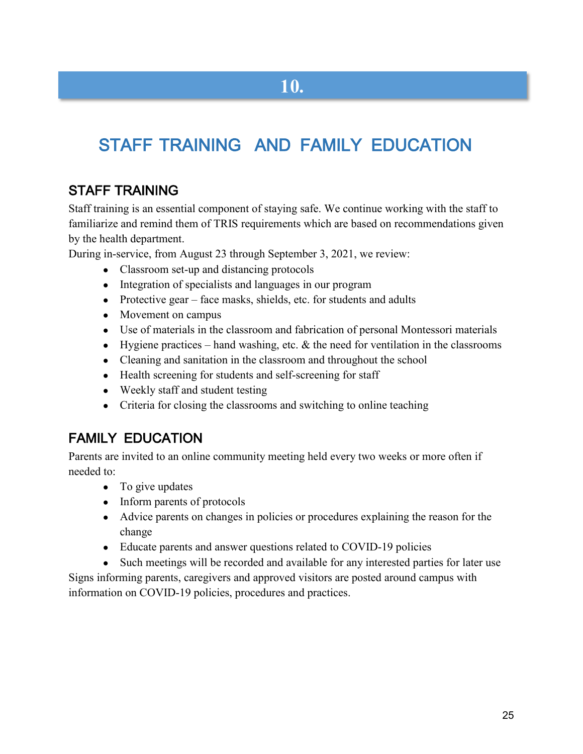# 10.

# STAFF TRAINING AND FAMILY EDUCATION

## STAFF TRAINING

Staff training is an essential component of staying safe. We continue working with the staff to familiarize and remind them of TRIS requirements which are based on recommendations given by the health department.

During in-service, from August 23 through September 3, 2021, we review:

- Classroom set-up and distancing protocols
- Integration of specialists and languages in our program
- Protective gear – face masks, shields, etc. for students and adults
- Movement on campus
- Use of materials in the classroom and fabrication of personal Montessori materials
- Hygiene practices – hand washing, etc. & the need for ventilation in the classrooms
- Cleaning and sanitation in the classroom and throughout the school
- Health screening for students and self-screening for staff
- Weekly staff and student testing
- Criteria for closing the classrooms and switching to online teaching

## FAMILY EDUCATION

Parents are invited to an online community meeting held every two weeks or more often if needed to:

- To give updates
- Inform parents of protocols
- Advice parents on changes in policies or procedures explaining the reason for the change
- Educate parents and answer questions related to COVID-19 policies
- Such meetings will be recorded and available for any interested parties for later use

Signs informing parents, caregivers and approved visitors are posted around campus with information on COVID-19 policies, procedures and practices.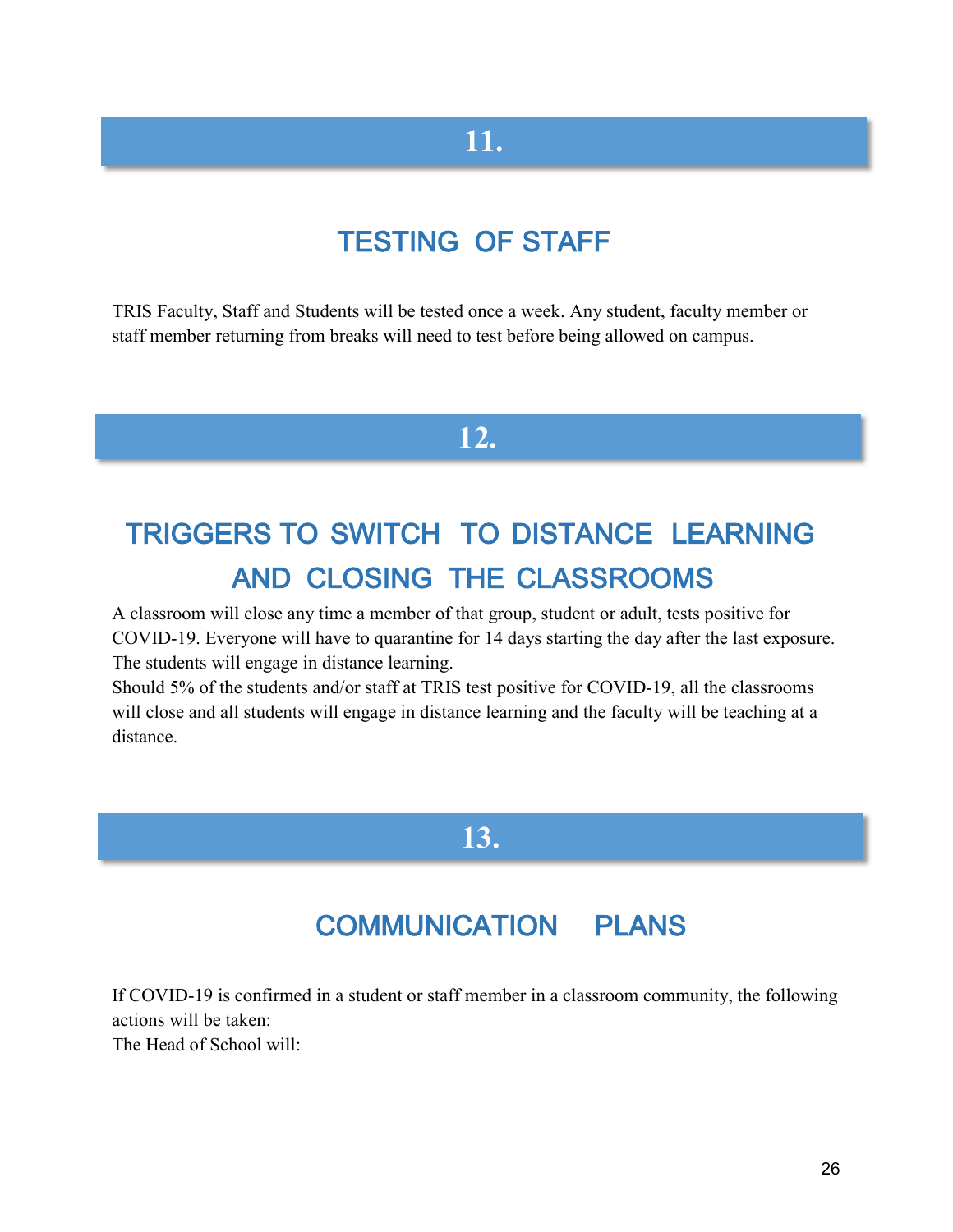# 11.

## TESTING OF STAFF

TRIS Faculty, Staff and Students will be tested once a week. Any student, faculty member or staff member returning from breaks will need to test before being allowed on campus.

# 12.

## TRIGGERS TO SWITCH TO DISTANCE LEARNING AND CLOSING THE CLASSROOMS

A classroom will close any time a member of that group, student or adult, tests positive for COVID-19. Everyone will have to quarantine for 14 days starting the day after the last exposure. The students will engage in distance learning.

Should 5% of the students and/or staff at TRIS test positive for COVID-19, all the classrooms will close and all students will engage in distance learning and the faculty will be teaching at a distance.

# 13.

## COMMUNICATION PLANS

If COVID-19 is confirmed in a student or staff member in a classroom community, the following actions will be taken:

The Head of School will: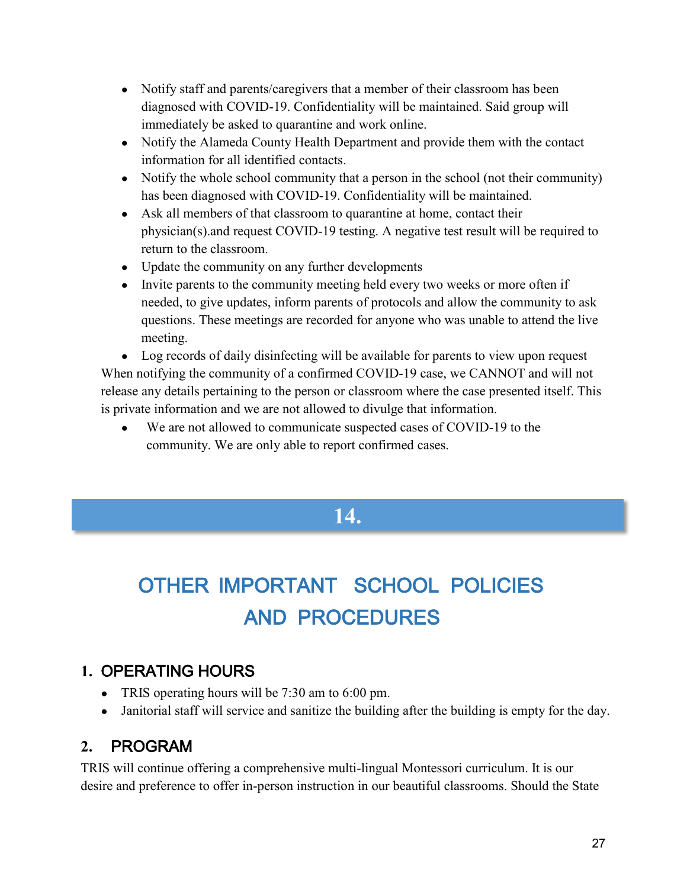- Notify staff and parents/caregivers that a member of their classroom has been diagnosed with COVID-19. Confidentiality will be maintained. Said group will immediately be asked to quarantine and work online.
- Notify the Alameda County Health Department and provide them with the contact information for all identified contacts.
- Notify the whole school community that a person in the school (not their community) has been diagnosed with COVID-19. Confidentiality will be maintained.
- Ask all members of that classroom to quarantine at home, contact their physician(s).and request COVID-19 testing. A negative test result will be required to return to the classroom.
- Update the community on any further developments
- Invite parents to the community meeting held every two weeks or more often if needed, to give updates, inform parents of protocols and allow the community to ask questions. These meetings are recorded for anyone who was unable to attend the live meeting.
- Log records of daily disinfecting will be available for parents to view upon request

When notifying the community of a confirmed COVID-19 case, we CANNOT and will not release any details pertaining to the person or classroom where the case presented itself. This is private information and we are not allowed to divulge that information.

- We are not allowed to communicate suspected cases of COVID-19 to the community. We are only able to report confirmed cases.

# 14.

# OTHER IMPORTANT SCHOOL POLICIES AND PROCEDURES

## 1. OPERATING HOURS

- TRIS operating hours will be 7:30 am to 6:00 pm.
- Janitorial staff will service and sanitize the building after the building is empty for the day.

## 2. PROGRAM

TRIS will continue offering a comprehensive multi-lingual Montessori curriculum. It is our desire and preference to offer in-person instruction in our beautiful classrooms. Should the State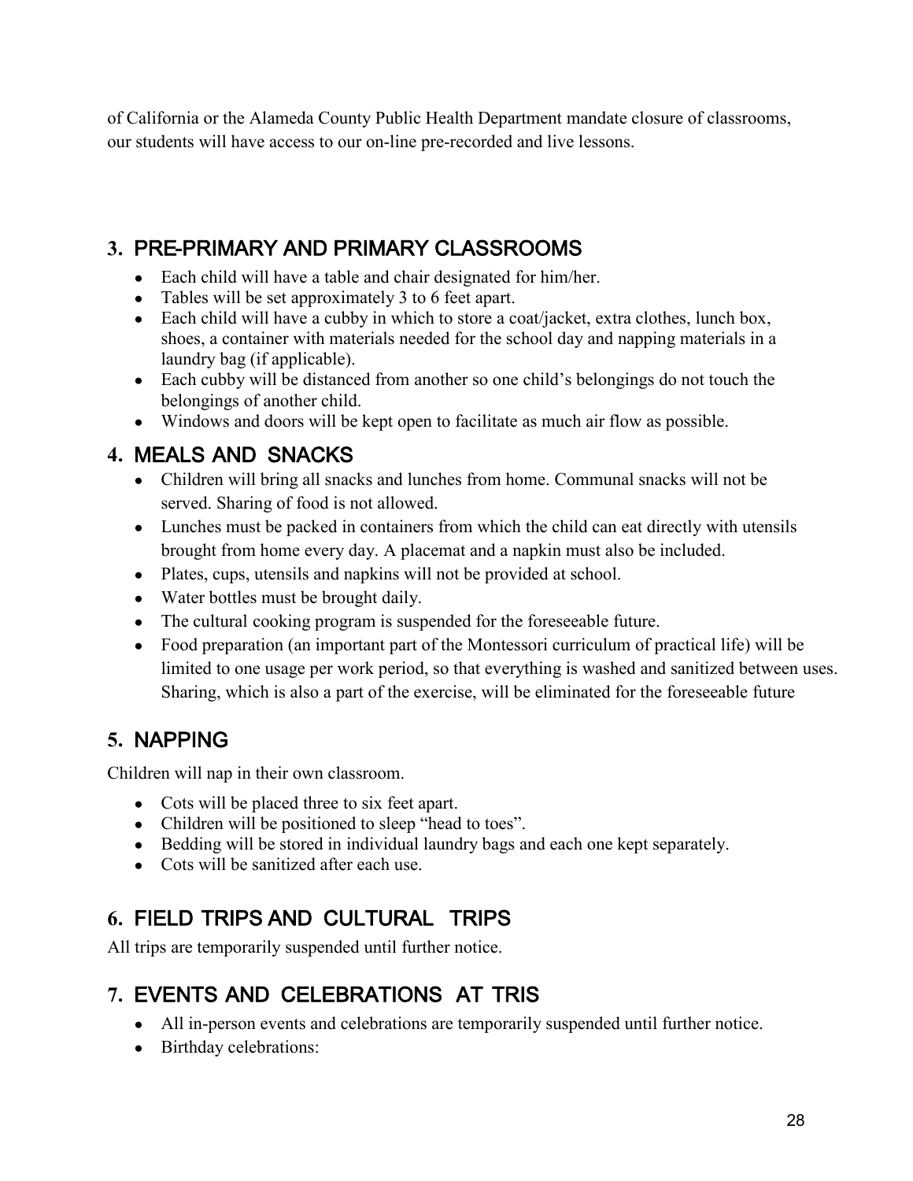of California or the Alameda County Public Health Department mandate closure of classrooms, our students will have access to our on-line pre-recorded and live lessons.

## 3. PRE-PRIMARY AND PRIMARY CLASSROOMS

- Each child will have a table and chair designated for him/her.
- Tables will be set approximately 3 to 6 feet apart.
- Each child will have a cubby in which to store a coat/jacket, extra clothes, lunch box, shoes, a container with materials needed for the school day and napping materials in a laundry bag (if applicable).
- Each cubby will be distanced from another so one child's belongings do not touch the belongings of another child.
- Windows and doors will be kept open to facilitate as much air flow as possible.

## 4. MEALS AND SNACKS

- Children will bring all snacks and lunches from home. Communal snacks will not be served. Sharing of food is not allowed.
- Lunches must be packed in containers from which the child can eat directly with utensils brought from home every day. A placemat and a napkin must also be included.
- Plates, cups, utensils and napkins will not be provided at school.
- Water bottles must be brought daily.
- The cultural cooking program is suspended for the foreseeable future.
- Food preparation (an important part of the Montessori curriculum of practical life) will be limited to one usage per work period, so that everything is washed and sanitized between uses. Sharing, which is also a part of the exercise, will be eliminated for the foreseeable future

## 5. NAPPING

Children will nap in their own classroom.

- Cots will be placed three to six feet apart.
- Children will be positioned to sleep "head to toes".
- Bedding will be stored in individual laundry bags and each one kept separately.
- Cots will be sanitized after each use.

## 6. FIELD TRIPS AND CULTURAL TRIPS

All trips are temporarily suspended until further notice.

## 7. EVENTS AND CELEBRATIONS AT TRIS

- All in-person events and celebrations are temporarily suspended until further notice.
- Birthday celebrations: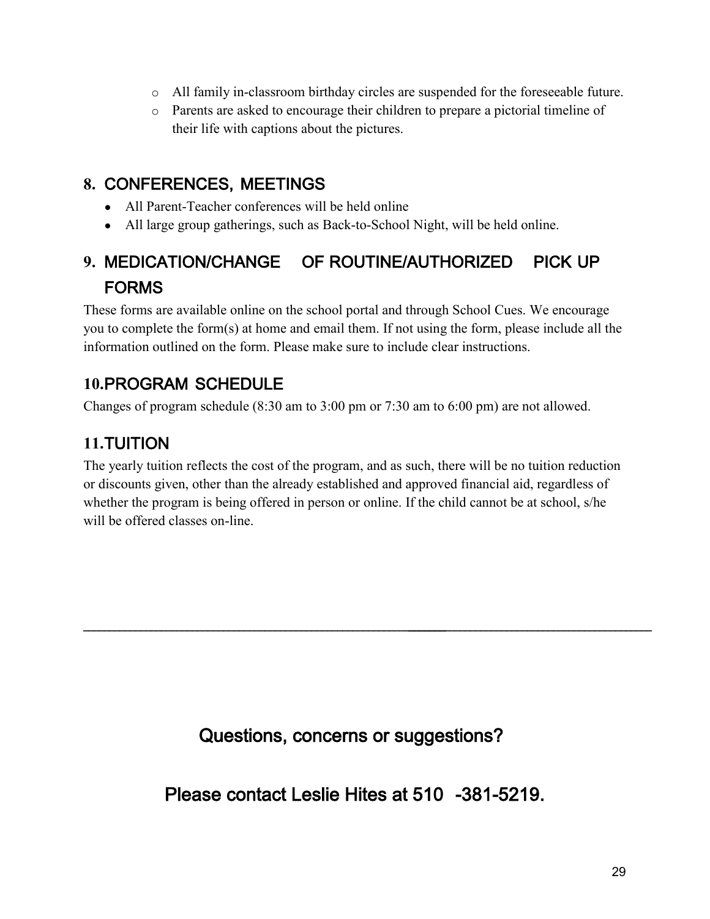- All family in-classroom birthday circles are suspended for the foreseeable future.
- Parents are asked to encourage their children to prepare a pictorial timeline of their life with captions about the pictures.

## 8. CONFERENCES, MEETINGS

- All Parent-Teacher conferences will be held online
- All large group gatherings, such as Back-to-School Night, will be held online.

## 9. MEDICATION/CHANGE OF ROUTINE/AUTHORIZED PICK UP FORMS

These forms are available online on the school portal and through School Cues. We encourage you to complete the form(s) at home and email them. If not using the form, please include all the information outlined on the form. Please make sure to include clear instructions.

## 10. PROGRAM SCHEDULE

Changes of program schedule (8:30 am to 3:00 pm or 7:30 am to 6:00 pm) are not allowed.

## 11. TUITION

The yearly tuition reflects the cost of the program, and as such, there will be no tuition reduction or discounts given, other than the already established and approved financial aid, regardless of whether the program is being offered in person or online. If the child cannot be at school, s/he will be offered classes on-line.

---

## Questions, concerns or suggestions?

## Please contact Leslie Hites at 510-381-5219.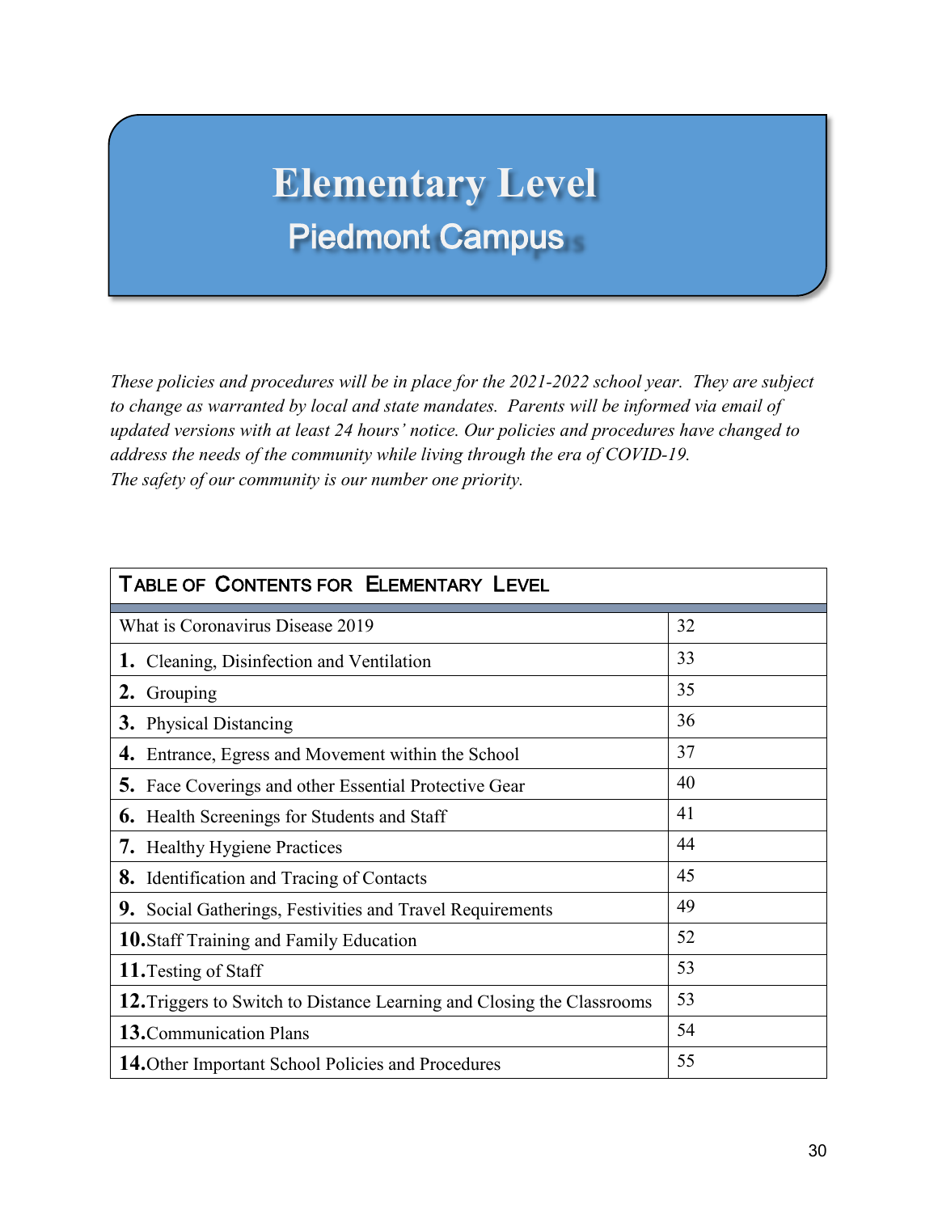# Elementary Level

## Piedmont Campus

*These policies and procedures will be in place for the 2021-2022 school year. They are subject to change as warranted by local and state mandates. Parents will be informed via email of updated versions with at least 24 hours' notice. Our policies and procedures have changed to address the needs of the community while living through the era of COVID-19. The safety of our community is our number one priority.*

| TABLE OF CONTENTS FOR ELEMENTARY LEVEL | |
|---|---|
| What is Coronavirus Disease 2019 | 32 |
| **1.** Cleaning, Disinfection and Ventilation | 33 |
| **2.** Grouping | 35 |
| **3.** Physical Distancing | 36 |
| **4.** Entrance, Egress and Movement within the School | 37 |
| **5.** Face Coverings and other Essential Protective Gear | 40 |
| **6.** Health Screenings for Students and Staff | 41 |
| **7.** Healthy Hygiene Practices | 44 |
| **8.** Identification and Tracing of Contacts | 45 |
| **9.** Social Gatherings, Festivities and Travel Requirements | 49 |
| **10.** Staff Training and Family Education | 52 |
| **11.** Testing of Staff | 53 |
| **12.** Triggers to Switch to Distance Learning and Closing the Classrooms | 53 |
| **13.** Communication Plans | 54 |
| **14.** Other Important School Policies and Procedures | 55 |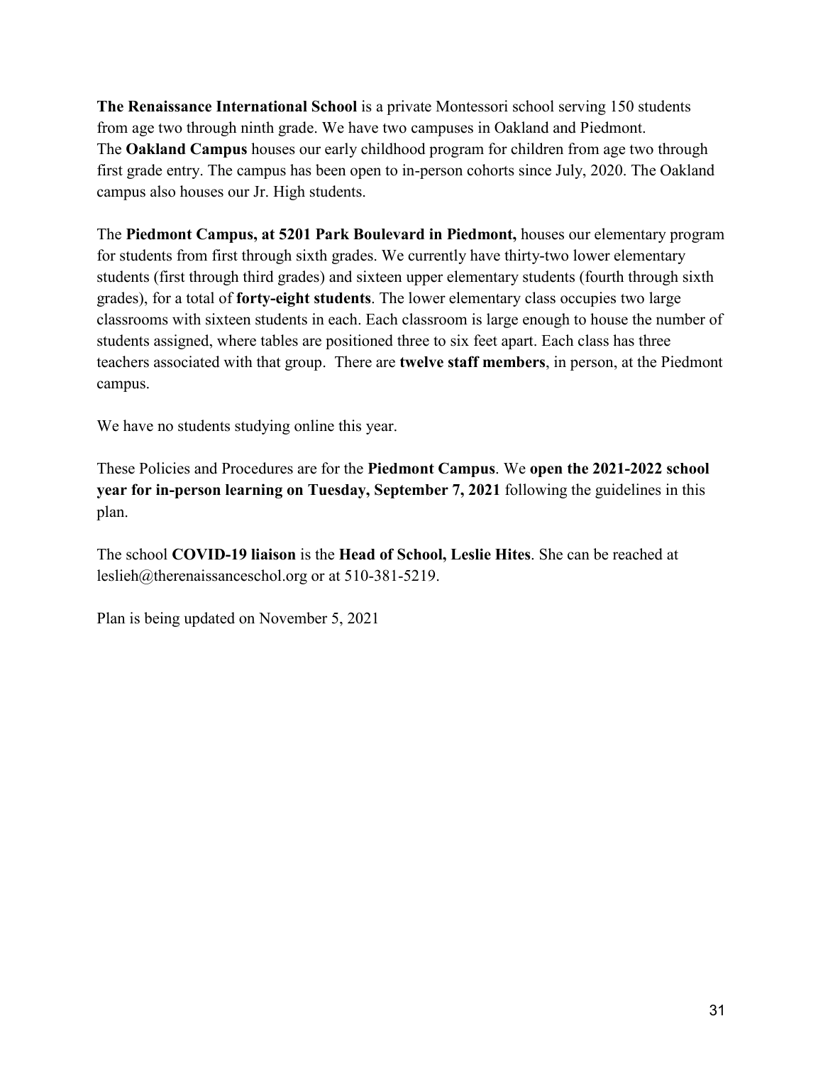**The Renaissance International School** is a private Montessori school serving 150 students from age two through ninth grade. We have two campuses in Oakland and Piedmont.
The **Oakland Campus** houses our early childhood program for children from age two through first grade entry. The campus has been open to in-person cohorts since July, 2020. The Oakland campus also houses our Jr. High students.

The **Piedmont Campus, at 5201 Park Boulevard in Piedmont,** houses our elementary program for students from first through sixth grades. We currently have thirty-two lower elementary students (first through third grades) and sixteen upper elementary students (fourth through sixth grades), for a total of **forty-eight students**. The lower elementary class occupies two large classrooms with sixteen students in each. Each classroom is large enough to house the number of students assigned, where tables are positioned three to six feet apart. Each class has three teachers associated with that group. There are **twelve staff members**, in person, at the Piedmont campus.

We have no students studying online this year.

These Policies and Procedures are for the **Piedmont Campus**. We **open the 2021-2022 school year for in-person learning on Tuesday, September 7, 2021** following the guidelines in this plan.

The school **COVID-19 liaison** is the **Head of School, Leslie Hites**. She can be reached at leslieh@therenaissanceschol.org or at 510-381-5219.

Plan is being updated on November 5, 2021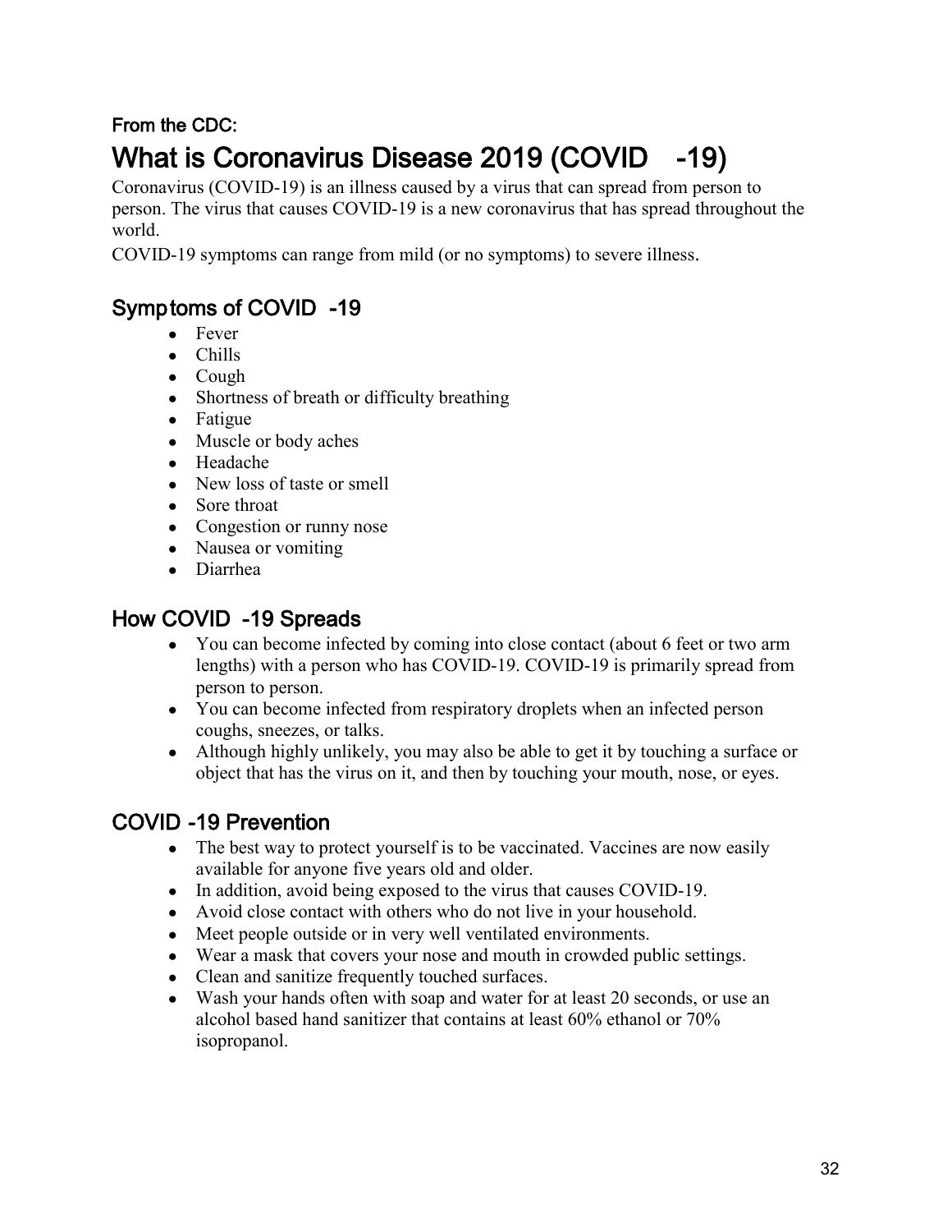**From the CDC:**

# What is Coronavirus Disease 2019 (COVID-19)

Coronavirus (COVID-19) is an illness caused by a virus that can spread from person to person. The virus that causes COVID-19 is a new coronavirus that has spread throughout the world.

COVID-19 symptoms can range from mild (or no symptoms) to severe illness.

## Symptoms of COVID-19

- Fever
- Chills
- Cough
- Shortness of breath or difficulty breathing
- Fatigue
- Muscle or body aches
- Headache
- New loss of taste or smell
- Sore throat
- Congestion or runny nose
- Nausea or vomiting
- Diarrhea

## How COVID-19 Spreads

- You can become infected by coming into close contact (about 6 feet or two arm lengths) with a person who has COVID-19. COVID-19 is primarily spread from person to person.
- You can become infected from respiratory droplets when an infected person coughs, sneezes, or talks.
- Although highly unlikely, you may also be able to get it by touching a surface or object that has the virus on it, and then by touching your mouth, nose, or eyes.

## COVID-19 Prevention

- The best way to protect yourself is to be vaccinated. Vaccines are now easily available for anyone five years old and older.
- In addition, avoid being exposed to the virus that causes COVID-19.
- Avoid close contact with others who do not live in your household.
- Meet people outside or in very well ventilated environments.
- Wear a mask that covers your nose and mouth in crowded public settings.
- Clean and sanitize frequently touched surfaces.
- Wash your hands often with soap and water for at least 20 seconds, or use an alcohol based hand sanitizer that contains at least 60% ethanol or 70% isopropanol.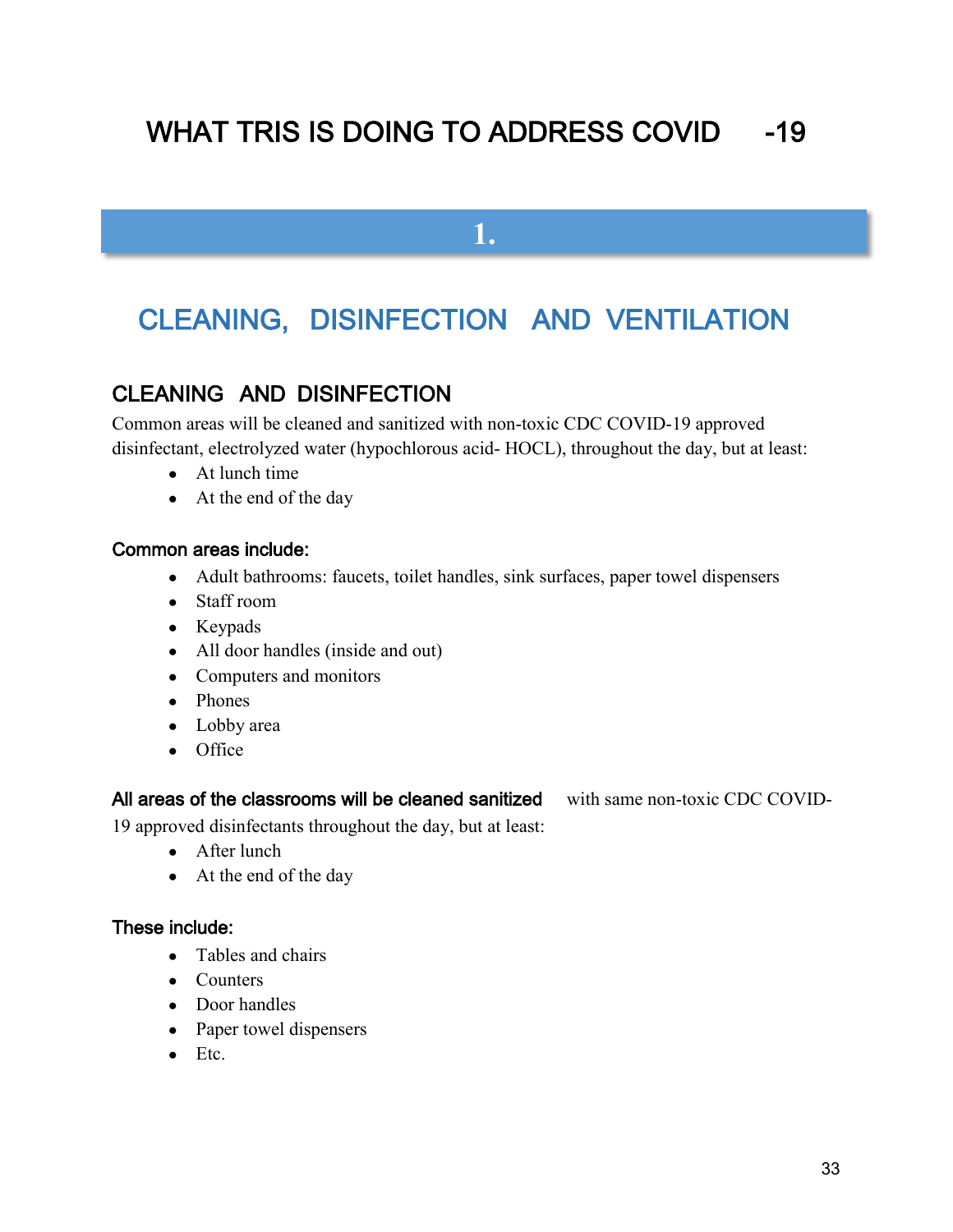# WHAT TRIS IS DOING TO ADDRESS COVID -19

## 1.

## CLEANING, DISINFECTION AND VENTILATION

### CLEANING AND DISINFECTION

Common areas will be cleaned and sanitized with non-toxic CDC COVID-19 approved disinfectant, electrolyzed water (hypochlorous acid- HOCL), throughout the day, but at least:

- At lunch time
- At the end of the day

**Common areas include:**

- Adult bathrooms: faucets, toilet handles, sink surfaces, paper towel dispensers
- Staff room
- Keypads
- All door handles (inside and out)
- Computers and monitors
- Phones
- Lobby area
- Office

**All areas of the classrooms will be cleaned sanitized** with same non-toxic CDC COVID-19 approved disinfectants throughout the day, but at least:

- After lunch
- At the end of the day

**These include:**

- Tables and chairs
- Counters
- Door handles
- Paper towel dispensers
- Etc.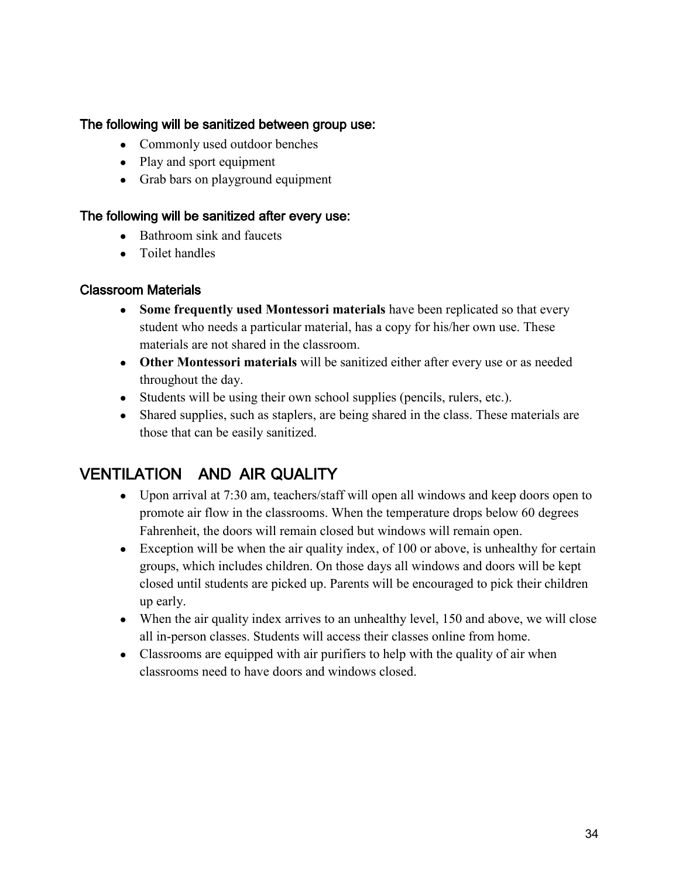### The following will be sanitized between group use:

- Commonly used outdoor benches
- Play and sport equipment
- Grab bars on playground equipment

### The following will be sanitized after every use:

- Bathroom sink and faucets
- Toilet handles

### Classroom Materials

- **Some frequently used Montessori materials** have been replicated so that every student who needs a particular material, has a copy for his/her own use. These materials are not shared in the classroom.
- **Other Montessori materials** will be sanitized either after every use or as needed throughout the day.
- Students will be using their own school supplies (pencils, rulers, etc.).
- Shared supplies, such as staplers, are being shared in the class. These materials are those that can be easily sanitized.

## VENTILATION AND AIR QUALITY

- Upon arrival at 7:30 am, teachers/staff will open all windows and keep doors open to promote air flow in the classrooms. When the temperature drops below 60 degrees Fahrenheit, the doors will remain closed but windows will remain open.
- Exception will be when the air quality index, of 100 or above, is unhealthy for certain groups, which includes children. On those days all windows and doors will be kept closed until students are picked up. Parents will be encouraged to pick their children up early.
- When the air quality index arrives to an unhealthy level, 150 and above, we will close all in-person classes. Students will access their classes online from home.
- Classrooms are equipped with air purifiers to help with the quality of air when classrooms need to have doors and windows closed.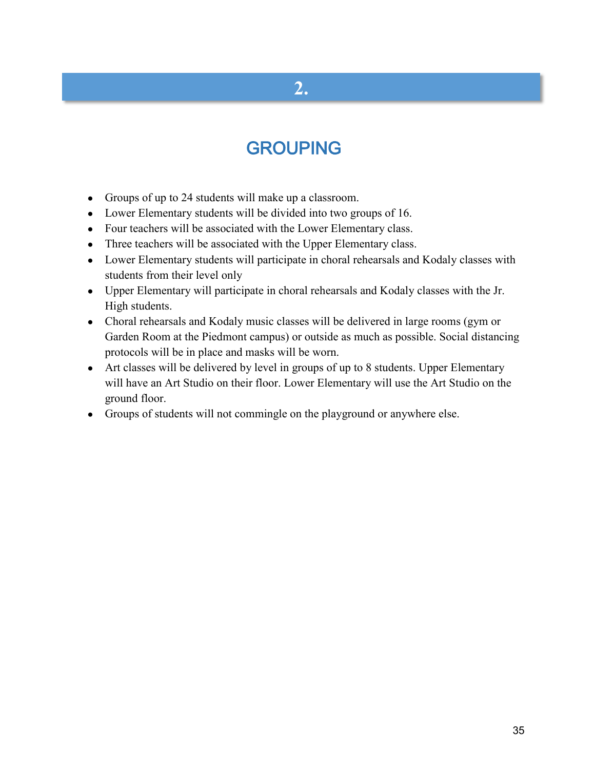# 2.

## GROUPING

- Groups of up to 24 students will make up a classroom.
- Lower Elementary students will be divided into two groups of 16.
- Four teachers will be associated with the Lower Elementary class.
- Three teachers will be associated with the Upper Elementary class.
- Lower Elementary students will participate in choral rehearsals and Kodaly classes with students from their level only
- Upper Elementary will participate in choral rehearsals and Kodaly classes with the Jr. High students.
- Choral rehearsals and Kodaly music classes will be delivered in large rooms (gym or Garden Room at the Piedmont campus) or outside as much as possible. Social distancing protocols will be in place and masks will be worn.
- Art classes will be delivered by level in groups of up to 8 students. Upper Elementary will have an Art Studio on their floor. Lower Elementary will use the Art Studio on the ground floor.
- Groups of students will not commingle on the playground or anywhere else.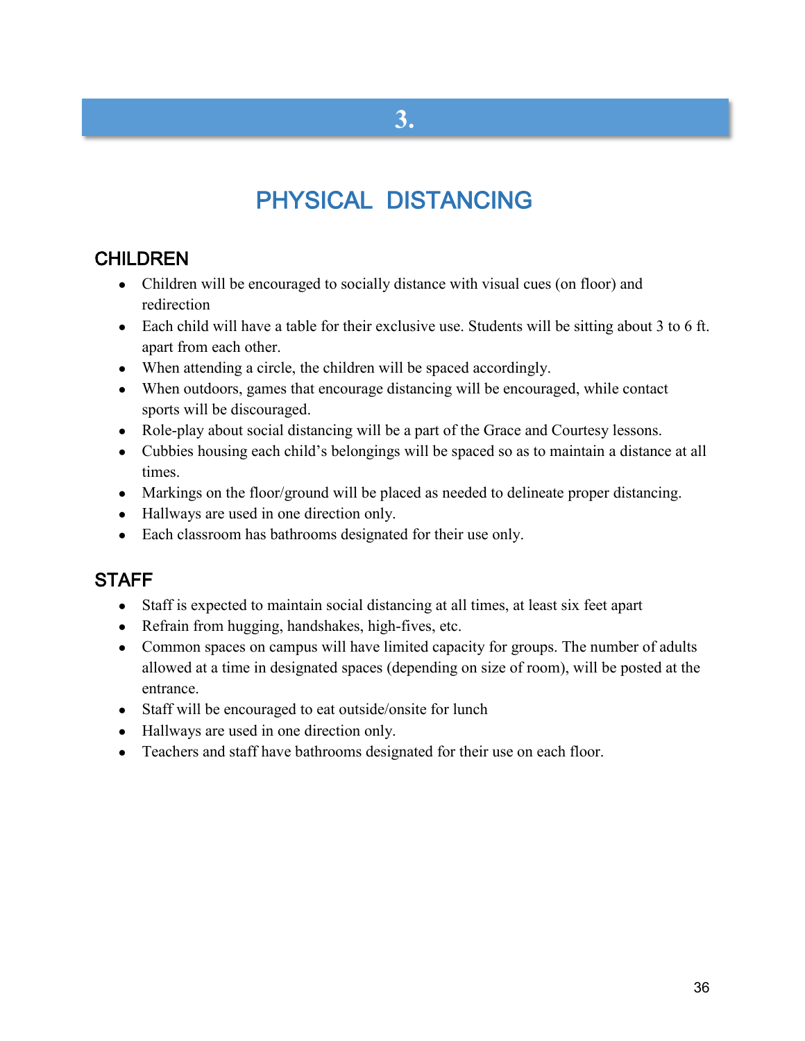# 3.

# PHYSICAL DISTANCING

## CHILDREN

- Children will be encouraged to socially distance with visual cues (on floor) and redirection
- Each child will have a table for their exclusive use. Students will be sitting about 3 to 6 ft. apart from each other.
- When attending a circle, the children will be spaced accordingly.
- When outdoors, games that encourage distancing will be encouraged, while contact sports will be discouraged.
- Role-play about social distancing will be a part of the Grace and Courtesy lessons.
- Cubbies housing each child's belongings will be spaced so as to maintain a distance at all times.
- Markings on the floor/ground will be placed as needed to delineate proper distancing.
- Hallways are used in one direction only.
- Each classroom has bathrooms designated for their use only.

## STAFF

- Staff is expected to maintain social distancing at all times, at least six feet apart
- Refrain from hugging, handshakes, high-fives, etc.
- Common spaces on campus will have limited capacity for groups. The number of adults allowed at a time in designated spaces (depending on size of room), will be posted at the entrance.
- Staff will be encouraged to eat outside/onsite for lunch
- Hallways are used in one direction only.
- Teachers and staff have bathrooms designated for their use on each floor.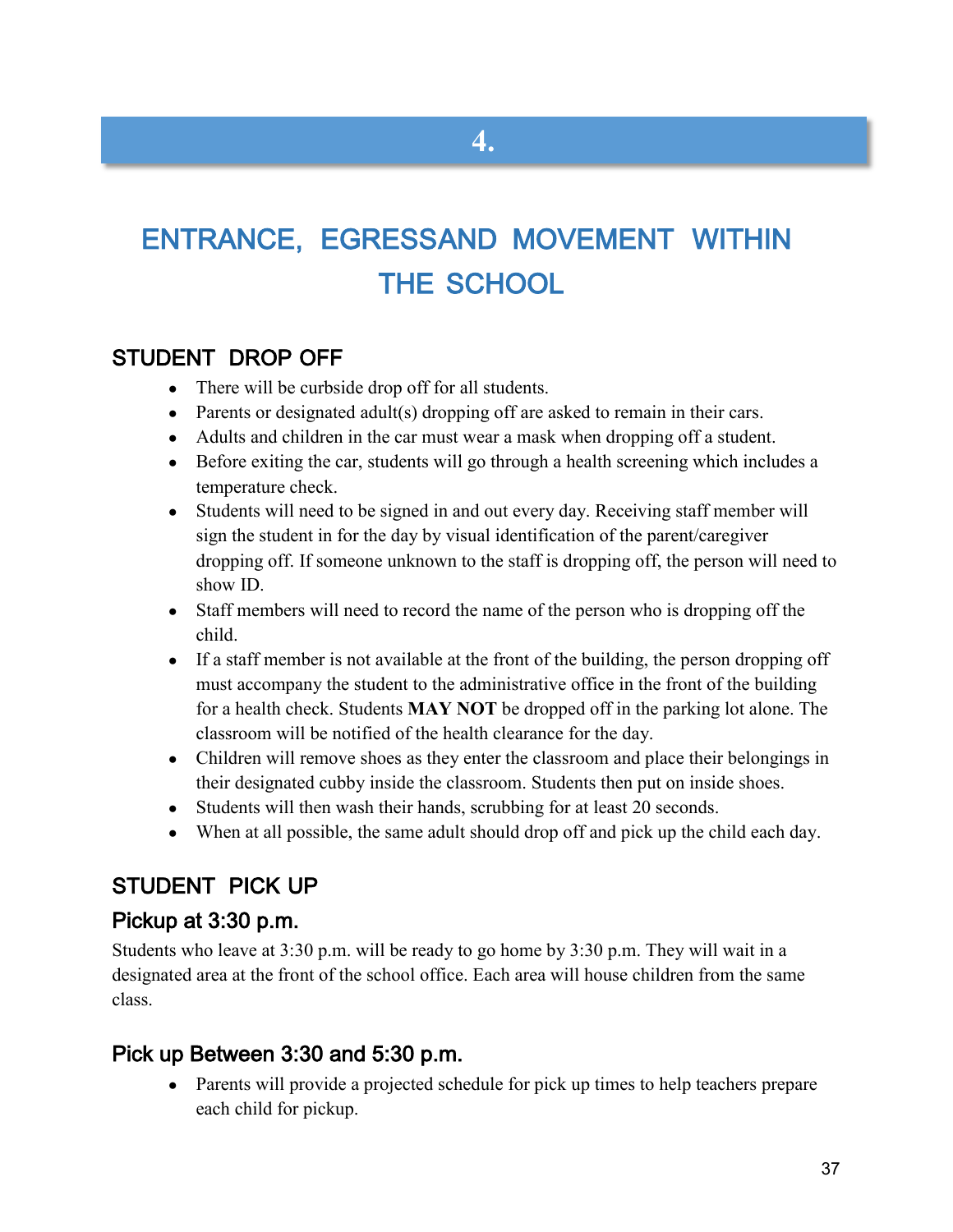# 4.

# ENTRANCE, EGRESSAND MOVEMENT WITHIN THE SCHOOL

## STUDENT DROP OFF

- There will be curbside drop off for all students.
- Parents or designated adult(s) dropping off are asked to remain in their cars.
- Adults and children in the car must wear a mask when dropping off a student.
- Before exiting the car, students will go through a health screening which includes a temperature check.
- Students will need to be signed in and out every day. Receiving staff member will sign the student in for the day by visual identification of the parent/caregiver dropping off. If someone unknown to the staff is dropping off, the person will need to show ID.
- Staff members will need to record the name of the person who is dropping off the child.
- If a staff member is not available at the front of the building, the person dropping off must accompany the student to the administrative office in the front of the building for a health check. Students **MAY NOT** be dropped off in the parking lot alone. The classroom will be notified of the health clearance for the day.
- Children will remove shoes as they enter the classroom and place their belongings in their designated cubby inside the classroom. Students then put on inside shoes.
- Students will then wash their hands, scrubbing for at least 20 seconds.
- When at all possible, the same adult should drop off and pick up the child each day.

## STUDENT PICK UP

### Pickup at 3:30 p.m.

Students who leave at 3:30 p.m. will be ready to go home by 3:30 p.m. They will wait in a designated area at the front of the school office. Each area will house children from the same class.

### Pick up Between 3:30 and 5:30 p.m.

- Parents will provide a projected schedule for pick up times to help teachers prepare each child for pickup.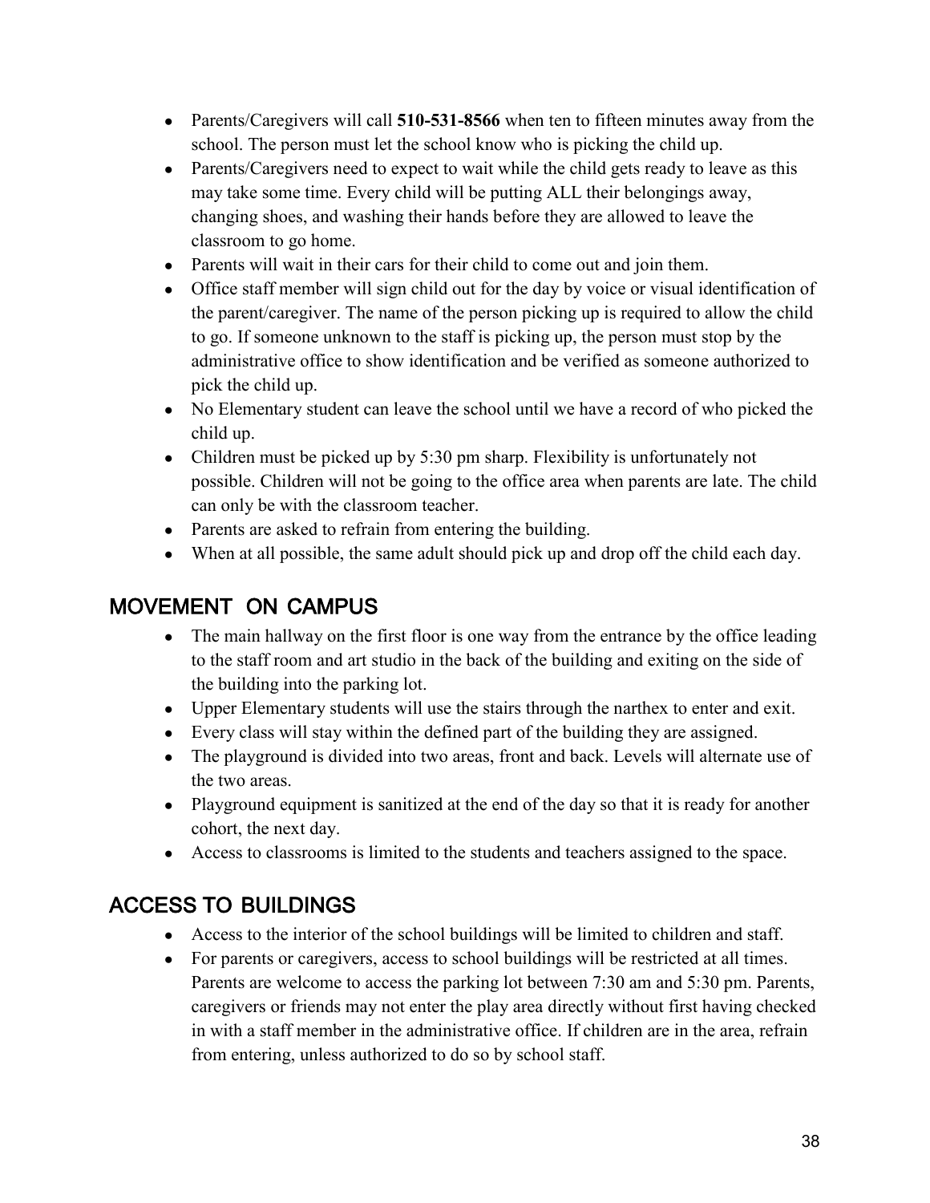- Parents/Caregivers will call **510-531-8566** when ten to fifteen minutes away from the school. The person must let the school know who is picking the child up.
- Parents/Caregivers need to expect to wait while the child gets ready to leave as this may take some time. Every child will be putting ALL their belongings away, changing shoes, and washing their hands before they are allowed to leave the classroom to go home.
- Parents will wait in their cars for their child to come out and join them.
- Office staff member will sign child out for the day by voice or visual identification of the parent/caregiver. The name of the person picking up is required to allow the child to go. If someone unknown to the staff is picking up, the person must stop by the administrative office to show identification and be verified as someone authorized to pick the child up.
- No Elementary student can leave the school until we have a record of who picked the child up.
- Children must be picked up by 5:30 pm sharp. Flexibility is unfortunately not possible. Children will not be going to the office area when parents are late. The child can only be with the classroom teacher.
- Parents are asked to refrain from entering the building.
- When at all possible, the same adult should pick up and drop off the child each day.

## MOVEMENT ON CAMPUS

- The main hallway on the first floor is one way from the entrance by the office leading to the staff room and art studio in the back of the building and exiting on the side of the building into the parking lot.
- Upper Elementary students will use the stairs through the narthex to enter and exit.
- Every class will stay within the defined part of the building they are assigned.
- The playground is divided into two areas, front and back. Levels will alternate use of the two areas.
- Playground equipment is sanitized at the end of the day so that it is ready for another cohort, the next day.
- Access to classrooms is limited to the students and teachers assigned to the space.

## ACCESS TO BUILDINGS

- Access to the interior of the school buildings will be limited to children and staff.
- For parents or caregivers, access to school buildings will be restricted at all times. Parents are welcome to access the parking lot between 7:30 am and 5:30 pm. Parents, caregivers or friends may not enter the play area directly without first having checked in with a staff member in the administrative office. If children are in the area, refrain from entering, unless authorized to do so by school staff.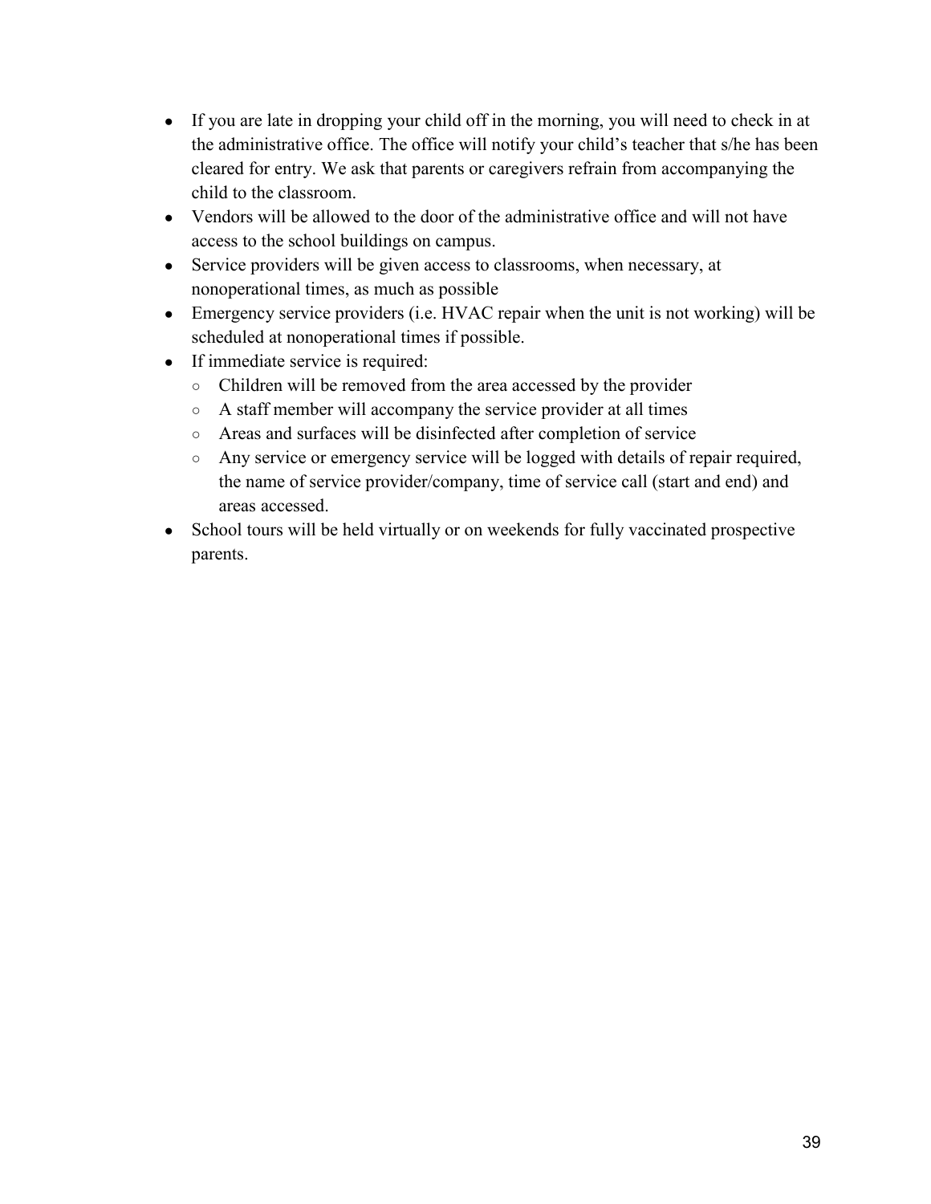- If you are late in dropping your child off in the morning, you will need to check in at the administrative office. The office will notify your child's teacher that s/he has been cleared for entry. We ask that parents or caregivers refrain from accompanying the child to the classroom.
- Vendors will be allowed to the door of the administrative office and will not have access to the school buildings on campus.
- Service providers will be given access to classrooms, when necessary, at nonoperational times, as much as possible
- Emergency service providers (i.e. HVAC repair when the unit is not working) will be scheduled at nonoperational times if possible.
- If immediate service is required:
  - Children will be removed from the area accessed by the provider
  - A staff member will accompany the service provider at all times
  - Areas and surfaces will be disinfected after completion of service
  - Any service or emergency service will be logged with details of repair required, the name of service provider/company, time of service call (start and end) and areas accessed.
- School tours will be held virtually or on weekends for fully vaccinated prospective parents.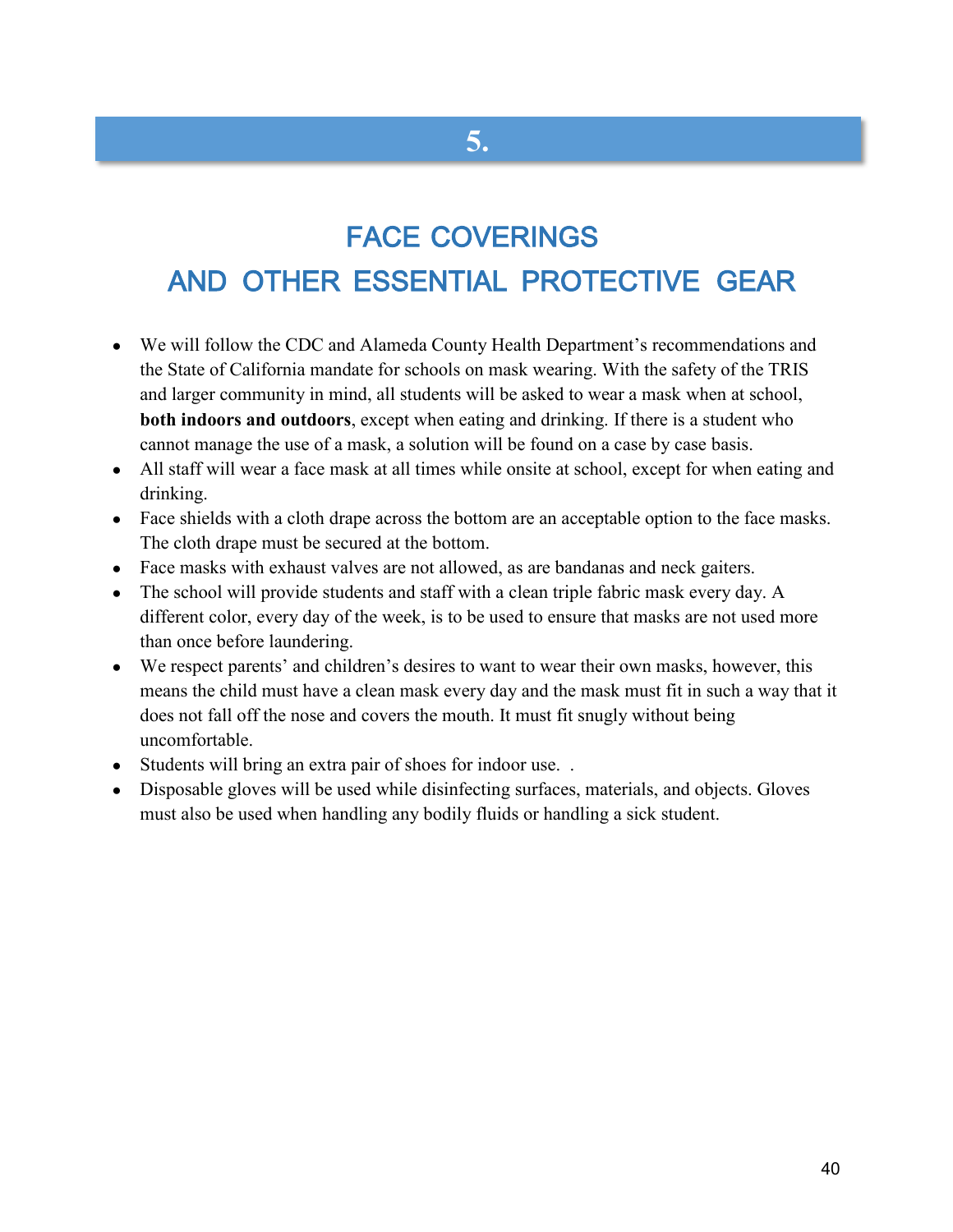# 5.

## FACE COVERINGS AND OTHER ESSENTIAL PROTECTIVE GEAR

- We will follow the CDC and Alameda County Health Department's recommendations and the State of California mandate for schools on mask wearing. With the safety of the TRIS and larger community in mind, all students will be asked to wear a mask when at school, **both indoors and outdoors**, except when eating and drinking. If there is a student who cannot manage the use of a mask, a solution will be found on a case by case basis.
- All staff will wear a face mask at all times while onsite at school, except for when eating and drinking.
- Face shields with a cloth drape across the bottom are an acceptable option to the face masks. The cloth drape must be secured at the bottom.
- Face masks with exhaust valves are not allowed, as are bandanas and neck gaiters.
- The school will provide students and staff with a clean triple fabric mask every day. A different color, every day of the week, is to be used to ensure that masks are not used more than once before laundering.
- We respect parents' and children's desires to want to wear their own masks, however, this means the child must have a clean mask every day and the mask must fit in such a way that it does not fall off the nose and covers the mouth. It must fit snugly without being uncomfortable.
- Students will bring an extra pair of shoes for indoor use.  .
- Disposable gloves will be used while disinfecting surfaces, materials, and objects. Gloves must also be used when handling any bodily fluids or handling a sick student.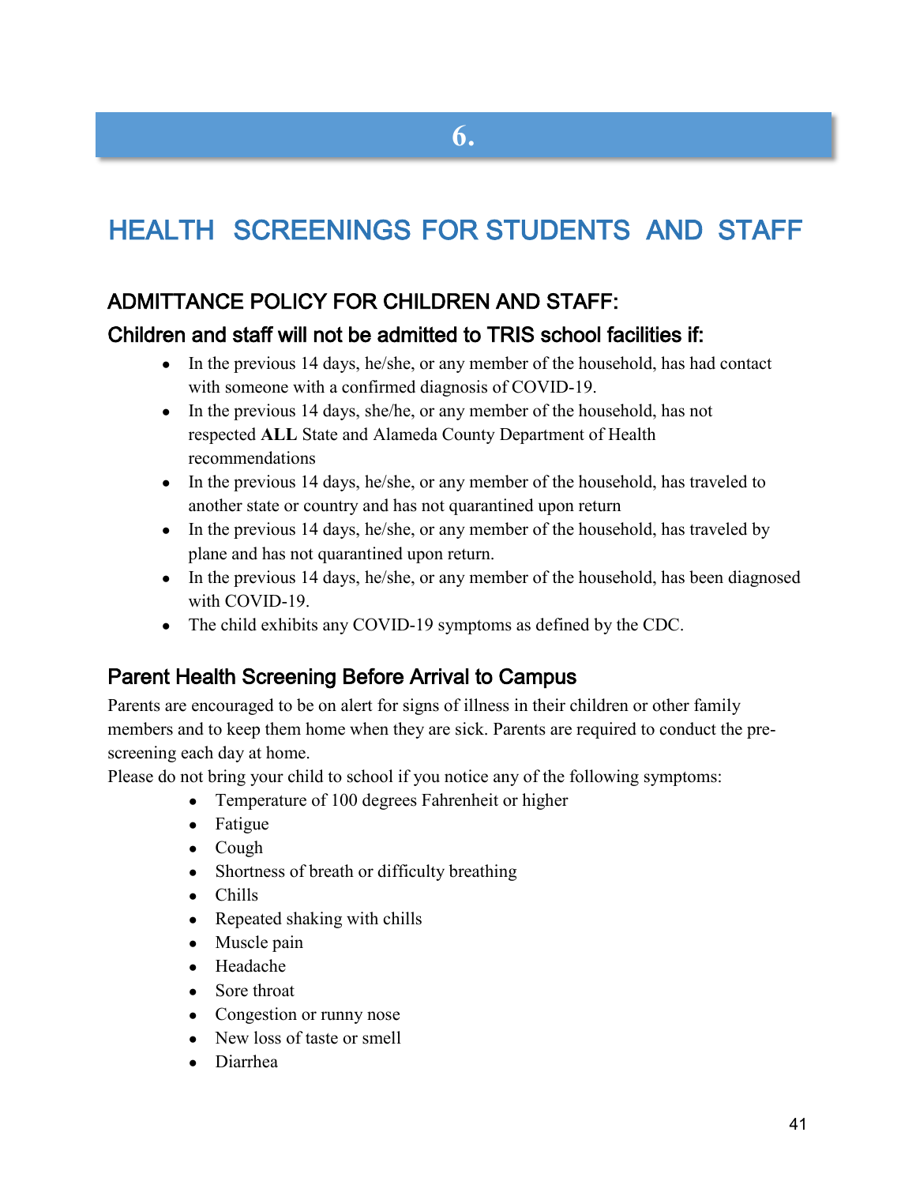# 6.

# HEALTH SCREENINGS FOR STUDENTS AND STAFF

## ADMITTANCE POLICY FOR CHILDREN AND STAFF:

### Children and staff will not be admitted to TRIS school facilities if:

- In the previous 14 days, he/she, or any member of the household, has had contact with someone with a confirmed diagnosis of COVID-19.
- In the previous 14 days, she/he, or any member of the household, has not respected **ALL** State and Alameda County Department of Health recommendations
- In the previous 14 days, he/she, or any member of the household, has traveled to another state or country and has not quarantined upon return
- In the previous 14 days, he/she, or any member of the household, has traveled by plane and has not quarantined upon return.
- In the previous 14 days, he/she, or any member of the household, has been diagnosed with COVID-19.
- The child exhibits any COVID-19 symptoms as defined by the CDC.

## Parent Health Screening Before Arrival to Campus

Parents are encouraged to be on alert for signs of illness in their children or other family members and to keep them home when they are sick. Parents are required to conduct the pre-screening each day at home.

Please do not bring your child to school if you notice any of the following symptoms:

- Temperature of 100 degrees Fahrenheit or higher
- Fatigue
- Cough
- Shortness of breath or difficulty breathing
- Chills
- Repeated shaking with chills
- Muscle pain
- Headache
- Sore throat
- Congestion or runny nose
- New loss of taste or smell
- Diarrhea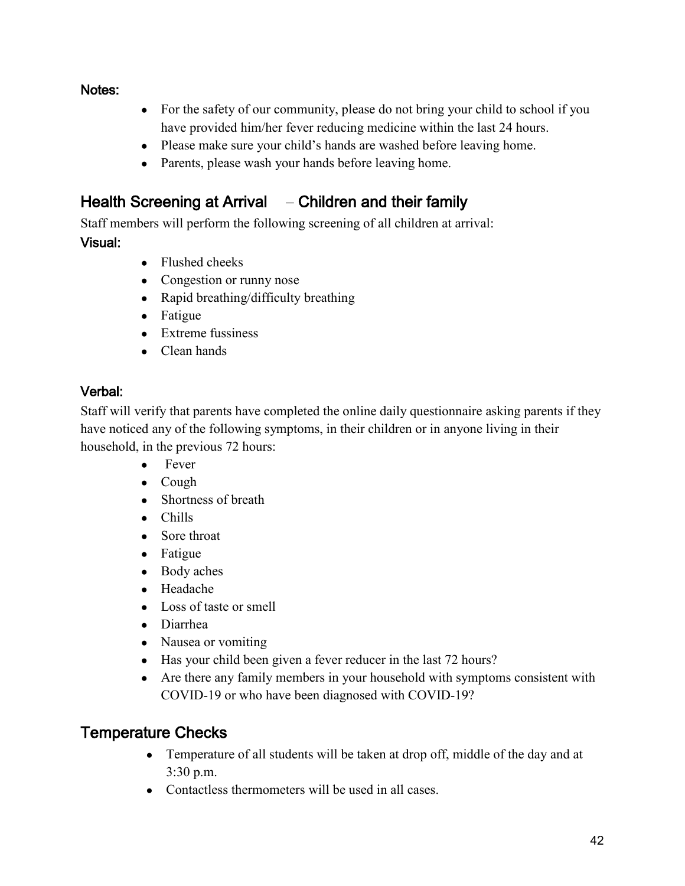**Notes:**

- For the safety of our community, please do not bring your child to school if you have provided him/her fever reducing medicine within the last 24 hours.
- Please make sure your child's hands are washed before leaving home.
- Parents, please wash your hands before leaving home.

## Health Screening at Arrival – Children and their family

Staff members will perform the following screening of all children at arrival:

**Visual:**

- Flushed cheeks
- Congestion or runny nose
- Rapid breathing/difficulty breathing
- Fatigue
- Extreme fussiness
- Clean hands

**Verbal:**

Staff will verify that parents have completed the online daily questionnaire asking parents if they have noticed any of the following symptoms, in their children or in anyone living in their household, in the previous 72 hours:

- Fever
- Cough
- Shortness of breath
- Chills
- Sore throat
- Fatigue
- Body aches
- Headache
- Loss of taste or smell
- Diarrhea
- Nausea or vomiting
- Has your child been given a fever reducer in the last 72 hours?
- Are there any family members in your household with symptoms consistent with COVID-19 or who have been diagnosed with COVID-19?

## Temperature Checks

- Temperature of all students will be taken at drop off, middle of the day and at 3:30 p.m.
- Contactless thermometers will be used in all cases.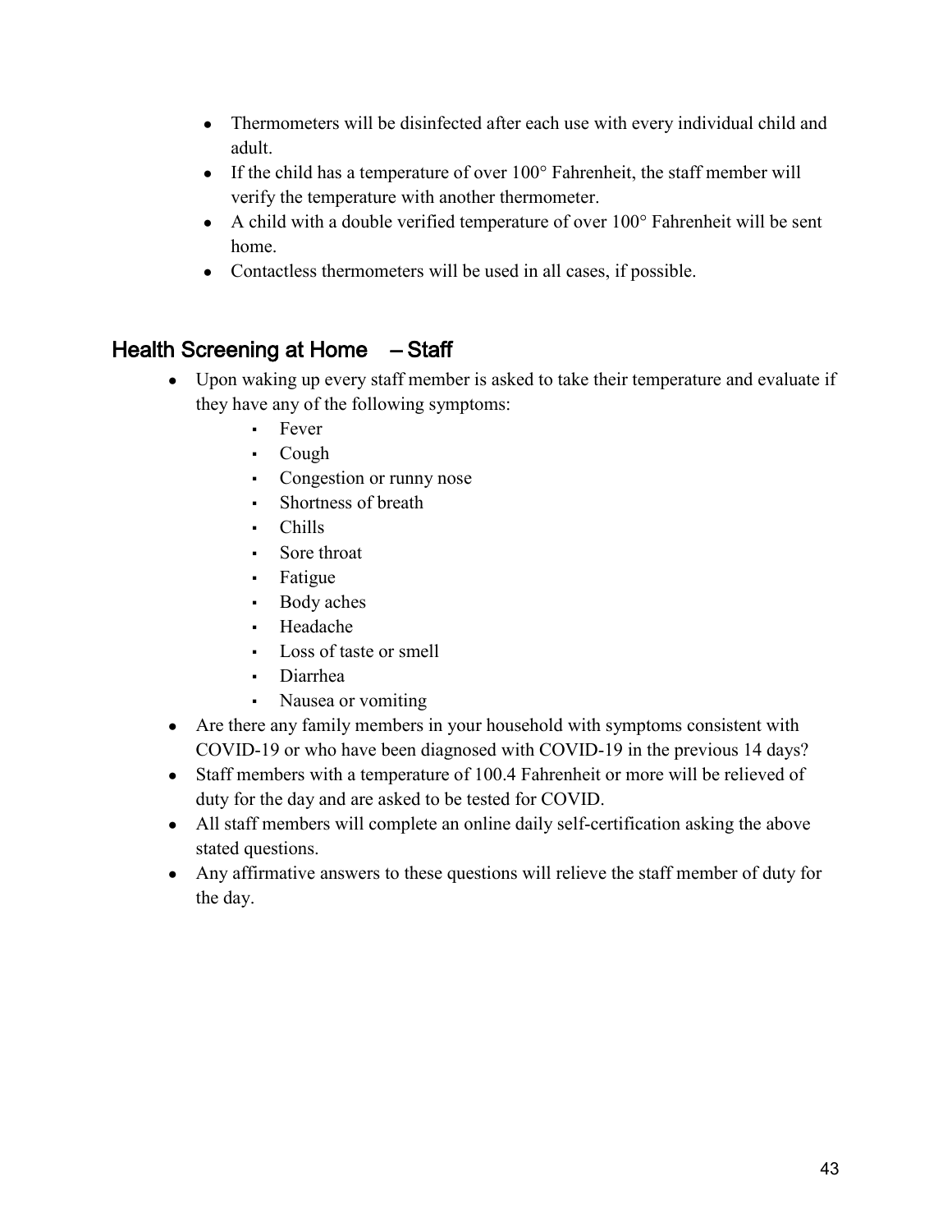- Thermometers will be disinfected after each use with every individual child and adult.
- If the child has a temperature of over 100° Fahrenheit, the staff member will verify the temperature with another thermometer.
- A child with a double verified temperature of over 100° Fahrenheit will be sent home.
- Contactless thermometers will be used in all cases, if possible.

## Health Screening at Home – Staff

- Upon waking up every staff member is asked to take their temperature and evaluate if they have any of the following symptoms:
  - Fever
  - Cough
  - Congestion or runny nose
  - Shortness of breath
  - Chills
  - Sore throat
  - Fatigue
  - Body aches
  - Headache
  - Loss of taste or smell
  - Diarrhea
  - Nausea or vomiting
- Are there any family members in your household with symptoms consistent with COVID-19 or who have been diagnosed with COVID-19 in the previous 14 days?
- Staff members with a temperature of 100.4 Fahrenheit or more will be relieved of duty for the day and are asked to be tested for COVID.
- All staff members will complete an online daily self-certification asking the above stated questions.
- Any affirmative answers to these questions will relieve the staff member of duty for the day.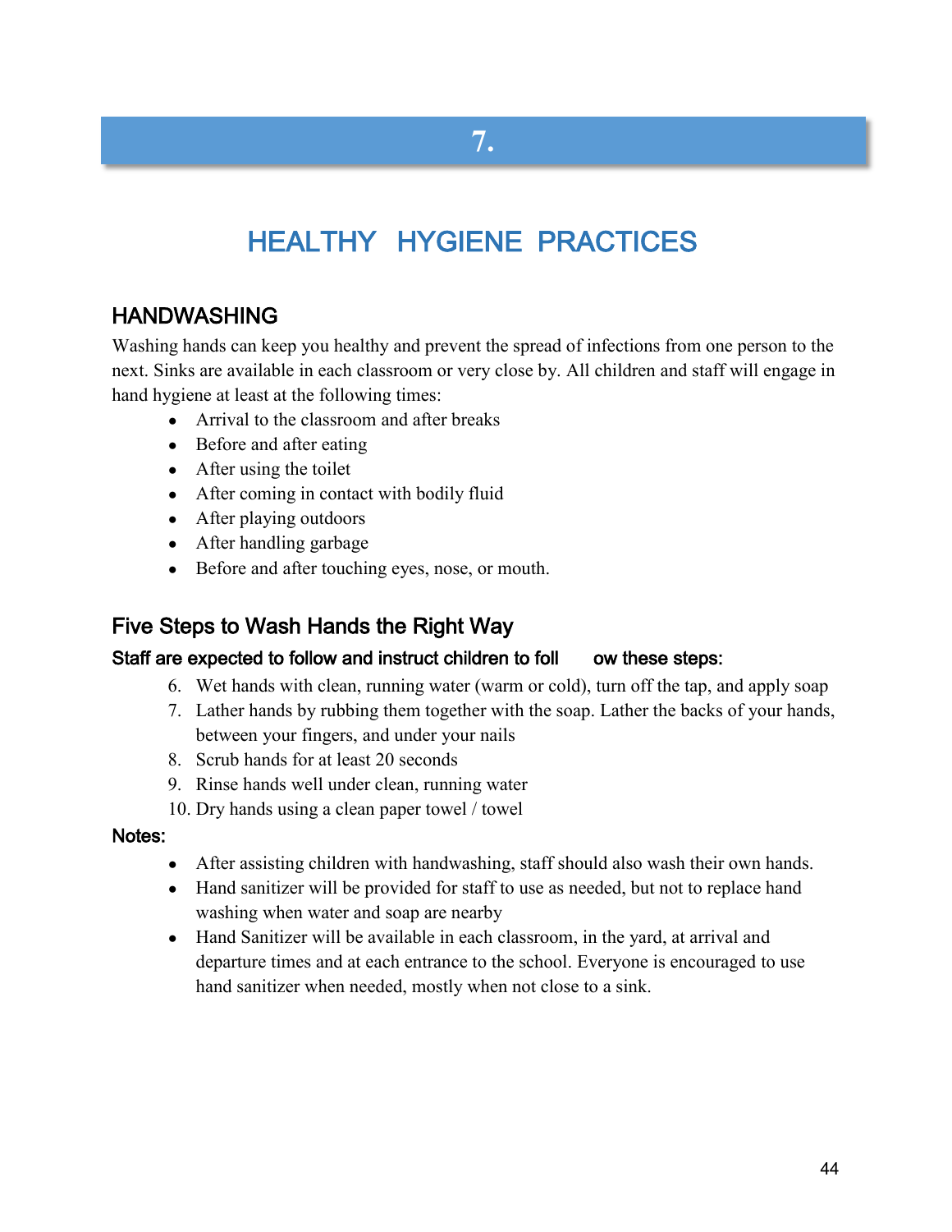# 7.

# HEALTHY HYGIENE PRACTICES

## HANDWASHING

Washing hands can keep you healthy and prevent the spread of infections from one person to the next. Sinks are available in each classroom or very close by. All children and staff will engage in hand hygiene at least at the following times:

- Arrival to the classroom and after breaks
- Before and after eating
- After using the toilet
- After coming in contact with bodily fluid
- After playing outdoors
- After handling garbage
- Before and after touching eyes, nose, or mouth.

## Five Steps to Wash Hands the Right Way

### Staff are expected to follow and instruct children to follow these steps:

6. Wet hands with clean, running water (warm or cold), turn off the tap, and apply soap
7. Lather hands by rubbing them together with the soap. Lather the backs of your hands, between your fingers, and under your nails
8. Scrub hands for at least 20 seconds
9. Rinse hands well under clean, running water
10. Dry hands using a clean paper towel / towel

### Notes:

- After assisting children with handwashing, staff should also wash their own hands.
- Hand sanitizer will be provided for staff to use as needed, but not to replace hand washing when water and soap are nearby
- Hand Sanitizer will be available in each classroom, in the yard, at arrival and departure times and at each entrance to the school. Everyone is encouraged to use hand sanitizer when needed, mostly when not close to a sink.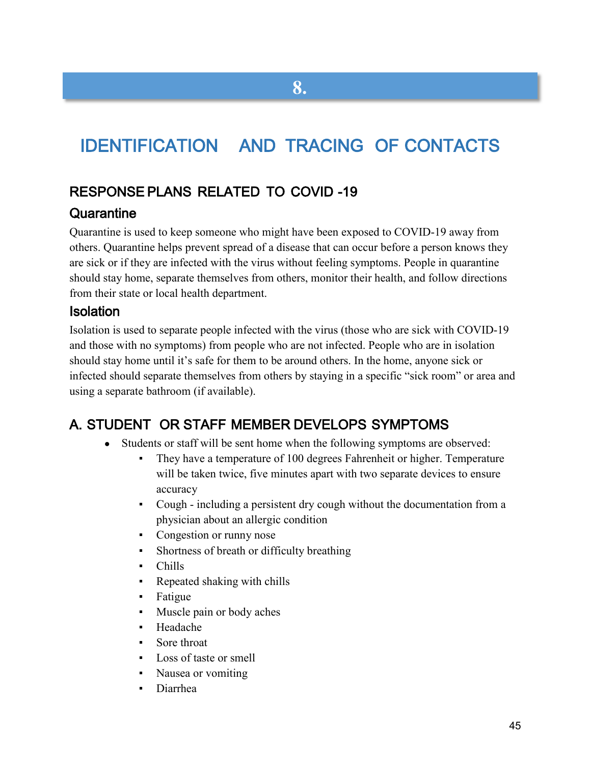# 8.

# IDENTIFICATION AND TRACING OF CONTACTS

## RESPONSE PLANS RELATED TO COVID -19

### Quarantine

Quarantine is used to keep someone who might have been exposed to COVID-19 away from others. Quarantine helps prevent spread of a disease that can occur before a person knows they are sick or if they are infected with the virus without feeling symptoms. People in quarantine should stay home, separate themselves from others, monitor their health, and follow directions from their state or local health department.

### Isolation

Isolation is used to separate people infected with the virus (those who are sick with COVID-19 and those with no symptoms) from people who are not infected. People who are in isolation should stay home until it's safe for them to be around others. In the home, anyone sick or infected should separate themselves from others by staying in a specific "sick room" or area and using a separate bathroom (if available).

## A. STUDENT OR STAFF MEMBER DEVELOPS SYMPTOMS

- Students or staff will be sent home when the following symptoms are observed:
  - They have a temperature of 100 degrees Fahrenheit or higher. Temperature will be taken twice, five minutes apart with two separate devices to ensure accuracy
  - Cough - including a persistent dry cough without the documentation from a physician about an allergic condition
  - Congestion or runny nose
  - Shortness of breath or difficulty breathing
  - Chills
  - Repeated shaking with chills
  - Fatigue
  - Muscle pain or body aches
  - Headache
  - Sore throat
  - Loss of taste or smell
  - Nausea or vomiting
  - Diarrhea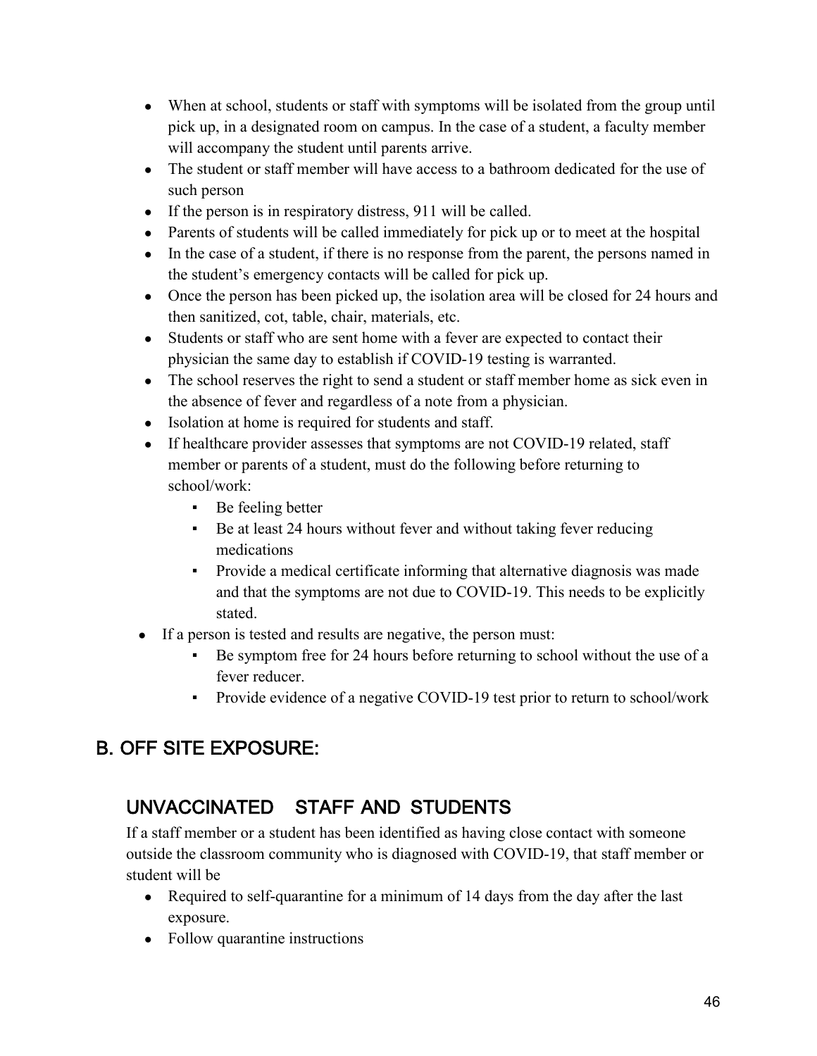- When at school, students or staff with symptoms will be isolated from the group until pick up, in a designated room on campus. In the case of a student, a faculty member will accompany the student until parents arrive.
- The student or staff member will have access to a bathroom dedicated for the use of such person
- If the person is in respiratory distress, 911 will be called.
- Parents of students will be called immediately for pick up or to meet at the hospital
- In the case of a student, if there is no response from the parent, the persons named in the student's emergency contacts will be called for pick up.
- Once the person has been picked up, the isolation area will be closed for 24 hours and then sanitized, cot, table, chair, materials, etc.
- Students or staff who are sent home with a fever are expected to contact their physician the same day to establish if COVID-19 testing is warranted.
- The school reserves the right to send a student or staff member home as sick even in the absence of fever and regardless of a note from a physician.
- Isolation at home is required for students and staff.
- If healthcare provider assesses that symptoms are not COVID-19 related, staff member or parents of a student, must do the following before returning to school/work:
    - Be feeling better
    - Be at least 24 hours without fever and without taking fever reducing medications
    - Provide a medical certificate informing that alternative diagnosis was made and that the symptoms are not due to COVID-19. This needs to be explicitly stated.
- If a person is tested and results are negative, the person must:
    - Be symptom free for 24 hours before returning to school without the use of a fever reducer.
    - Provide evidence of a negative COVID-19 test prior to return to school/work

## B. OFF SITE EXPOSURE:

### UNVACCINATED STAFF AND STUDENTS

If a staff member or a student has been identified as having close contact with someone outside the classroom community who is diagnosed with COVID-19, that staff member or student will be

- Required to self-quarantine for a minimum of 14 days from the day after the last exposure.
- Follow quarantine instructions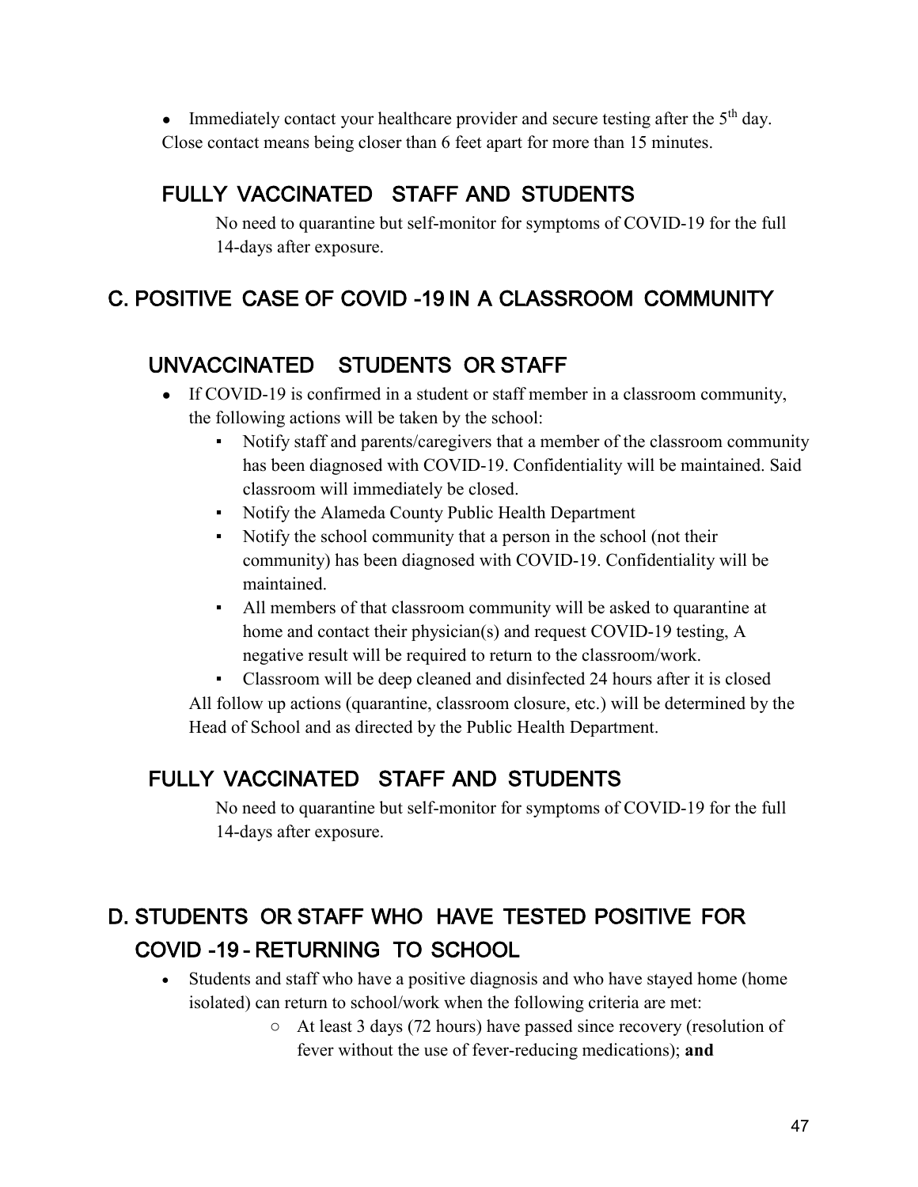- Immediately contact your healthcare provider and secure testing after the 5th day.

Close contact means being closer than 6 feet apart for more than 15 minutes.

### FULLY VACCINATED STAFF AND STUDENTS

No need to quarantine but self-monitor for symptoms of COVID-19 for the full 14-days after exposure.

## C. POSITIVE CASE OF COVID -19 IN A CLASSROOM COMMUNITY

### UNVACCINATED STUDENTS OR STAFF

- If COVID-19 is confirmed in a student or staff member in a classroom community, the following actions will be taken by the school:
  - Notify staff and parents/caregivers that a member of the classroom community has been diagnosed with COVID-19. Confidentiality will be maintained. Said classroom will immediately be closed.
  - Notify the Alameda County Public Health Department
  - Notify the school community that a person in the school (not their community) has been diagnosed with COVID-19. Confidentiality will be maintained.
  - All members of that classroom community will be asked to quarantine at home and contact their physician(s) and request COVID-19 testing, A negative result will be required to return to the classroom/work.
  - Classroom will be deep cleaned and disinfected 24 hours after it is closed

  All follow up actions (quarantine, classroom closure, etc.) will be determined by the Head of School and as directed by the Public Health Department.

### FULLY VACCINATED STAFF AND STUDENTS

No need to quarantine but self-monitor for symptoms of COVID-19 for the full 14-days after exposure.

## D. STUDENTS OR STAFF WHO HAVE TESTED POSITIVE FOR COVID -19 - RETURNING TO SCHOOL

- Students and staff who have a positive diagnosis and who have stayed home (home isolated) can return to school/work when the following criteria are met:
  - At least 3 days (72 hours) have passed since recovery (resolution of fever without the use of fever-reducing medications); **and**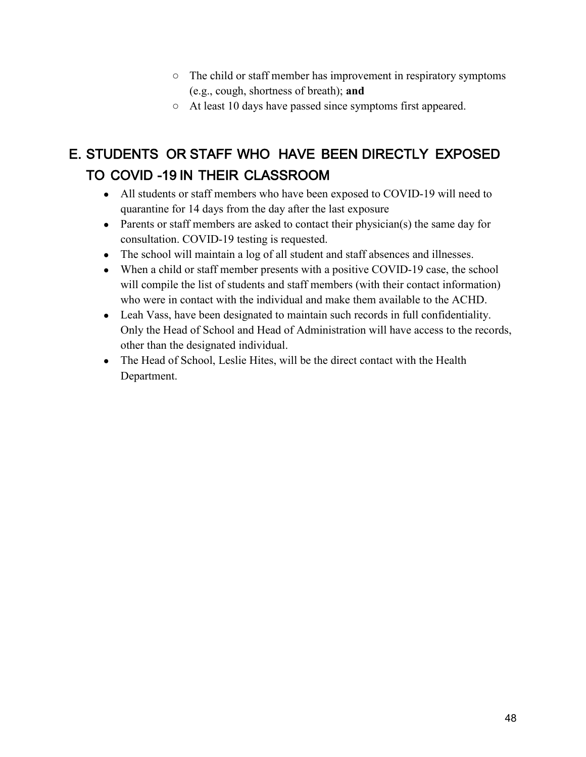- The child or staff member has improvement in respiratory symptoms (e.g., cough, shortness of breath); **and**
  - At least 10 days have passed since symptoms first appeared.

## E. STUDENTS OR STAFF WHO HAVE BEEN DIRECTLY EXPOSED TO COVID -19 IN THEIR CLASSROOM

- All students or staff members who have been exposed to COVID-19 will need to quarantine for 14 days from the day after the last exposure
- Parents or staff members are asked to contact their physician(s) the same day for consultation. COVID-19 testing is requested.
- The school will maintain a log of all student and staff absences and illnesses.
- When a child or staff member presents with a positive COVID-19 case, the school will compile the list of students and staff members (with their contact information) who were in contact with the individual and make them available to the ACHD.
- Leah Vass, have been designated to maintain such records in full confidentiality. Only the Head of School and Head of Administration will have access to the records, other than the designated individual.
- The Head of School, Leslie Hites, will be the direct contact with the Health Department.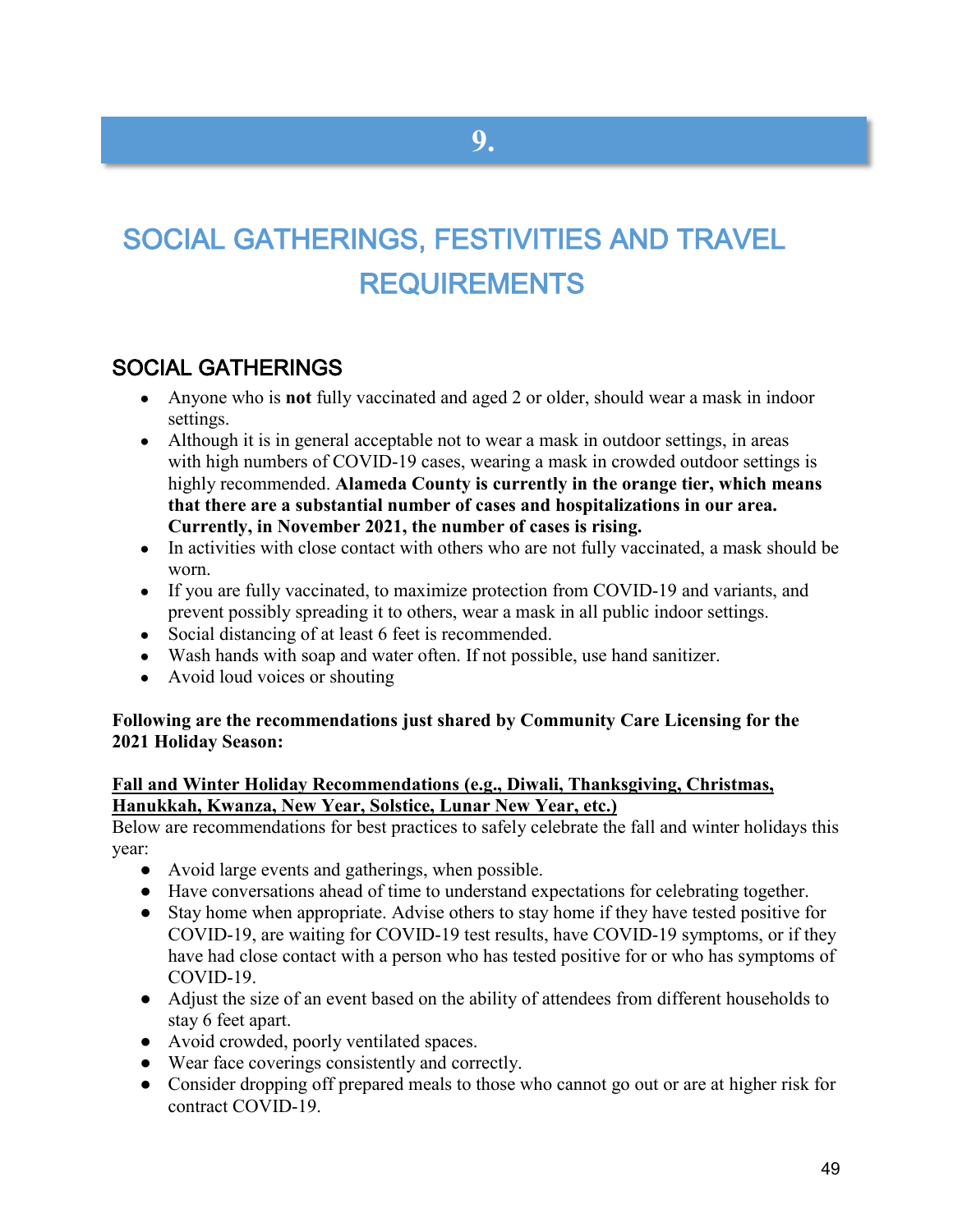# 9.

# SOCIAL GATHERINGS, FESTIVITIES AND TRAVEL REQUIREMENTS

## SOCIAL GATHERINGS

- Anyone who is **not** fully vaccinated and aged 2 or older, should wear a mask in indoor settings.
- Although it is in general acceptable not to wear a mask in outdoor settings, in areas with high numbers of COVID-19 cases, wearing a mask in crowded outdoor settings is highly recommended. **Alameda County is currently in the orange tier, which means that there are a substantial number of cases and hospitalizations in our area. Currently, in November 2021, the number of cases is rising.**
- In activities with close contact with others who are not fully vaccinated, a mask should be worn.
- If you are fully vaccinated, to maximize protection from COVID-19 and variants, and prevent possibly spreading it to others, wear a mask in all public indoor settings.
- Social distancing of at least 6 feet is recommended.
- Wash hands with soap and water often. If not possible, use hand sanitizer.
- Avoid loud voices or shouting

**Following are the recommendations just shared by Community Care Licensing for the 2021 Holiday Season:**

**<u>Fall and Winter Holiday Recommendations (e.g., Diwali, Thanksgiving, Christmas, Hanukkah, Kwanza, New Year, Solstice, Lunar New Year, etc.)</u>**

Below are recommendations for best practices to safely celebrate the fall and winter holidays this year:

- Avoid large events and gatherings, when possible.
- Have conversations ahead of time to understand expectations for celebrating together.
- Stay home when appropriate. Advise others to stay home if they have tested positive for COVID-19, are waiting for COVID-19 test results, have COVID-19 symptoms, or if they have had close contact with a person who has tested positive for or who has symptoms of COVID-19.
- Adjust the size of an event based on the ability of attendees from different households to stay 6 feet apart.
- Avoid crowded, poorly ventilated spaces.
- Wear face coverings consistently and correctly.
- Consider dropping off prepared meals to those who cannot go out or are at higher risk for contract COVID-19.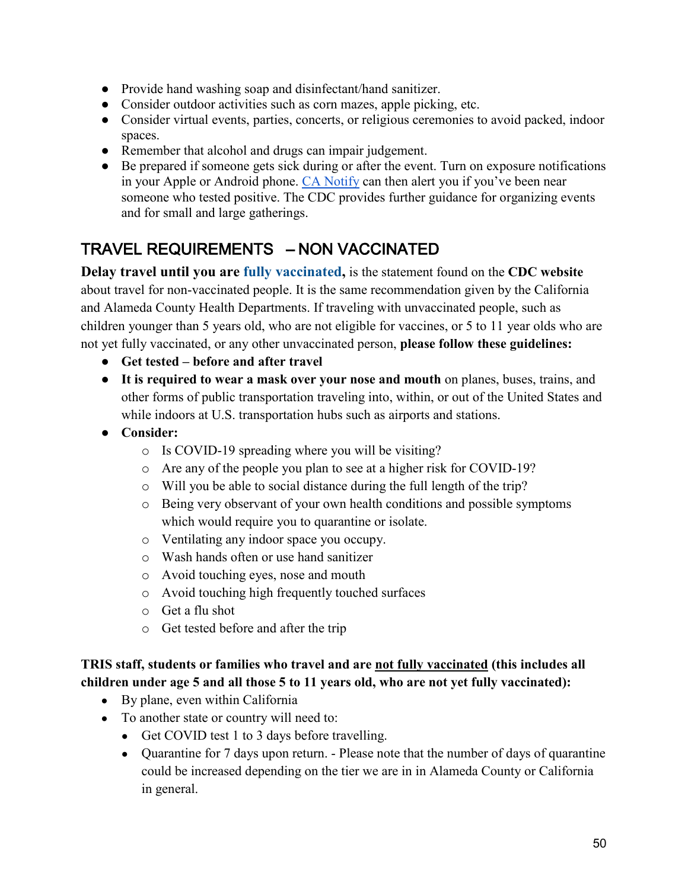- Provide hand washing soap and disinfectant/hand sanitizer.
- Consider outdoor activities such as corn mazes, apple picking, etc.
- Consider virtual events, parties, concerts, or religious ceremonies to avoid packed, indoor spaces.
- Remember that alcohol and drugs can impair judgement.
- Be prepared if someone gets sick during or after the event. Turn on exposure notifications in your Apple or Android phone. [CA Notify]() can then alert you if you've been near someone who tested positive. The CDC provides further guidance for organizing events and for small and large gatherings.

## TRAVEL REQUIREMENTS – NON VACCINATED

**Delay travel until you are fully vaccinated,** is the statement found on the **CDC website** about travel for non-vaccinated people. It is the same recommendation given by the California and Alameda County Health Departments. If traveling with unvaccinated people, such as children younger than 5 years old, who are not eligible for vaccines, or 5 to 11 year olds who are not yet fully vaccinated, or any other unvaccinated person, **please follow these guidelines:**

- **Get tested – before and after travel**
- **It is required to wear a mask over your nose and mouth** on planes, buses, trains, and other forms of public transportation traveling into, within, or out of the United States and while indoors at U.S. transportation hubs such as airports and stations.
- **Consider:**
  - Is COVID-19 spreading where you will be visiting?
  - Are any of the people you plan to see at a higher risk for COVID-19?
  - Will you be able to social distance during the full length of the trip?
  - Being very observant of your own health conditions and possible symptoms which would require you to quarantine or isolate.
  - Ventilating any indoor space you occupy.
  - Wash hands often or use hand sanitizer
  - Avoid touching eyes, nose and mouth
  - Avoid touching high frequently touched surfaces
  - Get a flu shot
  - Get tested before and after the trip

**TRIS staff, students or families who travel and are not fully vaccinated (this includes all children under age 5 and all those 5 to 11 years old, who are not yet fully vaccinated):**

- By plane, even within California
- To another state or country will need to:
  - Get COVID test 1 to 3 days before travelling.
  - Quarantine for 7 days upon return. - Please note that the number of days of quarantine could be increased depending on the tier we are in in Alameda County or California in general.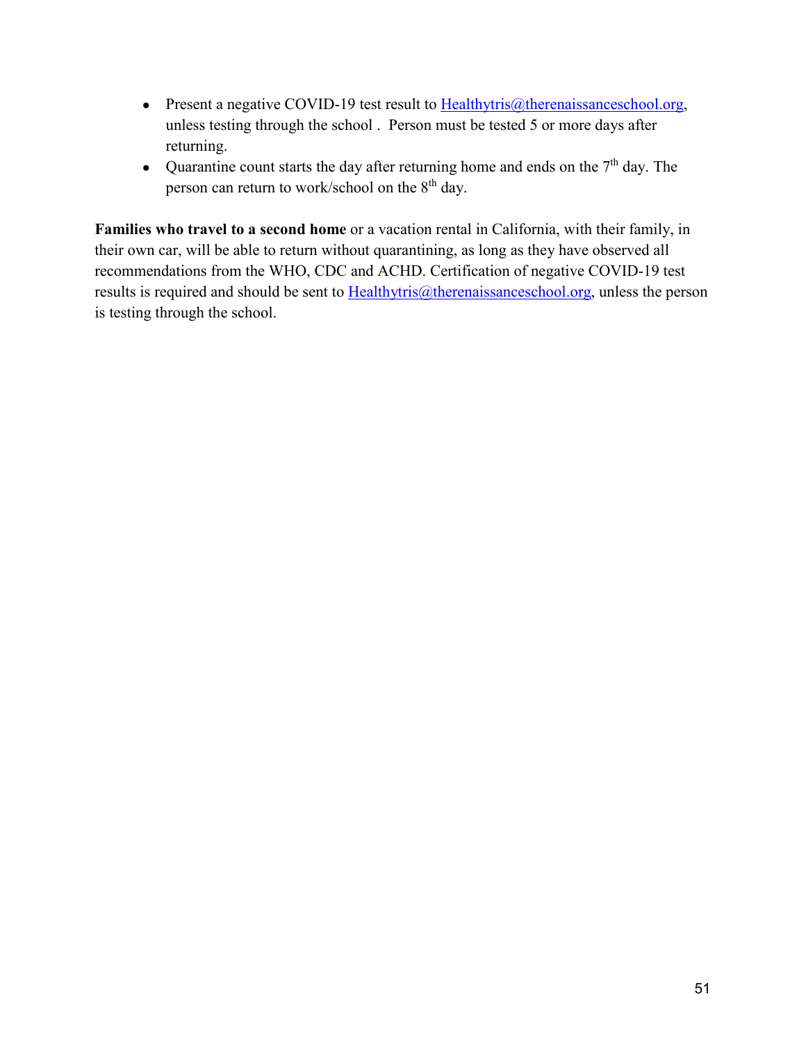- Present a negative COVID-19 test result to Healthytris@therenaissanceschool.org, unless testing through the school . Person must be tested 5 or more days after returning.
- Quarantine count starts the day after returning home and ends on the 7th day. The person can return to work/school on the 8th day.

**Families who travel to a second home** or a vacation rental in California, with their family, in their own car, will be able to return without quarantining, as long as they have observed all recommendations from the WHO, CDC and ACHD. Certification of negative COVID-19 test results is required and should be sent to Healthytris@therenaissanceschool.org, unless the person is testing through the school.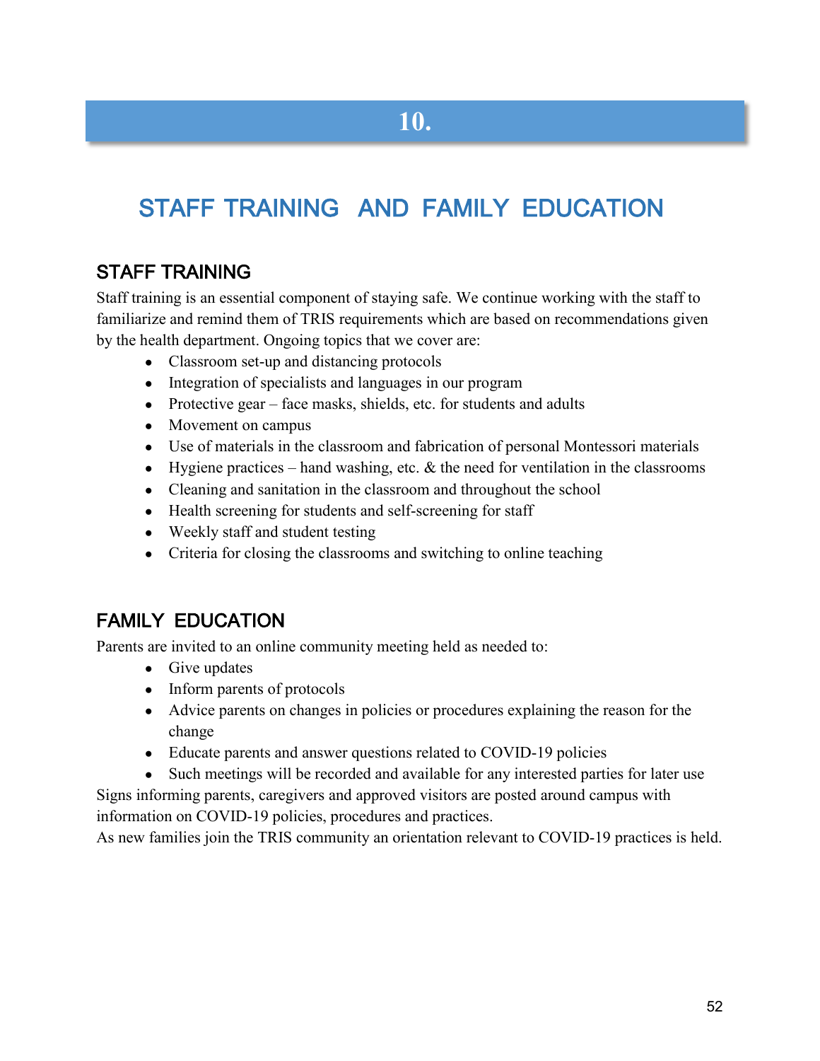# 10.

# STAFF TRAINING AND FAMILY EDUCATION

## STAFF TRAINING

Staff training is an essential component of staying safe. We continue working with the staff to familiarize and remind them of TRIS requirements which are based on recommendations given by the health department. Ongoing topics that we cover are:

- Classroom set-up and distancing protocols
- Integration of specialists and languages in our program
- Protective gear – face masks, shields, etc. for students and adults
- Movement on campus
- Use of materials in the classroom and fabrication of personal Montessori materials
- Hygiene practices – hand washing, etc. & the need for ventilation in the classrooms
- Cleaning and sanitation in the classroom and throughout the school
- Health screening for students and self-screening for staff
- Weekly staff and student testing
- Criteria for closing the classrooms and switching to online teaching

## FAMILY EDUCATION

Parents are invited to an online community meeting held as needed to:

- Give updates
- Inform parents of protocols
- Advice parents on changes in policies or procedures explaining the reason for the change
- Educate parents and answer questions related to COVID-19 policies
- Such meetings will be recorded and available for any interested parties for later use

Signs informing parents, caregivers and approved visitors are posted around campus with information on COVID-19 policies, procedures and practices.

As new families join the TRIS community an orientation relevant to COVID-19 practices is held.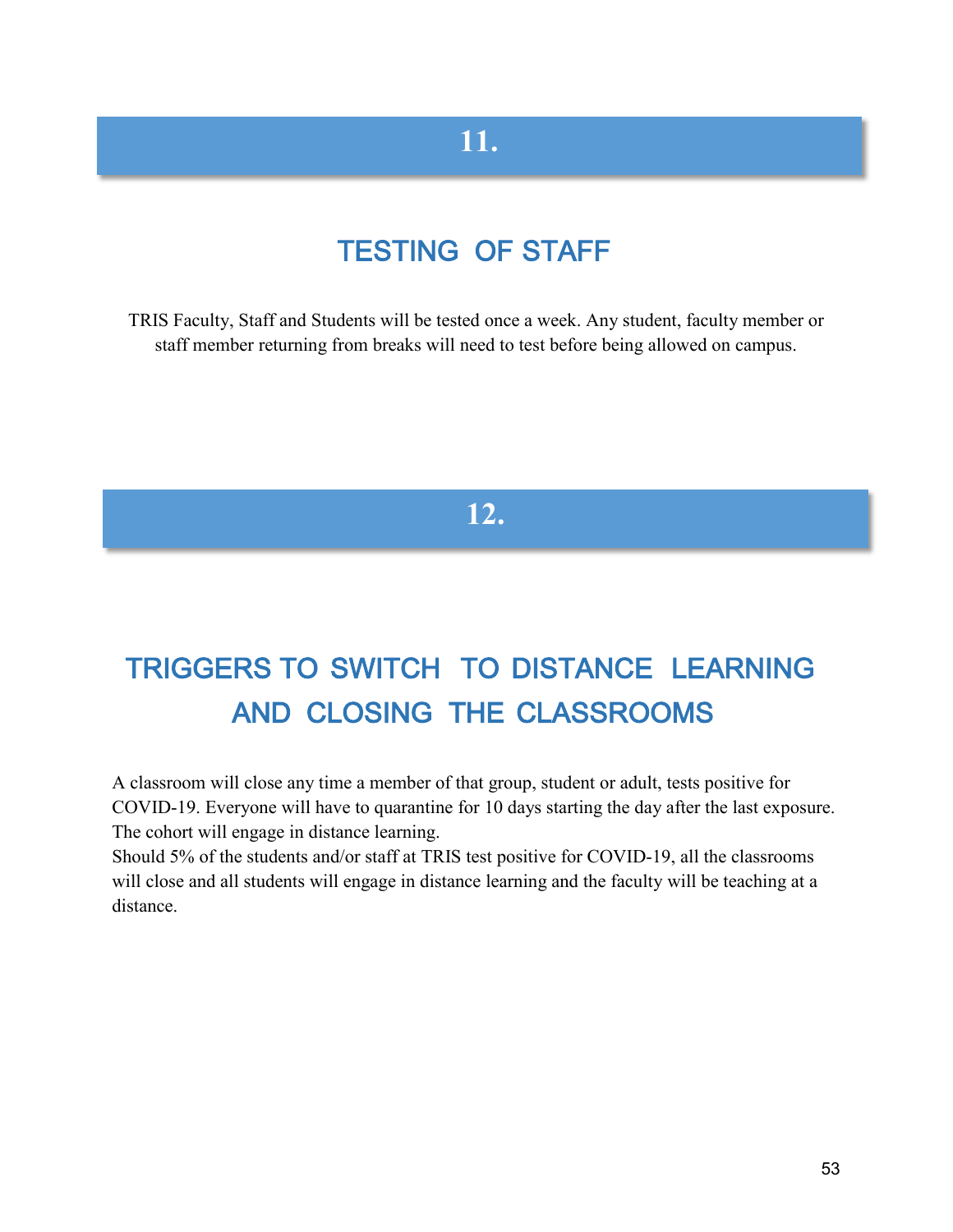# 11.

## TESTING OF STAFF

TRIS Faculty, Staff and Students will be tested once a week. Any student, faculty member or staff member returning from breaks will need to test before being allowed on campus.

# 12.

## TRIGGERS TO SWITCH TO DISTANCE LEARNING AND CLOSING THE CLASSROOMS

A classroom will close any time a member of that group, student or adult, tests positive for COVID-19. Everyone will have to quarantine for 10 days starting the day after the last exposure. The cohort will engage in distance learning.

Should 5% of the students and/or staff at TRIS test positive for COVID-19, all the classrooms will close and all students will engage in distance learning and the faculty will be teaching at a distance.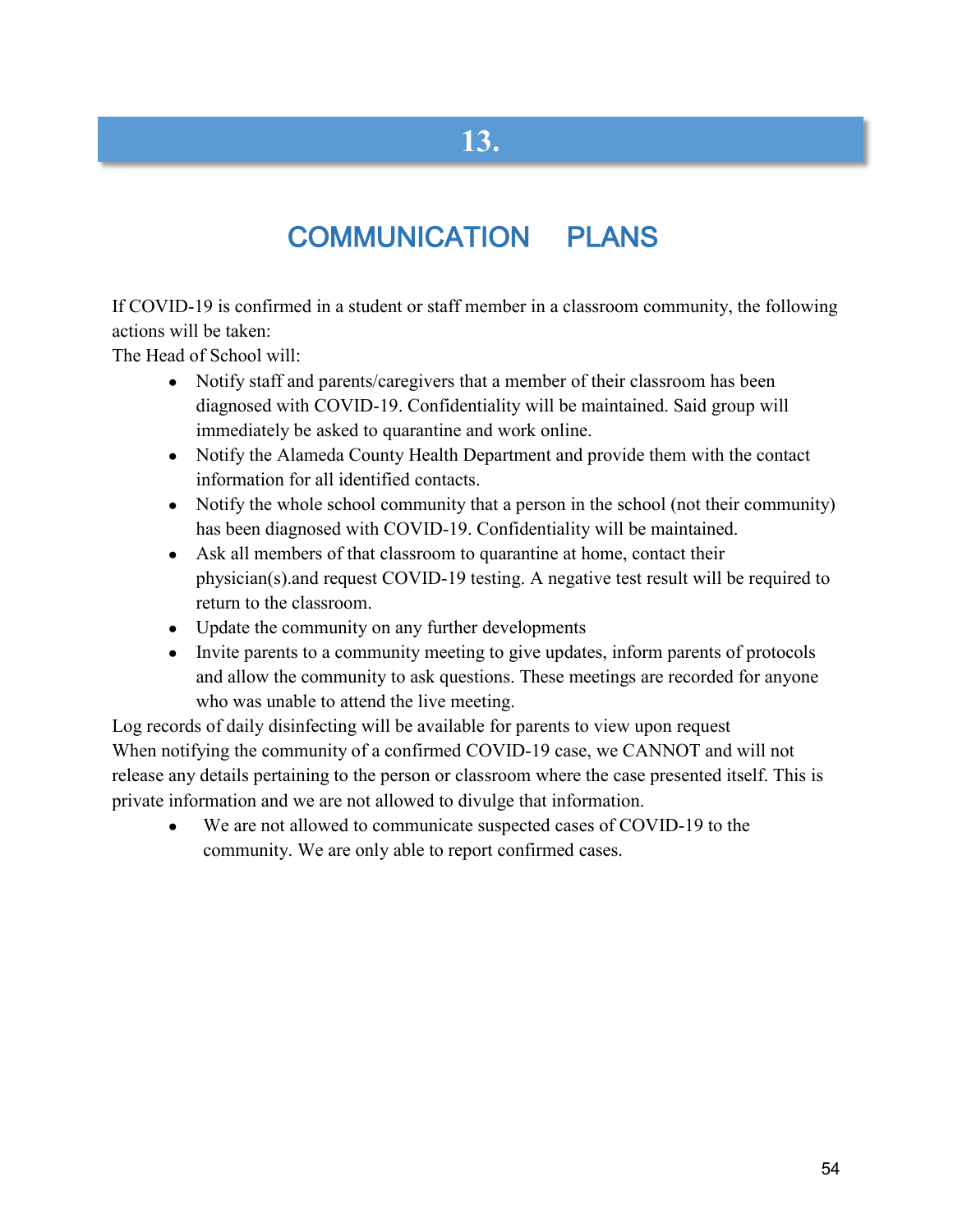# 13.

## COMMUNICATION PLANS

If COVID-19 is confirmed in a student or staff member in a classroom community, the following actions will be taken:

The Head of School will:

- Notify staff and parents/caregivers that a member of their classroom has been diagnosed with COVID-19. Confidentiality will be maintained. Said group will immediately be asked to quarantine and work online.
- Notify the Alameda County Health Department and provide them with the contact information for all identified contacts.
- Notify the whole school community that a person in the school (not their community) has been diagnosed with COVID-19. Confidentiality will be maintained.
- Ask all members of that classroom to quarantine at home, contact their physician(s).and request COVID-19 testing. A negative test result will be required to return to the classroom.
- Update the community on any further developments
- Invite parents to a community meeting to give updates, inform parents of protocols and allow the community to ask questions. These meetings are recorded for anyone who was unable to attend the live meeting.

Log records of daily disinfecting will be available for parents to view upon request

When notifying the community of a confirmed COVID-19 case, we CANNOT and will not release any details pertaining to the person or classroom where the case presented itself. This is private information and we are not allowed to divulge that information.

- We are not allowed to communicate suspected cases of COVID-19 to the community. We are only able to report confirmed cases.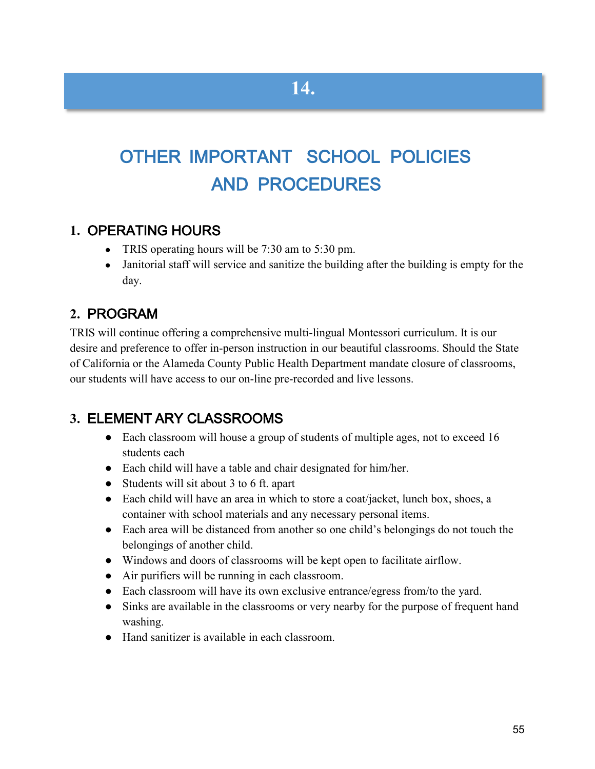# 14.

# OTHER IMPORTANT SCHOOL POLICIES AND PROCEDURES

## 1. OPERATING HOURS

- TRIS operating hours will be 7:30 am to 5:30 pm.
- Janitorial staff will service and sanitize the building after the building is empty for the day.

## 2. PROGRAM

TRIS will continue offering a comprehensive multi-lingual Montessori curriculum. It is our desire and preference to offer in-person instruction in our beautiful classrooms. Should the State of California or the Alameda County Public Health Department mandate closure of classrooms, our students will have access to our on-line pre-recorded and live lessons.

## 3. ELEMENT ARY CLASSROOMS

- Each classroom will house a group of students of multiple ages, not to exceed 16 students each
- Each child will have a table and chair designated for him/her.
- Students will sit about 3 to 6 ft. apart
- Each child will have an area in which to store a coat/jacket, lunch box, shoes, a container with school materials and any necessary personal items.
- Each area will be distanced from another so one child's belongings do not touch the belongings of another child.
- Windows and doors of classrooms will be kept open to facilitate airflow.
- Air purifiers will be running in each classroom.
- Each classroom will have its own exclusive entrance/egress from/to the yard.
- Sinks are available in the classrooms or very nearby for the purpose of frequent hand washing.
- Hand sanitizer is available in each classroom.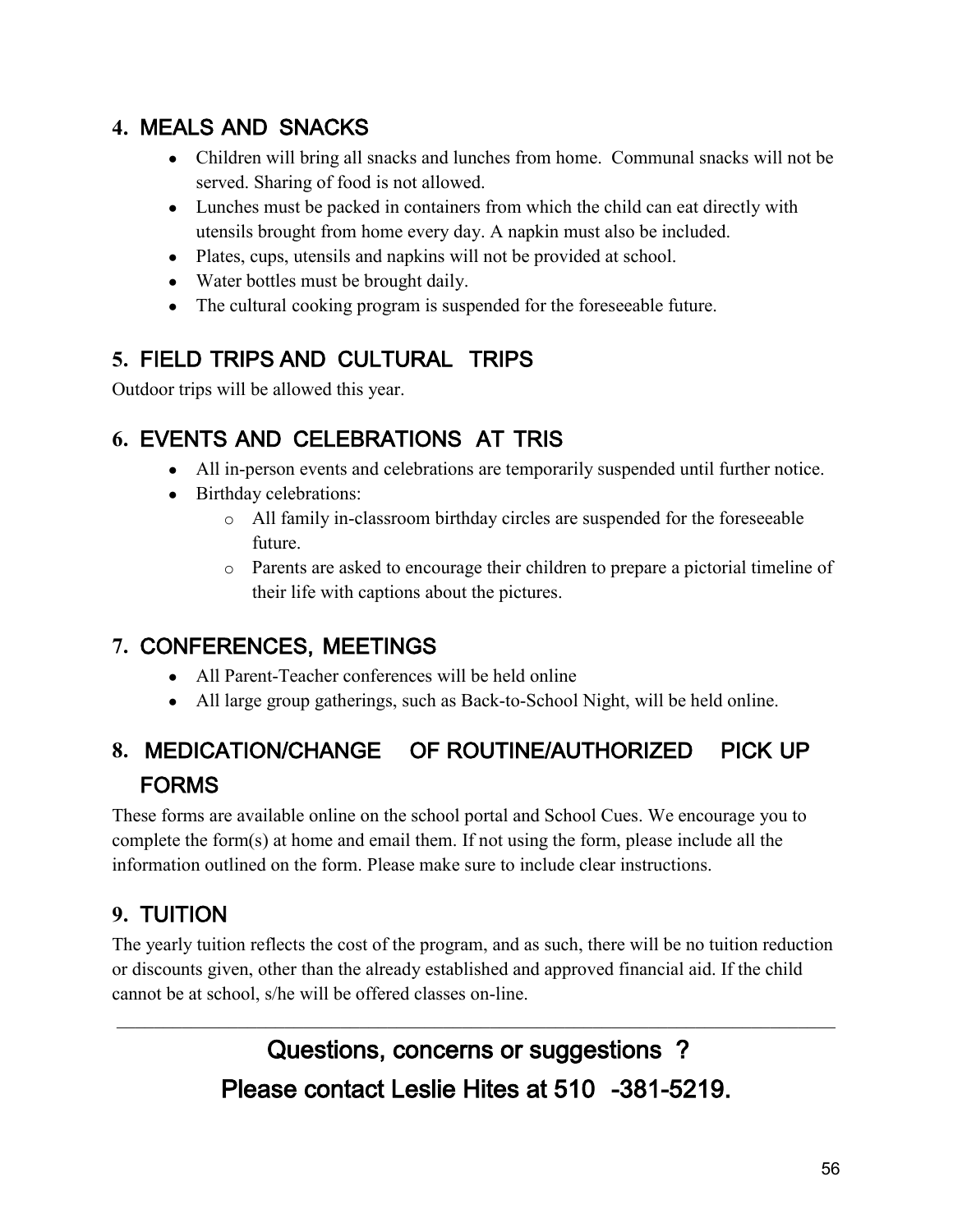## 4. MEALS AND SNACKS

- Children will bring all snacks and lunches from home. Communal snacks will not be served. Sharing of food is not allowed.
- Lunches must be packed in containers from which the child can eat directly with utensils brought from home every day. A napkin must also be included.
- Plates, cups, utensils and napkins will not be provided at school.
- Water bottles must be brought daily.
- The cultural cooking program is suspended for the foreseeable future.

## 5. FIELD TRIPS AND CULTURAL TRIPS

Outdoor trips will be allowed this year.

## 6. EVENTS AND CELEBRATIONS AT TRIS

- All in-person events and celebrations are temporarily suspended until further notice.
- Birthday celebrations:
  - All family in-classroom birthday circles are suspended for the foreseeable future.
  - Parents are asked to encourage their children to prepare a pictorial timeline of their life with captions about the pictures.

## 7. CONFERENCES, MEETINGS

- All Parent-Teacher conferences will be held online
- All large group gatherings, such as Back-to-School Night, will be held online.

## 8. MEDICATION/CHANGE OF ROUTINE/AUTHORIZED PICK UP FORMS

These forms are available online on the school portal and School Cues. We encourage you to complete the form(s) at home and email them. If not using the form, please include all the information outlined on the form. Please make sure to include clear instructions.

## 9. TUITION

The yearly tuition reflects the cost of the program, and as such, there will be no tuition reduction or discounts given, other than the already established and approved financial aid. If the child cannot be at school, s/he will be offered classes on-line.

---

## Questions, concerns or suggestions ?

## Please contact Leslie Hites at 510 -381-5219.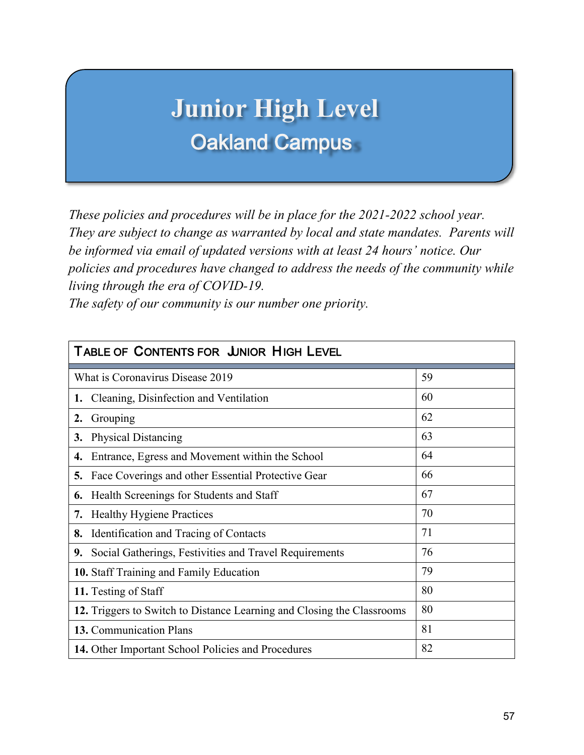# Junior High Level

## Oakland Campus

*These policies and procedures will be in place for the 2021-2022 school year. They are subject to change as warranted by local and state mandates. Parents will be informed via email of updated versions with at least 24 hours' notice. Our policies and procedures have changed to address the needs of the community while living through the era of COVID-19.*
*The safety of our community is our number one priority.*

| TABLE OF CONTENTS FOR JUNIOR HIGH LEVEL | |
|---|---|
| What is Coronavirus Disease 2019 | 59 |
| **1.** Cleaning, Disinfection and Ventilation | 60 |
| **2.** Grouping | 62 |
| **3.** Physical Distancing | 63 |
| **4.** Entrance, Egress and Movement within the School | 64 |
| **5.** Face Coverings and other Essential Protective Gear | 66 |
| **6.** Health Screenings for Students and Staff | 67 |
| **7.** Healthy Hygiene Practices | 70 |
| **8.** Identification and Tracing of Contacts | 71 |
| **9.** Social Gatherings, Festivities and Travel Requirements | 76 |
| **10.** Staff Training and Family Education | 79 |
| **11.** Testing of Staff | 80 |
| **12.** Triggers to Switch to Distance Learning and Closing the Classrooms | 80 |
| **13.** Communication Plans | 81 |
| **14.** Other Important School Policies and Procedures | 82 |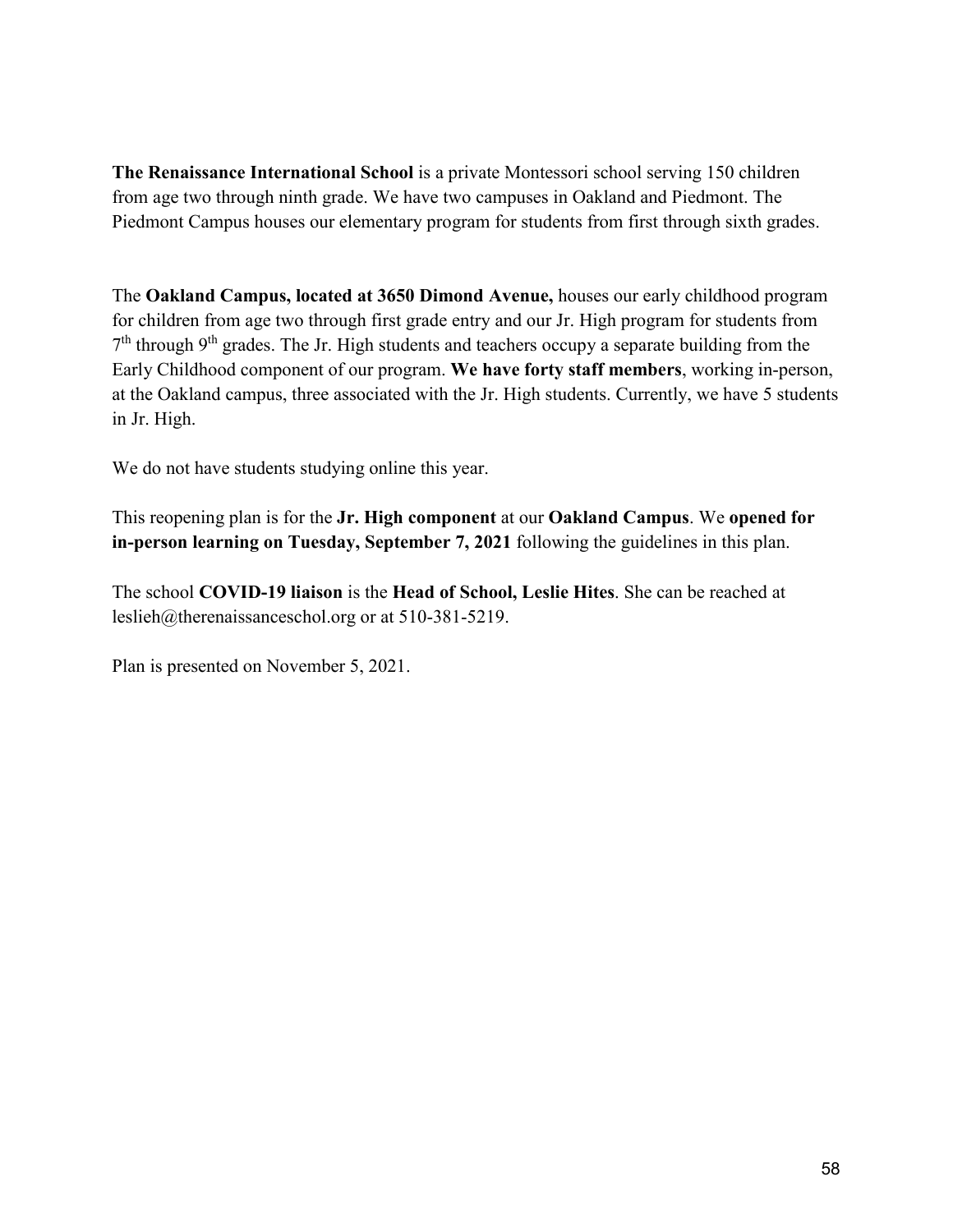**The Renaissance International School** is a private Montessori school serving 150 children from age two through ninth grade. We have two campuses in Oakland and Piedmont. The Piedmont Campus houses our elementary program for students from first through sixth grades.

The **Oakland Campus, located at 3650 Dimond Avenue,** houses our early childhood program for children from age two through first grade entry and our Jr. High program for students from 7th through 9th grades. The Jr. High students and teachers occupy a separate building from the Early Childhood component of our program. **We have forty staff members**, working in-person, at the Oakland campus, three associated with the Jr. High students. Currently, we have 5 students in Jr. High.

We do not have students studying online this year.

This reopening plan is for the **Jr. High component** at our **Oakland Campus**. We **opened for in-person learning on Tuesday, September 7, 2021** following the guidelines in this plan.

The school **COVID-19 liaison** is the **Head of School, Leslie Hites**. She can be reached at leslieh@therenaissanceschol.org or at 510-381-5219.

Plan is presented on November 5, 2021.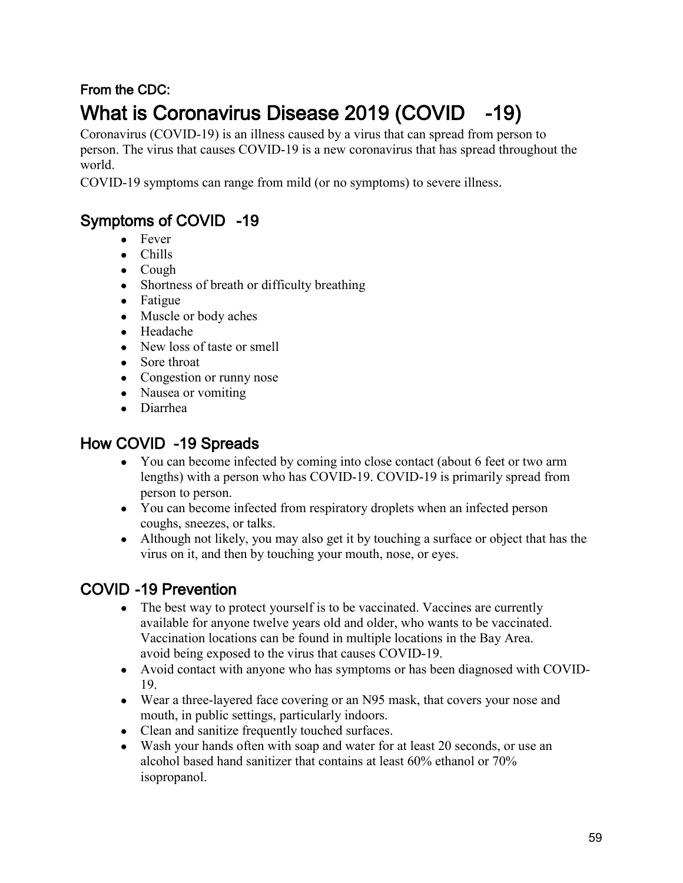**From the CDC:**

# What is Coronavirus Disease 2019 (COVID -19)

Coronavirus (COVID-19) is an illness caused by a virus that can spread from person to person. The virus that causes COVID-19 is a new coronavirus that has spread throughout the world.

COVID-19 symptoms can range from mild (or no symptoms) to severe illness.

## Symptoms of COVID -19

- Fever
- Chills
- Cough
- Shortness of breath or difficulty breathing
- Fatigue
- Muscle or body aches
- Headache
- New loss of taste or smell
- Sore throat
- Congestion or runny nose
- Nausea or vomiting
- Diarrhea

## How COVID -19 Spreads

- You can become infected by coming into close contact (about 6 feet or two arm lengths) with a person who has COVID-19. COVID-19 is primarily spread from person to person.
- You can become infected from respiratory droplets when an infected person coughs, sneezes, or talks.
- Although not likely, you may also get it by touching a surface or object that has the virus on it, and then by touching your mouth, nose, or eyes.

## COVID -19 Prevention

- The best way to protect yourself is to be vaccinated. Vaccines are currently available for anyone twelve years old and older, who wants to be vaccinated. Vaccination locations can be found in multiple locations in the Bay Area. avoid being exposed to the virus that causes COVID-19.
- Avoid contact with anyone who has symptoms or has been diagnosed with COVID-19.
- Wear a three-layered face covering or an N95 mask, that covers your nose and mouth, in public settings, particularly indoors.
- Clean and sanitize frequently touched surfaces.
- Wash your hands often with soap and water for at least 20 seconds, or use an alcohol based hand sanitizer that contains at least 60% ethanol or 70% isopropanol.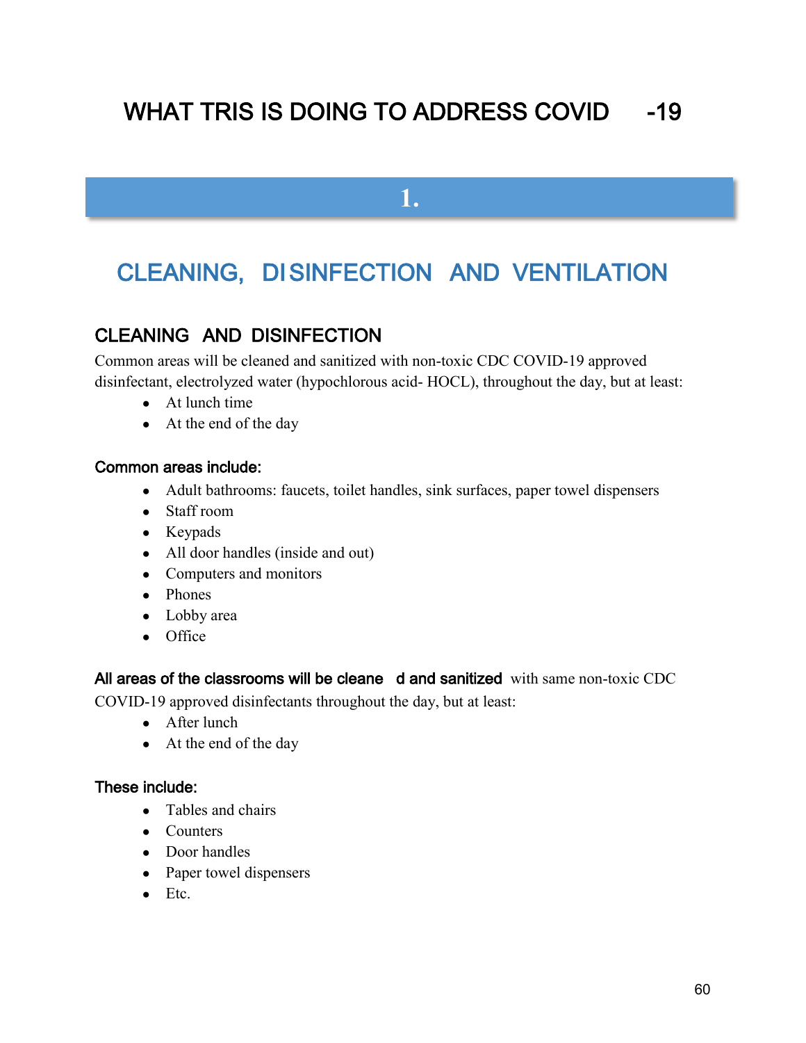# WHAT TRIS IS DOING TO ADDRESS COVID-19

## 1.

## CLEANING, DISINFECTION AND VENTILATION

### CLEANING AND DISINFECTION

Common areas will be cleaned and sanitized with non-toxic CDC COVID-19 approved disinfectant, electrolyzed water (hypochlorous acid- HOCL), throughout the day, but at least:

- At lunch time
- At the end of the day

**Common areas include:**

- Adult bathrooms: faucets, toilet handles, sink surfaces, paper towel dispensers
- Staff room
- Keypads
- All door handles (inside and out)
- Computers and monitors
- Phones
- Lobby area
- Office

**All areas of the classrooms will be cleaned and sanitized** with same non-toxic CDC COVID-19 approved disinfectants throughout the day, but at least:

- After lunch
- At the end of the day

**These include:**

- Tables and chairs
- Counters
- Door handles
- Paper towel dispensers
- Etc.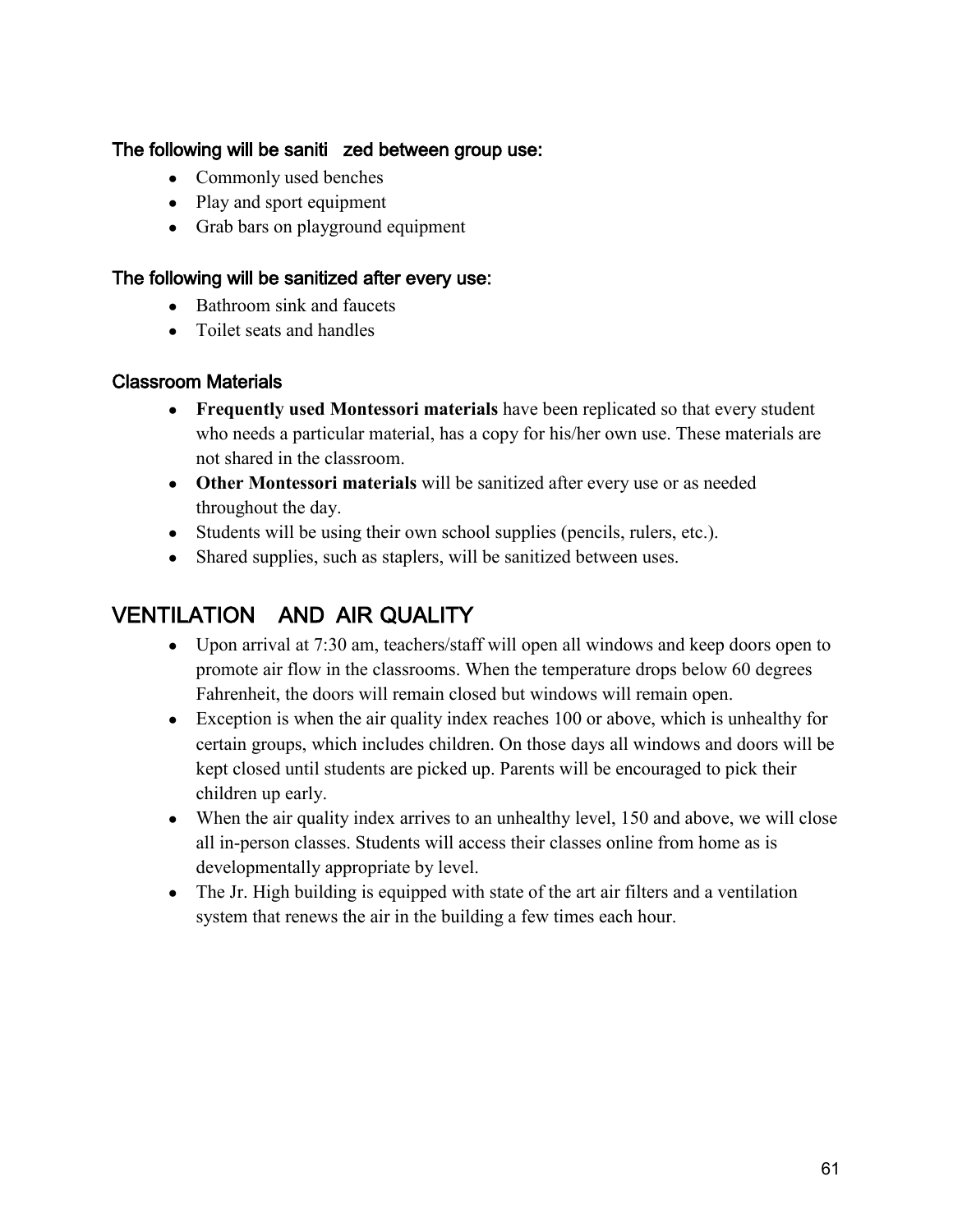### The following will be saniti  zed between group use:

- Commonly used benches
- Play and sport equipment
- Grab bars on playground equipment

### The following will be sanitized after every use:

- Bathroom sink and faucets
- Toilet seats and handles

### Classroom Materials

- **Frequently used Montessori materials** have been replicated so that every student who needs a particular material, has a copy for his/her own use. These materials are not shared in the classroom.
- **Other Montessori materials** will be sanitized after every use or as needed throughout the day.
- Students will be using their own school supplies (pencils, rulers, etc.).
- Shared supplies, such as staplers, will be sanitized between uses.

## VENTILATION  AND AIR QUALITY

- Upon arrival at 7:30 am, teachers/staff will open all windows and keep doors open to promote air flow in the classrooms. When the temperature drops below 60 degrees Fahrenheit, the doors will remain closed but windows will remain open.
- Exception is when the air quality index reaches 100 or above, which is unhealthy for certain groups, which includes children. On those days all windows and doors will be kept closed until students are picked up. Parents will be encouraged to pick their children up early.
- When the air quality index arrives to an unhealthy level, 150 and above, we will close all in-person classes. Students will access their classes online from home as is developmentally appropriate by level.
- The Jr. High building is equipped with state of the art air filters and a ventilation system that renews the air in the building a few times each hour.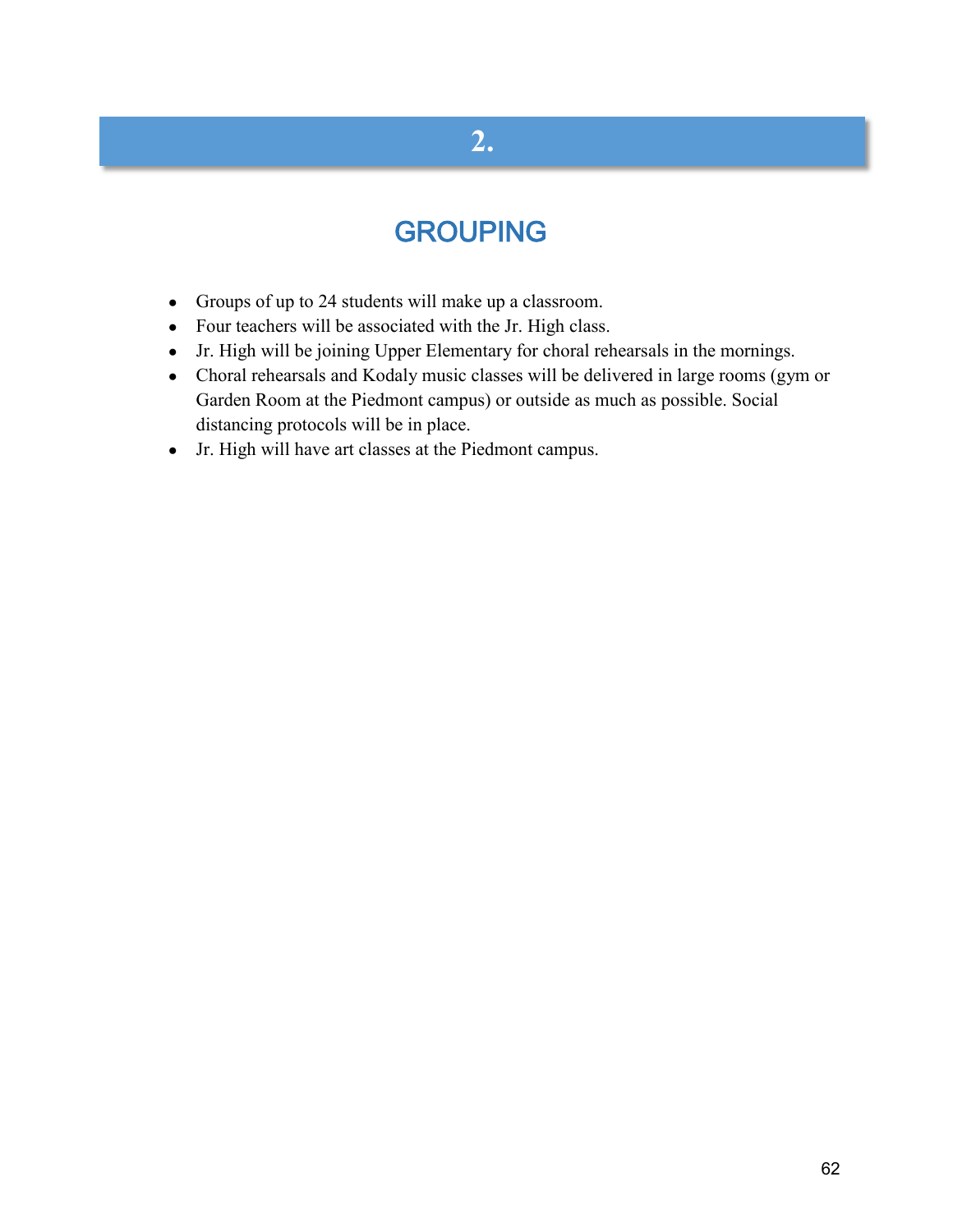## 2.

## GROUPING

- Groups of up to 24 students will make up a classroom.
- Four teachers will be associated with the Jr. High class.
- Jr. High will be joining Upper Elementary for choral rehearsals in the mornings.
- Choral rehearsals and Kodaly music classes will be delivered in large rooms (gym or Garden Room at the Piedmont campus) or outside as much as possible. Social distancing protocols will be in place.
- Jr. High will have art classes at the Piedmont campus.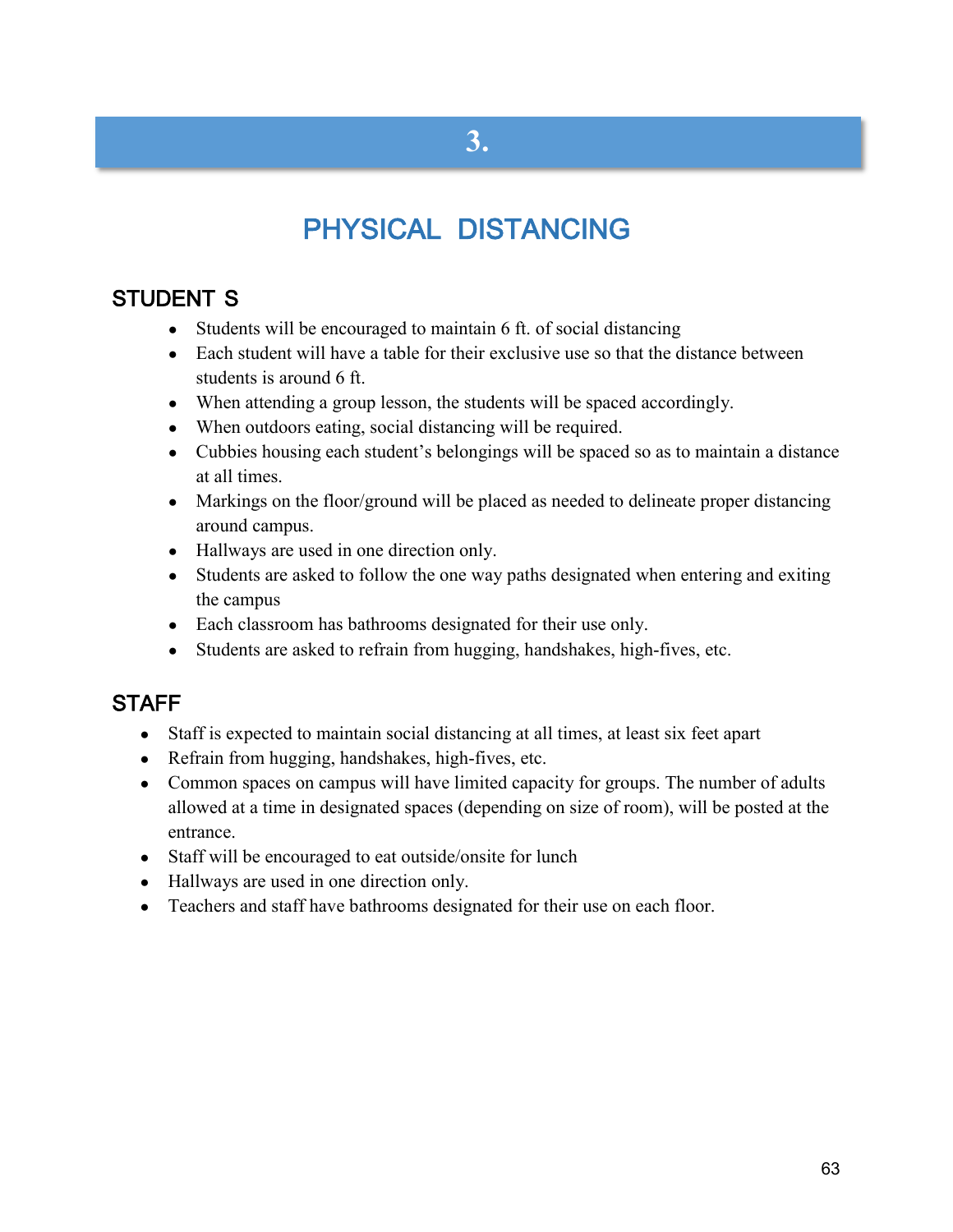# 3.

## PHYSICAL DISTANCING

### STUDENT S

- Students will be encouraged to maintain 6 ft. of social distancing
- Each student will have a table for their exclusive use so that the distance between students is around 6 ft.
- When attending a group lesson, the students will be spaced accordingly.
- When outdoors eating, social distancing will be required.
- Cubbies housing each student's belongings will be spaced so as to maintain a distance at all times.
- Markings on the floor/ground will be placed as needed to delineate proper distancing around campus.
- Hallways are used in one direction only.
- Students are asked to follow the one way paths designated when entering and exiting the campus
- Each classroom has bathrooms designated for their use only.
- Students are asked to refrain from hugging, handshakes, high-fives, etc.

### STAFF

- Staff is expected to maintain social distancing at all times, at least six feet apart
- Refrain from hugging, handshakes, high-fives, etc.
- Common spaces on campus will have limited capacity for groups. The number of adults allowed at a time in designated spaces (depending on size of room), will be posted at the entrance.
- Staff will be encouraged to eat outside/onsite for lunch
- Hallways are used in one direction only.
- Teachers and staff have bathrooms designated for their use on each floor.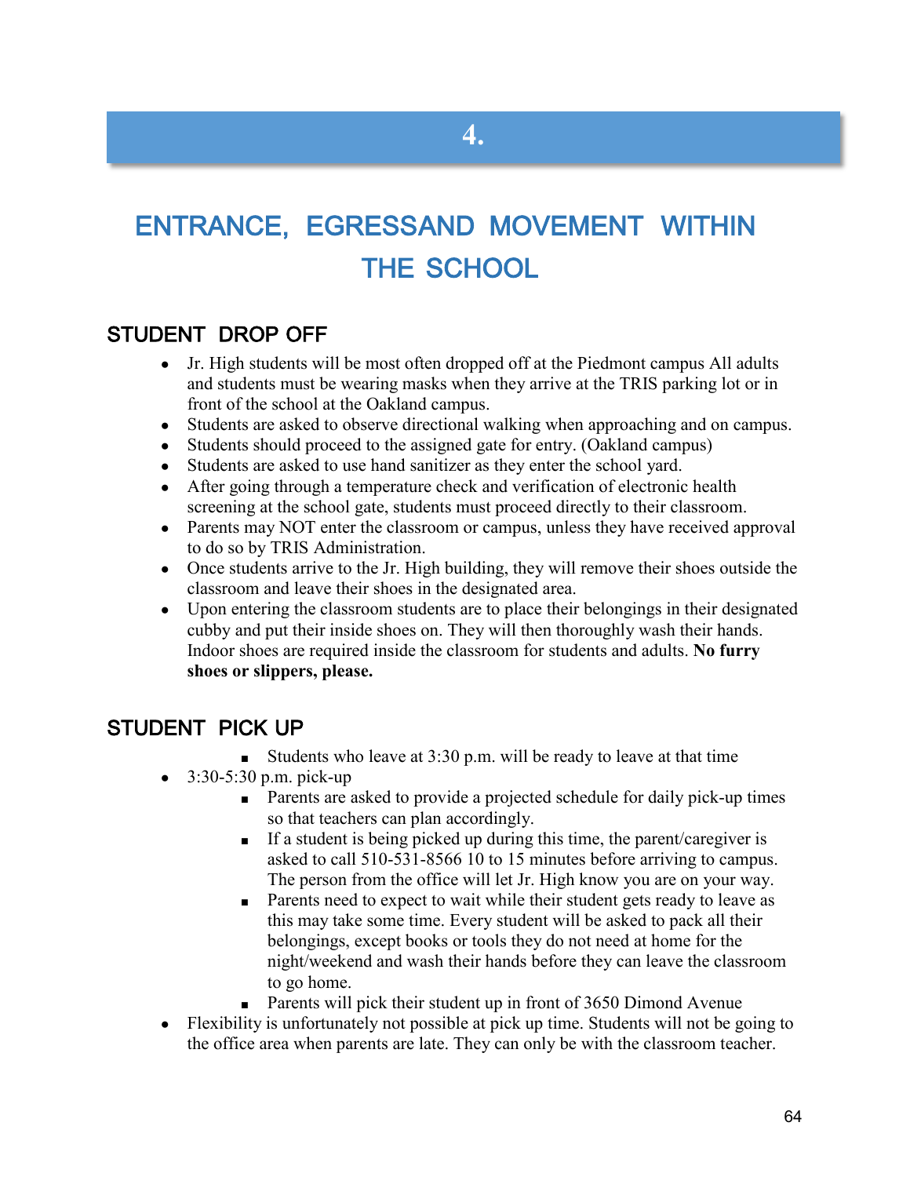# 4.

# ENTRANCE, EGRESSAND MOVEMENT WITHIN THE SCHOOL

## STUDENT DROP OFF

- Jr. High students will be most often dropped off at the Piedmont campus All adults and students must be wearing masks when they arrive at the TRIS parking lot or in front of the school at the Oakland campus.
- Students are asked to observe directional walking when approaching and on campus.
- Students should proceed to the assigned gate for entry. (Oakland campus)
- Students are asked to use hand sanitizer as they enter the school yard.
- After going through a temperature check and verification of electronic health screening at the school gate, students must proceed directly to their classroom.
- Parents may NOT enter the classroom or campus, unless they have received approval to do so by TRIS Administration.
- Once students arrive to the Jr. High building, they will remove their shoes outside the classroom and leave their shoes in the designated area.
- Upon entering the classroom students are to place their belongings in their designated cubby and put their inside shoes on. They will then thoroughly wash their hands. Indoor shoes are required inside the classroom for students and adults. **No furry shoes or slippers, please.**

## STUDENT PICK UP

  - Students who leave at 3:30 p.m. will be ready to leave at that time
- 3:30-5:30 p.m. pick-up
  - Parents are asked to provide a projected schedule for daily pick-up times so that teachers can plan accordingly.
  - If a student is being picked up during this time, the parent/caregiver is asked to call 510-531-8566 10 to 15 minutes before arriving to campus. The person from the office will let Jr. High know you are on your way.
  - Parents need to expect to wait while their student gets ready to leave as this may take some time. Every student will be asked to pack all their belongings, except books or tools they do not need at home for the night/weekend and wash their hands before they can leave the classroom to go home.
  - Parents will pick their student up in front of 3650 Dimond Avenue
- Flexibility is unfortunately not possible at pick up time. Students will not be going to the office area when parents are late. They can only be with the classroom teacher.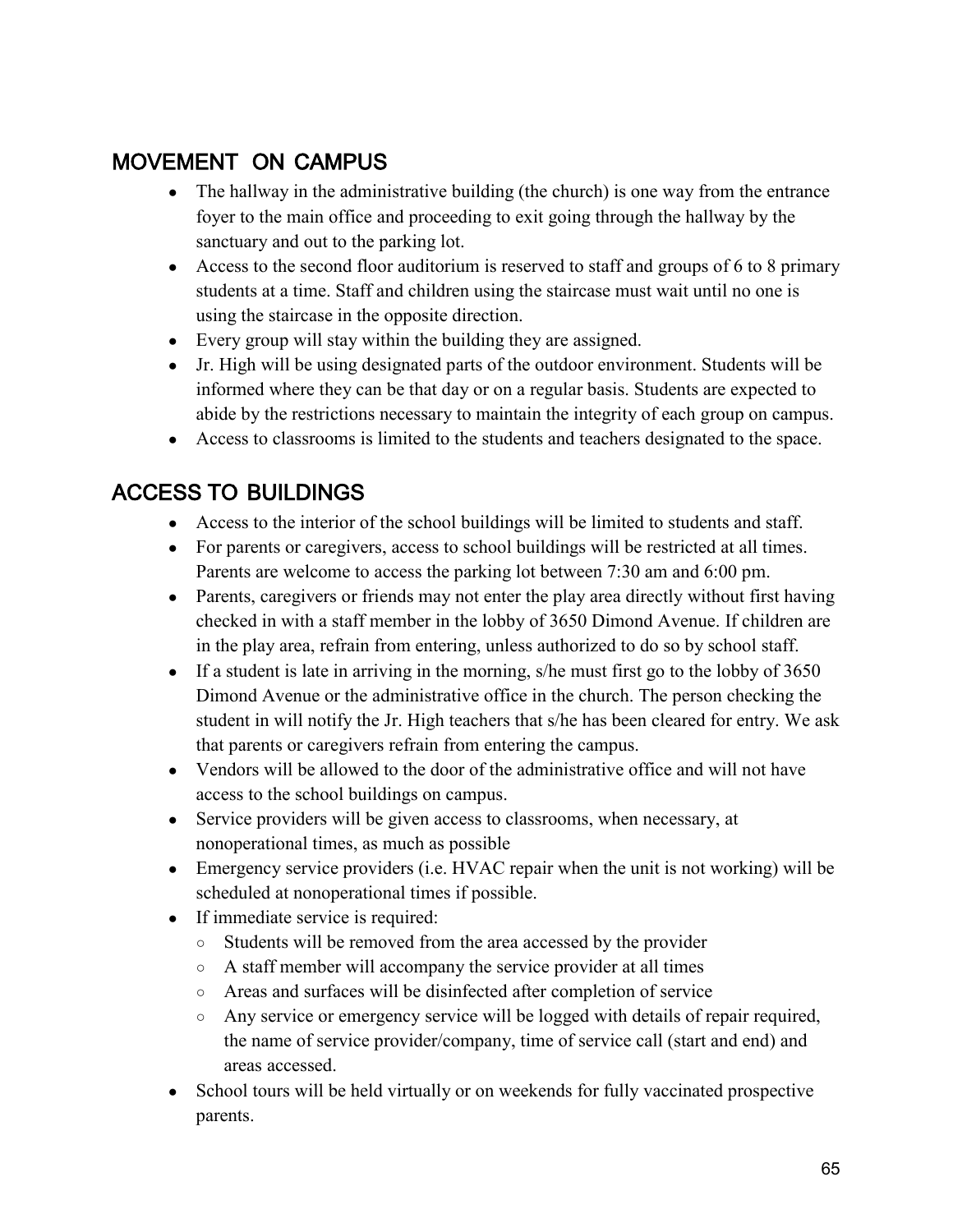## MOVEMENT ON CAMPUS

- The hallway in the administrative building (the church) is one way from the entrance foyer to the main office and proceeding to exit going through the hallway by the sanctuary and out to the parking lot.
- Access to the second floor auditorium is reserved to staff and groups of 6 to 8 primary students at a time. Staff and children using the staircase must wait until no one is using the staircase in the opposite direction.
- Every group will stay within the building they are assigned.
- Jr. High will be using designated parts of the outdoor environment. Students will be informed where they can be that day or on a regular basis. Students are expected to abide by the restrictions necessary to maintain the integrity of each group on campus.
- Access to classrooms is limited to the students and teachers designated to the space.

## ACCESS TO BUILDINGS

- Access to the interior of the school buildings will be limited to students and staff.
- For parents or caregivers, access to school buildings will be restricted at all times. Parents are welcome to access the parking lot between 7:30 am and 6:00 pm.
- Parents, caregivers or friends may not enter the play area directly without first having checked in with a staff member in the lobby of 3650 Dimond Avenue. If children are in the play area, refrain from entering, unless authorized to do so by school staff.
- If a student is late in arriving in the morning, s/he must first go to the lobby of 3650 Dimond Avenue or the administrative office in the church. The person checking the student in will notify the Jr. High teachers that s/he has been cleared for entry. We ask that parents or caregivers refrain from entering the campus.
- Vendors will be allowed to the door of the administrative office and will not have access to the school buildings on campus.
- Service providers will be given access to classrooms, when necessary, at nonoperational times, as much as possible
- Emergency service providers (i.e. HVAC repair when the unit is not working) will be scheduled at nonoperational times if possible.
- If immediate service is required:
  - Students will be removed from the area accessed by the provider
  - A staff member will accompany the service provider at all times
  - Areas and surfaces will be disinfected after completion of service
  - Any service or emergency service will be logged with details of repair required, the name of service provider/company, time of service call (start and end) and areas accessed.
- School tours will be held virtually or on weekends for fully vaccinated prospective parents.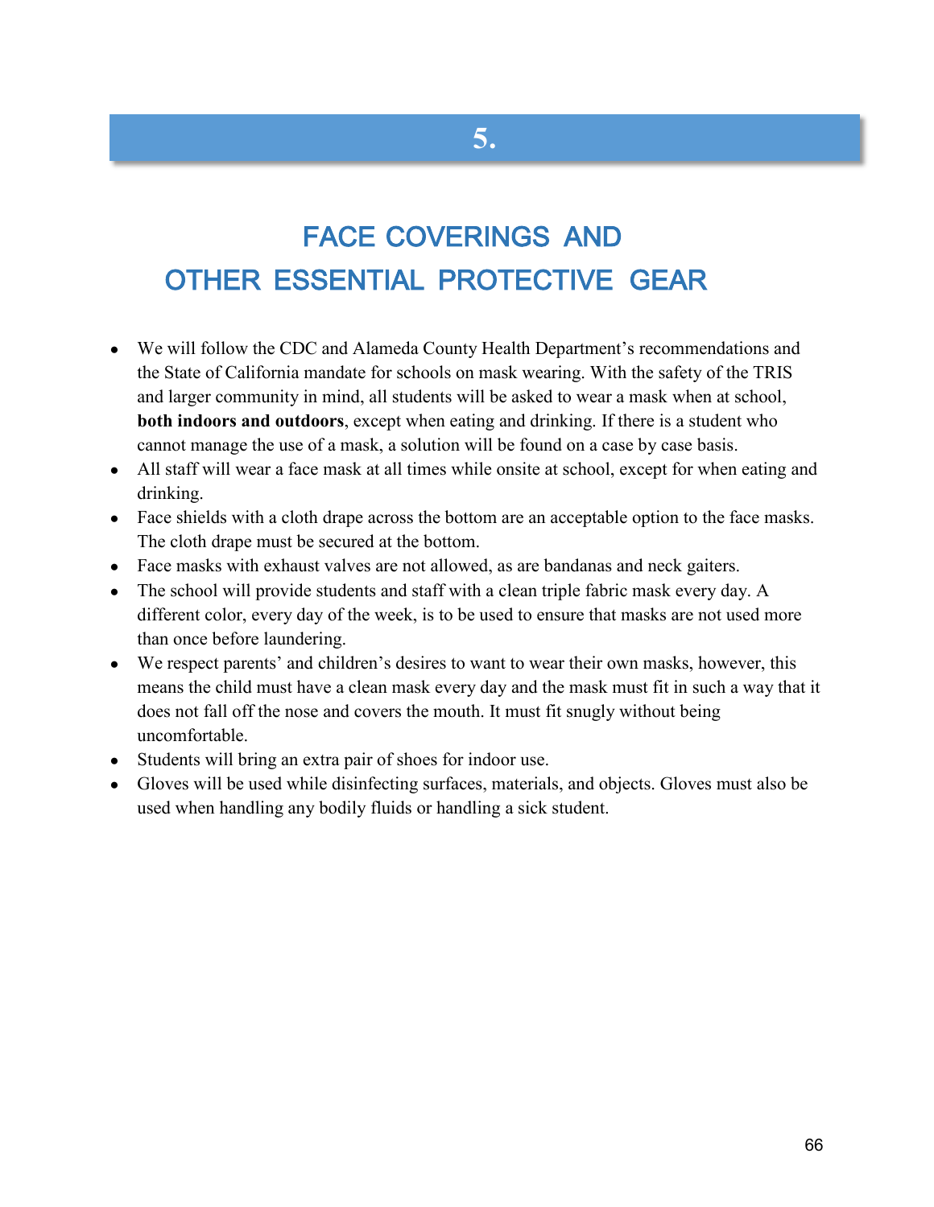# 5.

## FACE COVERINGS AND OTHER ESSENTIAL PROTECTIVE GEAR

- We will follow the CDC and Alameda County Health Department's recommendations and the State of California mandate for schools on mask wearing. With the safety of the TRIS and larger community in mind, all students will be asked to wear a mask when at school, **both indoors and outdoors**, except when eating and drinking. If there is a student who cannot manage the use of a mask, a solution will be found on a case by case basis.
- All staff will wear a face mask at all times while onsite at school, except for when eating and drinking.
- Face shields with a cloth drape across the bottom are an acceptable option to the face masks. The cloth drape must be secured at the bottom.
- Face masks with exhaust valves are not allowed, as are bandanas and neck gaiters.
- The school will provide students and staff with a clean triple fabric mask every day. A different color, every day of the week, is to be used to ensure that masks are not used more than once before laundering.
- We respect parents' and children's desires to want to wear their own masks, however, this means the child must have a clean mask every day and the mask must fit in such a way that it does not fall off the nose and covers the mouth. It must fit snugly without being uncomfortable.
- Students will bring an extra pair of shoes for indoor use.
- Gloves will be used while disinfecting surfaces, materials, and objects. Gloves must also be used when handling any bodily fluids or handling a sick student.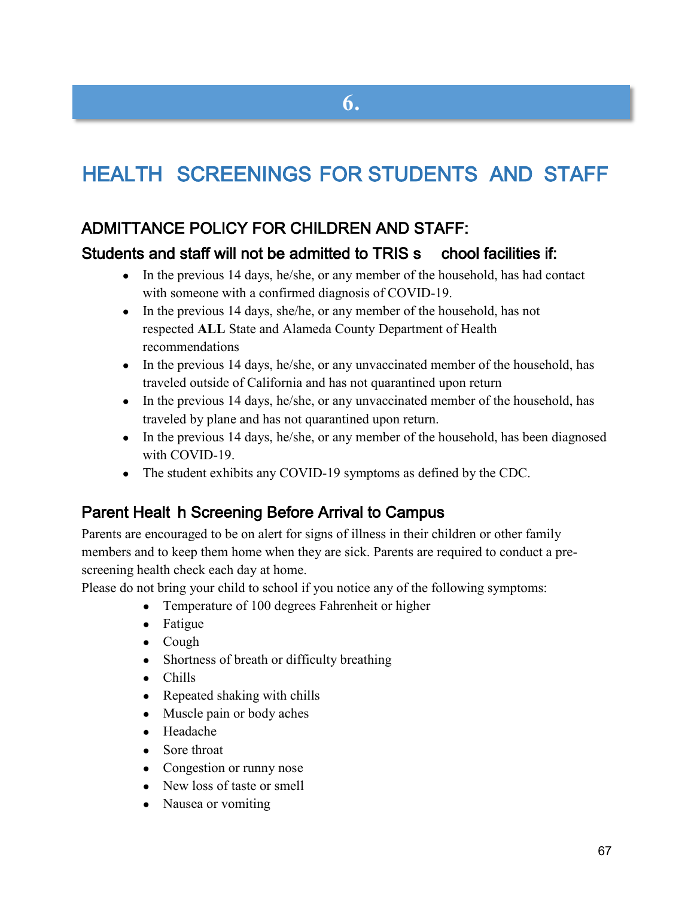# 6.

# HEALTH SCREENINGS FOR STUDENTS AND STAFF

## ADMITTANCE POLICY FOR CHILDREN AND STAFF:

### Students and staff will not be admitted to TRIS school facilities if:

- In the previous 14 days, he/she, or any member of the household, has had contact with someone with a confirmed diagnosis of COVID-19.
- In the previous 14 days, she/he, or any member of the household, has not respected **ALL** State and Alameda County Department of Health recommendations
- In the previous 14 days, he/she, or any unvaccinated member of the household, has traveled outside of California and has not quarantined upon return
- In the previous 14 days, he/she, or any unvaccinated member of the household, has traveled by plane and has not quarantined upon return.
- In the previous 14 days, he/she, or any member of the household, has been diagnosed with COVID-19.
- The student exhibits any COVID-19 symptoms as defined by the CDC.

## Parent Health Screening Before Arrival to Campus

Parents are encouraged to be on alert for signs of illness in their children or other family members and to keep them home when they are sick. Parents are required to conduct a pre-screening health check each day at home.

Please do not bring your child to school if you notice any of the following symptoms:

- Temperature of 100 degrees Fahrenheit or higher
- Fatigue
- Cough
- Shortness of breath or difficulty breathing
- Chills
- Repeated shaking with chills
- Muscle pain or body aches
- Headache
- Sore throat
- Congestion or runny nose
- New loss of taste or smell
- Nausea or vomiting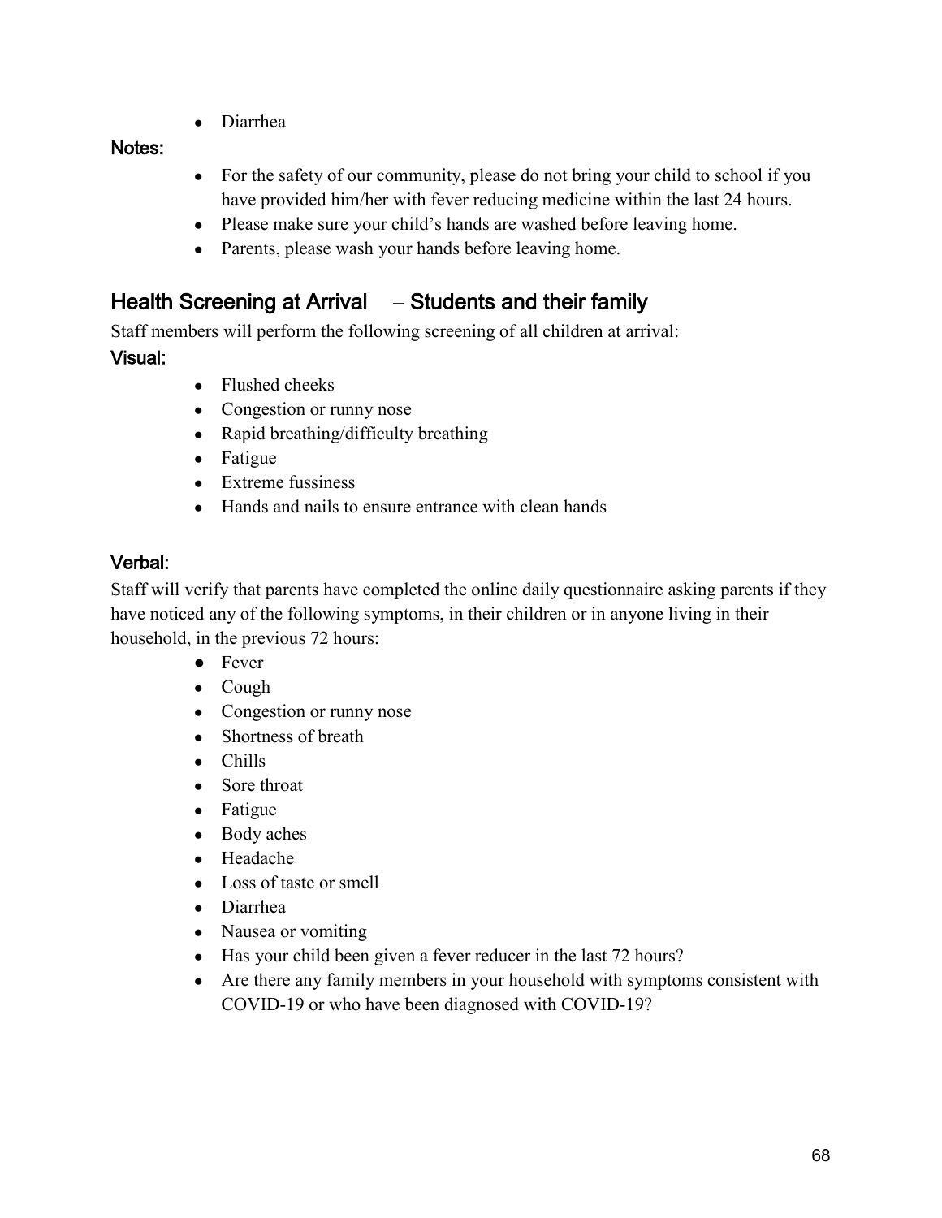- Diarrhea

**Notes:**

- For the safety of our community, please do not bring your child to school if you have provided him/her with fever reducing medicine within the last 24 hours.
- Please make sure your child's hands are washed before leaving home.
- Parents, please wash your hands before leaving home.

## Health Screening at Arrival – Students and their family

Staff members will perform the following screening of all children at arrival:

**Visual:**

- Flushed cheeks
- Congestion or runny nose
- Rapid breathing/difficulty breathing
- Fatigue
- Extreme fussiness
- Hands and nails to ensure entrance with clean hands

**Verbal:**

Staff will verify that parents have completed the online daily questionnaire asking parents if they have noticed any of the following symptoms, in their children or in anyone living in their household, in the previous 72 hours:

- Fever
- Cough
- Congestion or runny nose
- Shortness of breath
- Chills
- Sore throat
- Fatigue
- Body aches
- Headache
- Loss of taste or smell
- Diarrhea
- Nausea or vomiting
- Has your child been given a fever reducer in the last 72 hours?
- Are there any family members in your household with symptoms consistent with COVID-19 or who have been diagnosed with COVID-19?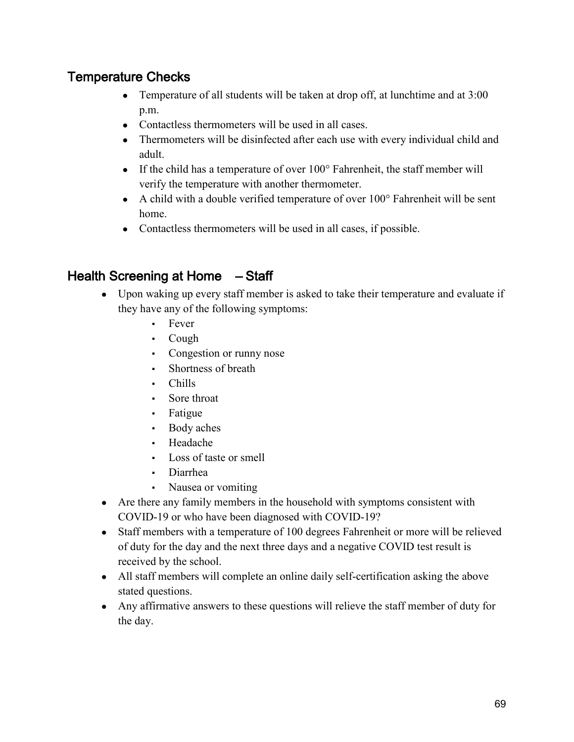## Temperature Checks

- Temperature of all students will be taken at drop off, at lunchtime and at 3:00 p.m.
- Contactless thermometers will be used in all cases.
- Thermometers will be disinfected after each use with every individual child and adult.
- If the child has a temperature of over 100° Fahrenheit, the staff member will verify the temperature with another thermometer.
- A child with a double verified temperature of over 100° Fahrenheit will be sent home.
- Contactless thermometers will be used in all cases, if possible.

## Health Screening at Home – Staff

- Upon waking up every staff member is asked to take their temperature and evaluate if they have any of the following symptoms:
  - Fever
  - Cough
  - Congestion or runny nose
  - Shortness of breath
  - Chills
  - Sore throat
  - Fatigue
  - Body aches
  - Headache
  - Loss of taste or smell
  - Diarrhea
  - Nausea or vomiting
- Are there any family members in the household with symptoms consistent with COVID-19 or who have been diagnosed with COVID-19?
- Staff members with a temperature of 100 degrees Fahrenheit or more will be relieved of duty for the day and the next three days and a negative COVID test result is received by the school.
- All staff members will complete an online daily self-certification asking the above stated questions.
- Any affirmative answers to these questions will relieve the staff member of duty for the day.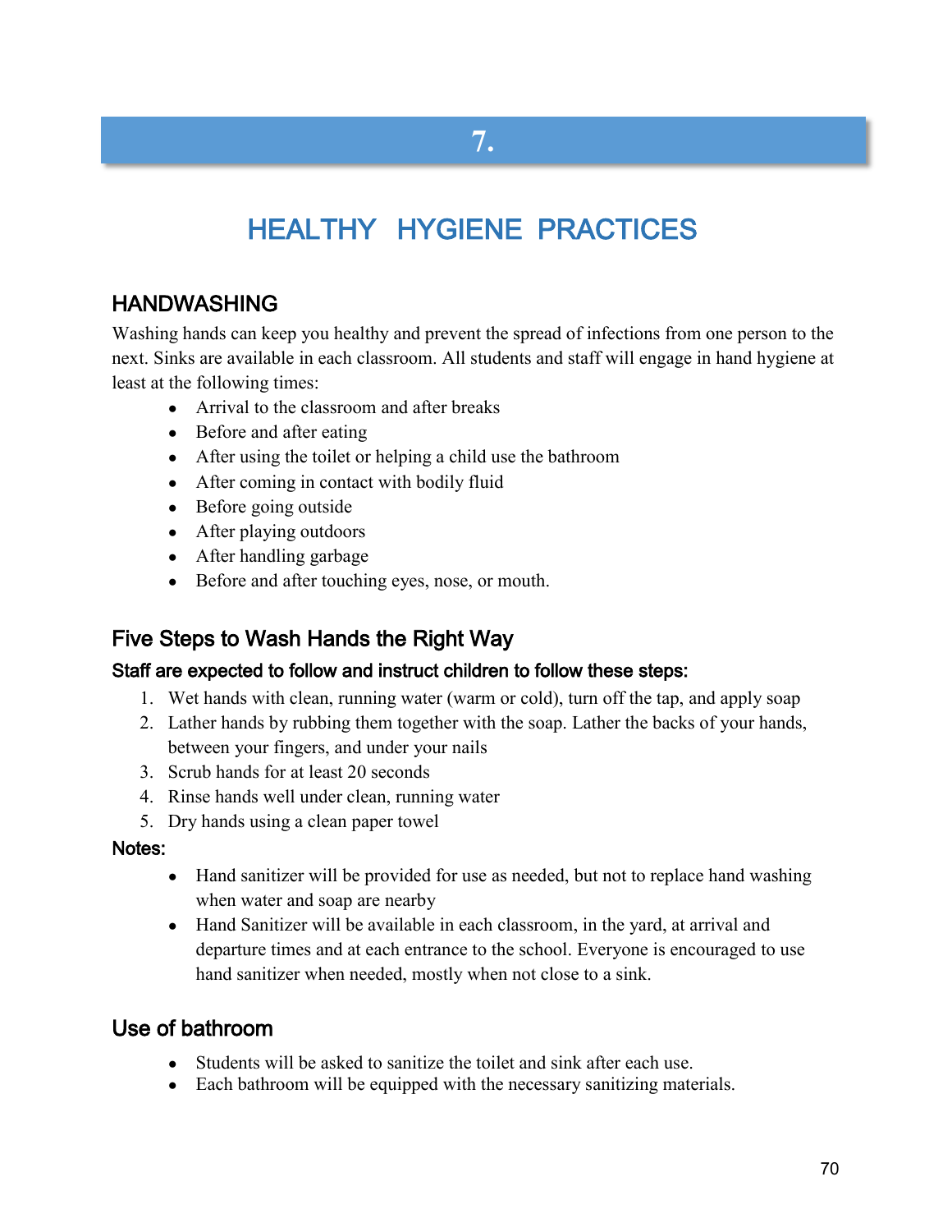# 7.

# HEALTHY HYGIENE PRACTICES

## HANDWASHING

Washing hands can keep you healthy and prevent the spread of infections from one person to the next. Sinks are available in each classroom. All students and staff will engage in hand hygiene at least at the following times:

- Arrival to the classroom and after breaks
- Before and after eating
- After using the toilet or helping a child use the bathroom
- After coming in contact with bodily fluid
- Before going outside
- After playing outdoors
- After handling garbage
- Before and after touching eyes, nose, or mouth.

## Five Steps to Wash Hands the Right Way

### Staff are expected to follow and instruct children to follow these steps:

1. Wet hands with clean, running water (warm or cold), turn off the tap, and apply soap
2. Lather hands by rubbing them together with the soap. Lather the backs of your hands, between your fingers, and under your nails
3. Scrub hands for at least 20 seconds
4. Rinse hands well under clean, running water
5. Dry hands using a clean paper towel

### Notes:

- Hand sanitizer will be provided for use as needed, but not to replace hand washing when water and soap are nearby
- Hand Sanitizer will be available in each classroom, in the yard, at arrival and departure times and at each entrance to the school. Everyone is encouraged to use hand sanitizer when needed, mostly when not close to a sink.

## Use of bathroom

- Students will be asked to sanitize the toilet and sink after each use.
- Each bathroom will be equipped with the necessary sanitizing materials.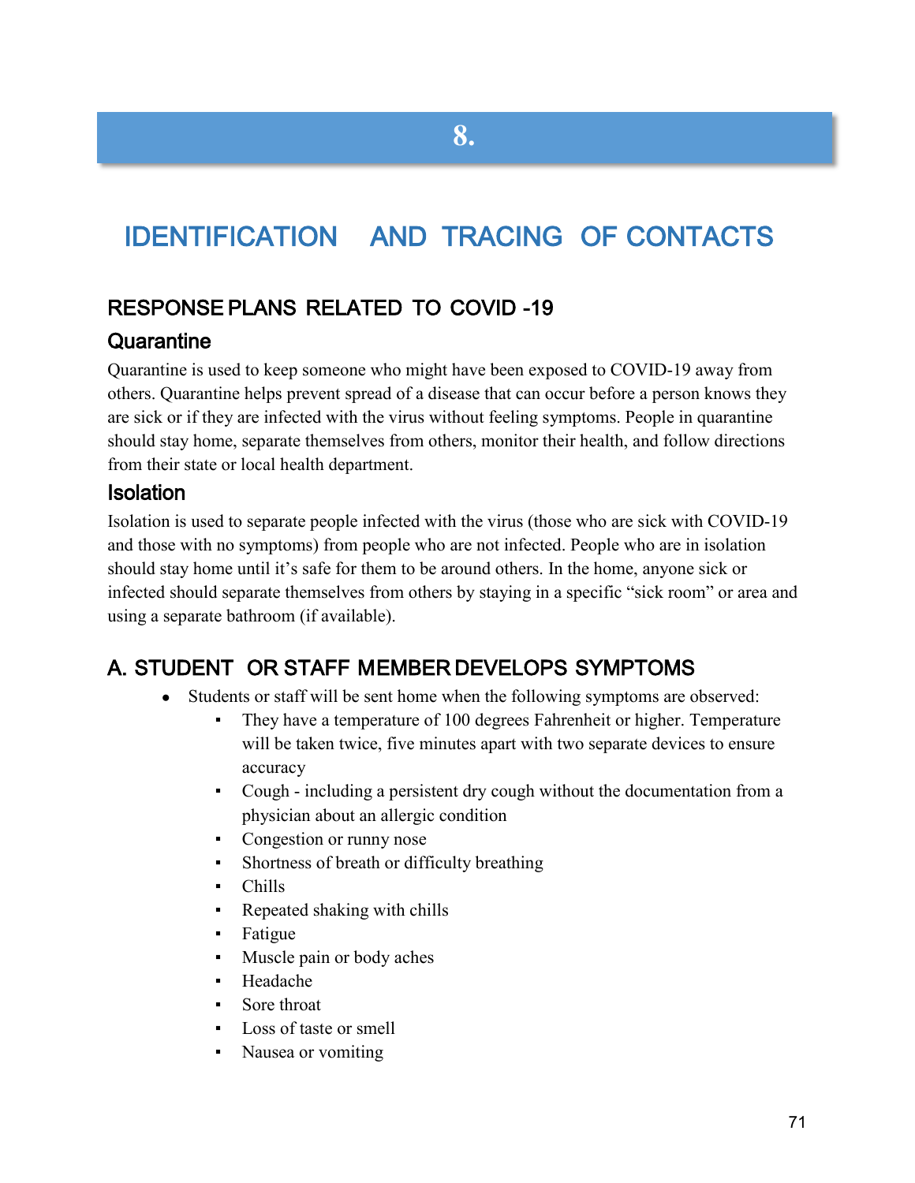# 8.

# IDENTIFICATION AND TRACING OF CONTACTS

## RESPONSE PLANS RELATED TO COVID -19

### Quarantine

Quarantine is used to keep someone who might have been exposed to COVID-19 away from others. Quarantine helps prevent spread of a disease that can occur before a person knows they are sick or if they are infected with the virus without feeling symptoms. People in quarantine should stay home, separate themselves from others, monitor their health, and follow directions from their state or local health department.

### Isolation

Isolation is used to separate people infected with the virus (those who are sick with COVID-19 and those with no symptoms) from people who are not infected. People who are in isolation should stay home until it's safe for them to be around others. In the home, anyone sick or infected should separate themselves from others by staying in a specific "sick room" or area and using a separate bathroom (if available).

## A. STUDENT OR STAFF MEMBER DEVELOPS SYMPTOMS

- Students or staff will be sent home when the following symptoms are observed:
  - They have a temperature of 100 degrees Fahrenheit or higher. Temperature will be taken twice, five minutes apart with two separate devices to ensure accuracy
  - Cough - including a persistent dry cough without the documentation from a physician about an allergic condition
  - Congestion or runny nose
  - Shortness of breath or difficulty breathing
  - Chills
  - Repeated shaking with chills
  - Fatigue
  - Muscle pain or body aches
  - Headache
  - Sore throat
  - Loss of taste or smell
  - Nausea or vomiting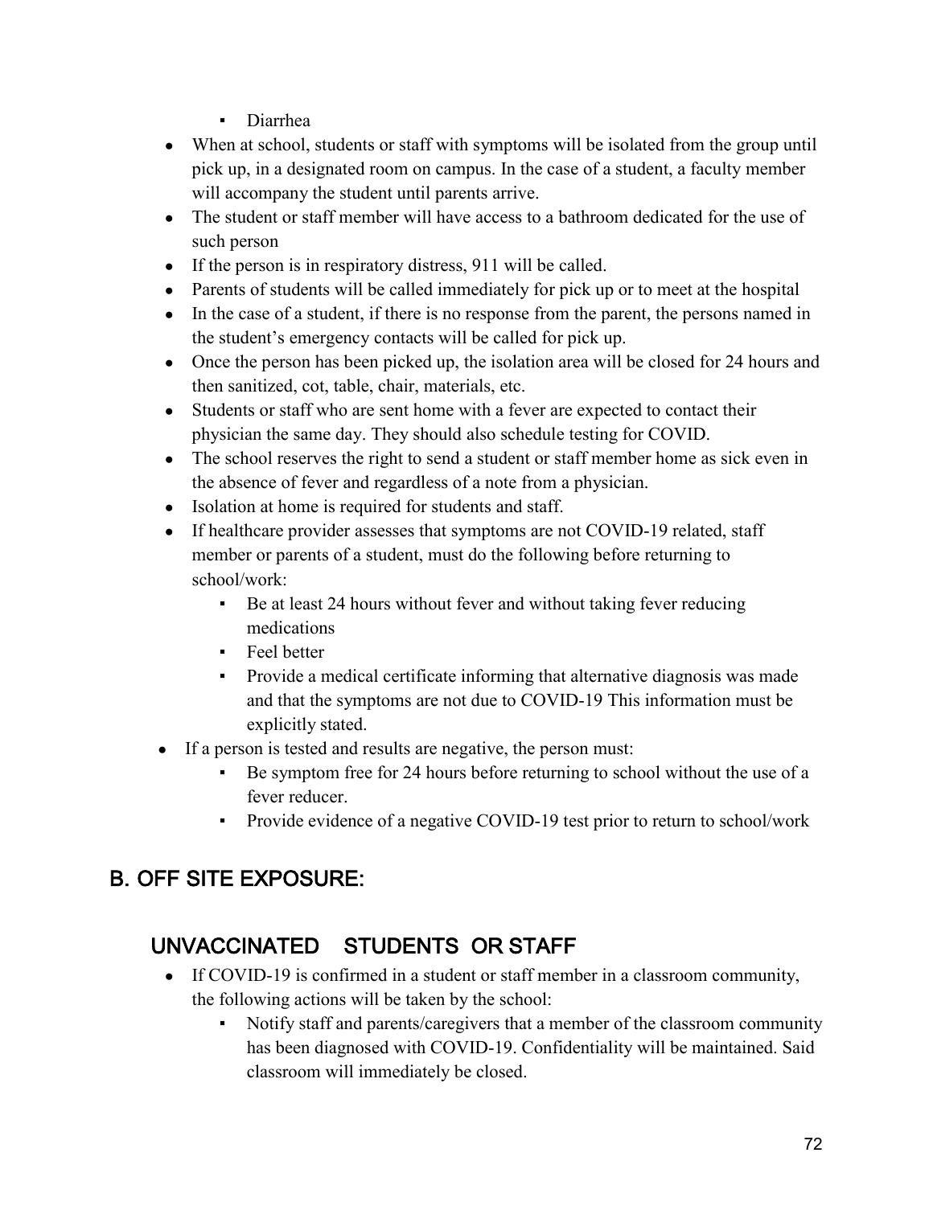- Diarrhea
- When at school, students or staff with symptoms will be isolated from the group until pick up, in a designated room on campus. In the case of a student, a faculty member will accompany the student until parents arrive.
- The student or staff member will have access to a bathroom dedicated for the use of such person
- If the person is in respiratory distress, 911 will be called.
- Parents of students will be called immediately for pick up or to meet at the hospital
- In the case of a student, if there is no response from the parent, the persons named in the student's emergency contacts will be called for pick up.
- Once the person has been picked up, the isolation area will be closed for 24 hours and then sanitized, cot, table, chair, materials, etc.
- Students or staff who are sent home with a fever are expected to contact their physician the same day. They should also schedule testing for COVID.
- The school reserves the right to send a student or staff member home as sick even in the absence of fever and regardless of a note from a physician.
- Isolation at home is required for students and staff.
- If healthcare provider assesses that symptoms are not COVID-19 related, staff member or parents of a student, must do the following before returning to school/work:
    - Be at least 24 hours without fever and without taking fever reducing medications
    - Feel better
    - Provide a medical certificate informing that alternative diagnosis was made and that the symptoms are not due to COVID-19 This information must be explicitly stated.
- If a person is tested and results are negative, the person must:
    - Be symptom free for 24 hours before returning to school without the use of a fever reducer.
    - Provide evidence of a negative COVID-19 test prior to return to school/work

## B. OFF SITE EXPOSURE:

### UNVACCINATED STUDENTS OR STAFF

- If COVID-19 is confirmed in a student or staff member in a classroom community, the following actions will be taken by the school:
    - Notify staff and parents/caregivers that a member of the classroom community has been diagnosed with COVID-19. Confidentiality will be maintained. Said classroom will immediately be closed.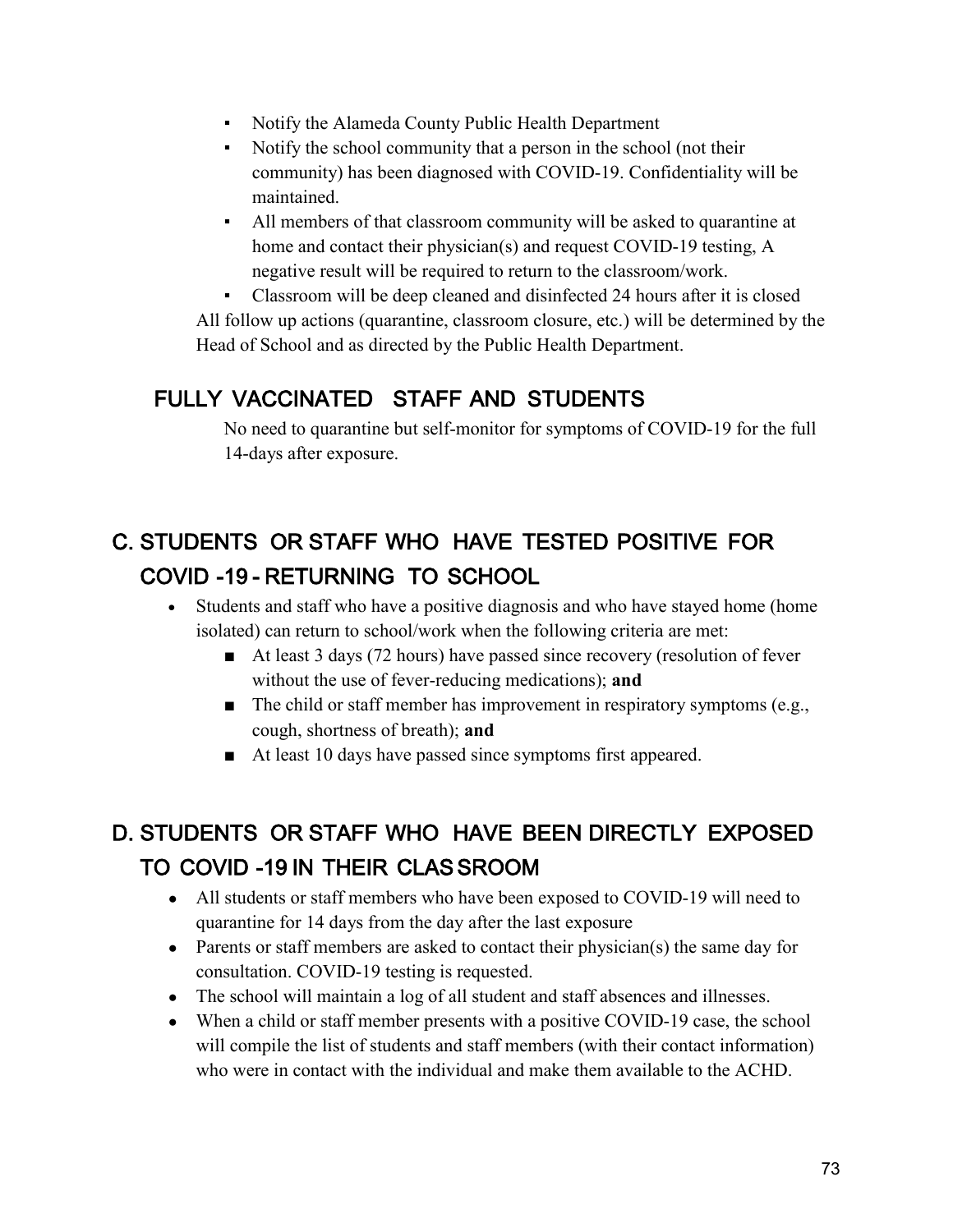- Notify the Alameda County Public Health Department
- Notify the school community that a person in the school (not their community) has been diagnosed with COVID-19. Confidentiality will be maintained.
- All members of that classroom community will be asked to quarantine at home and contact their physician(s) and request COVID-19 testing, A negative result will be required to return to the classroom/work.
- Classroom will be deep cleaned and disinfected 24 hours after it is closed

All follow up actions (quarantine, classroom closure, etc.) will be determined by the Head of School and as directed by the Public Health Department.

### FULLY VACCINATED STAFF AND STUDENTS

No need to quarantine but self-monitor for symptoms of COVID-19 for the full 14-days after exposure.

## C. STUDENTS OR STAFF WHO HAVE TESTED POSITIVE FOR COVID -19 - RETURNING TO SCHOOL

- Students and staff who have a positive diagnosis and who have stayed home (home isolated) can return to school/work when the following criteria are met:
  - At least 3 days (72 hours) have passed since recovery (resolution of fever without the use of fever-reducing medications); **and**
  - The child or staff member has improvement in respiratory symptoms (e.g., cough, shortness of breath); **and**
  - At least 10 days have passed since symptoms first appeared.

## D. STUDENTS OR STAFF WHO HAVE BEEN DIRECTLY EXPOSED TO COVID -19 IN THEIR CLASSROOM

- All students or staff members who have been exposed to COVID-19 will need to quarantine for 14 days from the day after the last exposure
- Parents or staff members are asked to contact their physician(s) the same day for consultation. COVID-19 testing is requested.
- The school will maintain a log of all student and staff absences and illnesses.
- When a child or staff member presents with a positive COVID-19 case, the school will compile the list of students and staff members (with their contact information) who were in contact with the individual and make them available to the ACHD.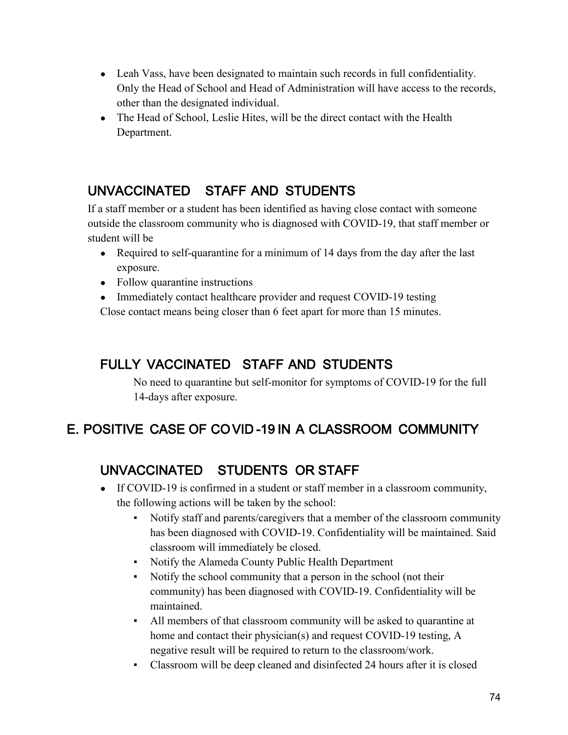- Leah Vass, have been designated to maintain such records in full confidentiality. Only the Head of School and Head of Administration will have access to the records, other than the designated individual.
- The Head of School, Leslie Hites, will be the direct contact with the Health Department.

### UNVACCINATED STAFF AND STUDENTS

If a staff member or a student has been identified as having close contact with someone outside the classroom community who is diagnosed with COVID-19, that staff member or student will be

- Required to self-quarantine for a minimum of 14 days from the day after the last exposure.
- Follow quarantine instructions
- Immediately contact healthcare provider and request COVID-19 testing

Close contact means being closer than 6 feet apart for more than 15 minutes.

### FULLY VACCINATED STAFF AND STUDENTS

No need to quarantine but self-monitor for symptoms of COVID-19 for the full 14-days after exposure.

## E. POSITIVE CASE OF COVID-19 IN A CLASSROOM COMMUNITY

### UNVACCINATED STUDENTS OR STAFF

- If COVID-19 is confirmed in a student or staff member in a classroom community, the following actions will be taken by the school:
  - Notify staff and parents/caregivers that a member of the classroom community has been diagnosed with COVID-19. Confidentiality will be maintained. Said classroom will immediately be closed.
  - Notify the Alameda County Public Health Department
  - Notify the school community that a person in the school (not their community) has been diagnosed with COVID-19. Confidentiality will be maintained.
  - All members of that classroom community will be asked to quarantine at home and contact their physician(s) and request COVID-19 testing, A negative result will be required to return to the classroom/work.
  - Classroom will be deep cleaned and disinfected 24 hours after it is closed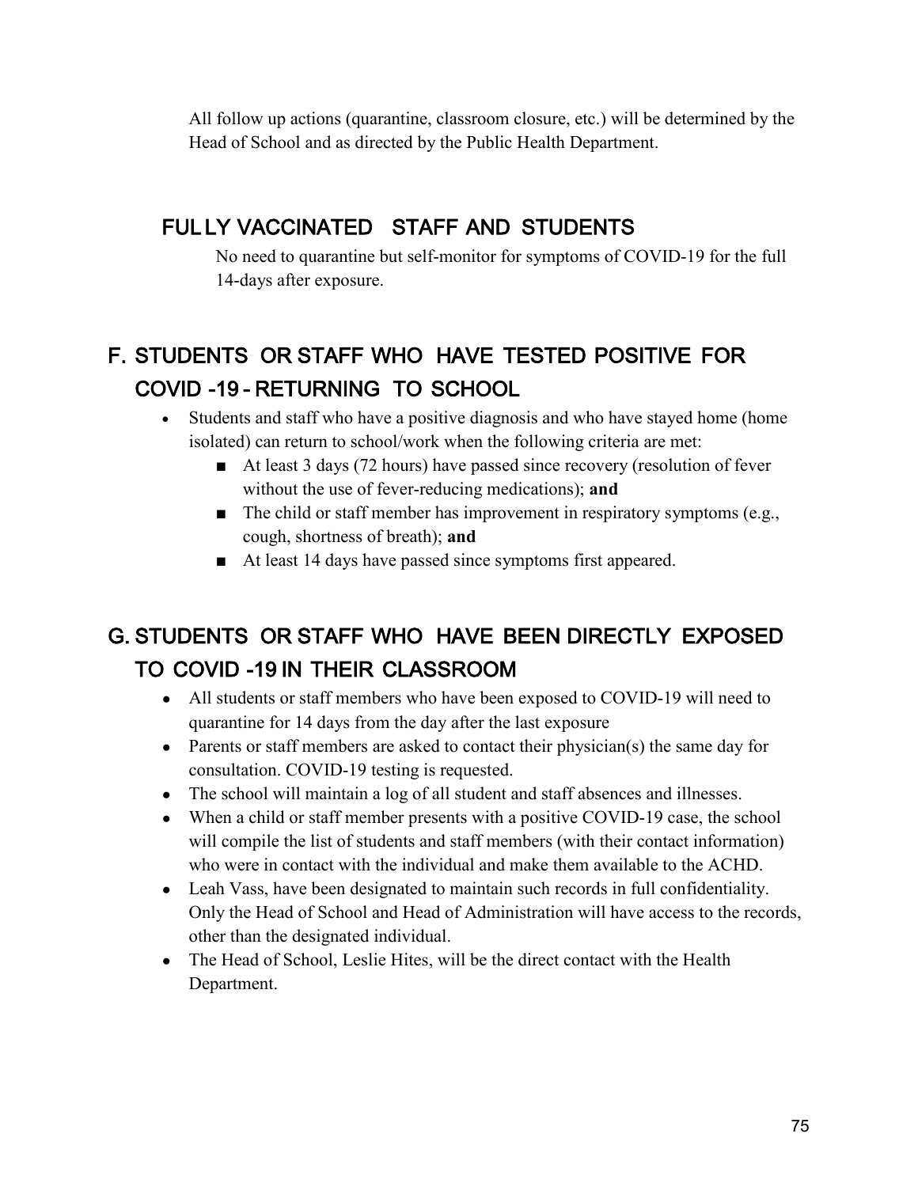All follow up actions (quarantine, classroom closure, etc.) will be determined by the Head of School and as directed by the Public Health Department.

### FULLY VACCINATED STAFF AND STUDENTS

No need to quarantine but self-monitor for symptoms of COVID-19 for the full 14-days after exposure.

## F. STUDENTS OR STAFF WHO HAVE TESTED POSITIVE FOR COVID-19 - RETURNING TO SCHOOL

- Students and staff who have a positive diagnosis and who have stayed home (home isolated) can return to school/work when the following criteria are met:
  - At least 3 days (72 hours) have passed since recovery (resolution of fever without the use of fever-reducing medications); **and**
  - The child or staff member has improvement in respiratory symptoms (e.g., cough, shortness of breath); **and**
  - At least 14 days have passed since symptoms first appeared.

## G. STUDENTS OR STAFF WHO HAVE BEEN DIRECTLY EXPOSED TO COVID-19 IN THEIR CLASSROOM

- All students or staff members who have been exposed to COVID-19 will need to quarantine for 14 days from the day after the last exposure
- Parents or staff members are asked to contact their physician(s) the same day for consultation. COVID-19 testing is requested.
- The school will maintain a log of all student and staff absences and illnesses.
- When a child or staff member presents with a positive COVID-19 case, the school will compile the list of students and staff members (with their contact information) who were in contact with the individual and make them available to the ACHD.
- Leah Vass, have been designated to maintain such records in full confidentiality. Only the Head of School and Head of Administration will have access to the records, other than the designated individual.
- The Head of School, Leslie Hites, will be the direct contact with the Health Department.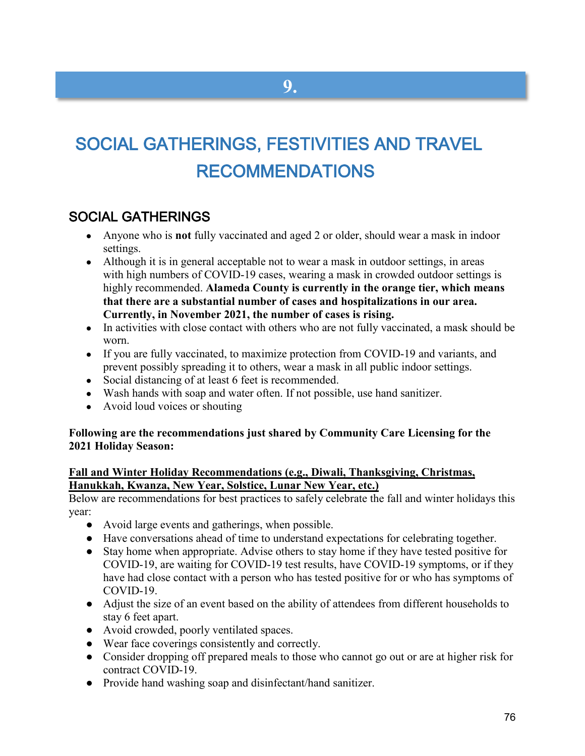# 9.

# SOCIAL GATHERINGS, FESTIVITIES AND TRAVEL RECOMMENDATIONS

## SOCIAL GATHERINGS

- Anyone who is **not** fully vaccinated and aged 2 or older, should wear a mask in indoor settings.
- Although it is in general acceptable not to wear a mask in outdoor settings, in areas with high numbers of COVID-19 cases, wearing a mask in crowded outdoor settings is highly recommended. **Alameda County is currently in the orange tier, which means that there are a substantial number of cases and hospitalizations in our area. Currently, in November 2021, the number of cases is rising.**
- In activities with close contact with others who are not fully vaccinated, a mask should be worn.
- If you are fully vaccinated, to maximize protection from COVID-19 and variants, and prevent possibly spreading it to others, wear a mask in all public indoor settings.
- Social distancing of at least 6 feet is recommended.
- Wash hands with soap and water often. If not possible, use hand sanitizer.
- Avoid loud voices or shouting

**Following are the recommendations just shared by Community Care Licensing for the 2021 Holiday Season:**

**Fall and Winter Holiday Recommendations (e.g., Diwali, Thanksgiving, Christmas, Hanukkah, Kwanza, New Year, Solstice, Lunar New Year, etc.)**

Below are recommendations for best practices to safely celebrate the fall and winter holidays this year:

- Avoid large events and gatherings, when possible.
- Have conversations ahead of time to understand expectations for celebrating together.
- Stay home when appropriate. Advise others to stay home if they have tested positive for COVID-19, are waiting for COVID-19 test results, have COVID-19 symptoms, or if they have had close contact with a person who has tested positive for or who has symptoms of COVID-19.
- Adjust the size of an event based on the ability of attendees from different households to stay 6 feet apart.
- Avoid crowded, poorly ventilated spaces.
- Wear face coverings consistently and correctly.
- Consider dropping off prepared meals to those who cannot go out or are at higher risk for contract COVID-19.
- Provide hand washing soap and disinfectant/hand sanitizer.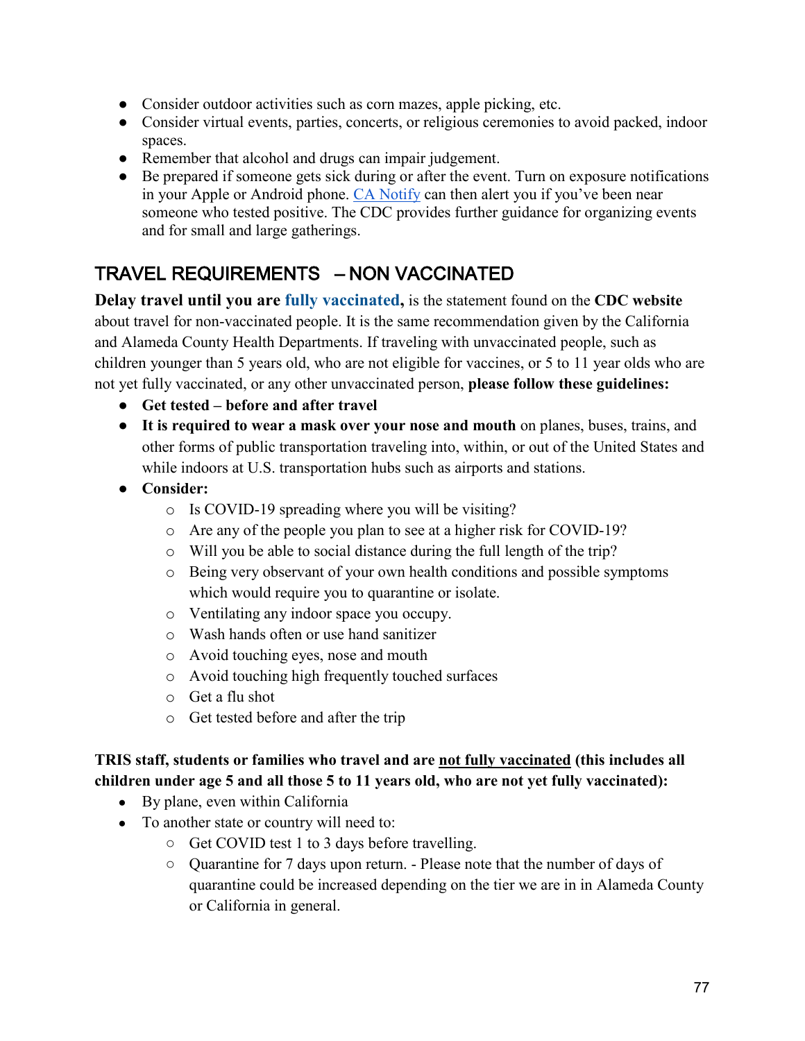- Consider outdoor activities such as corn mazes, apple picking, etc.
- Consider virtual events, parties, concerts, or religious ceremonies to avoid packed, indoor spaces.
- Remember that alcohol and drugs can impair judgement.
- Be prepared if someone gets sick during or after the event. Turn on exposure notifications in your Apple or Android phone. CA Notify can then alert you if you've been near someone who tested positive. The CDC provides further guidance for organizing events and for small and large gatherings.

## TRAVEL REQUIREMENTS – NON VACCINATED

**Delay travel until you are fully vaccinated,** is the statement found on the **CDC website** about travel for non-vaccinated people. It is the same recommendation given by the California and Alameda County Health Departments. If traveling with unvaccinated people, such as children younger than 5 years old, who are not eligible for vaccines, or 5 to 11 year olds who are not yet fully vaccinated, or any other unvaccinated person, **please follow these guidelines:**

- **Get tested – before and after travel**
- **It is required to wear a mask over your nose and mouth** on planes, buses, trains, and other forms of public transportation traveling into, within, or out of the United States and while indoors at U.S. transportation hubs such as airports and stations.
- **Consider:**
  - Is COVID-19 spreading where you will be visiting?
  - Are any of the people you plan to see at a higher risk for COVID-19?
  - Will you be able to social distance during the full length of the trip?
  - Being very observant of your own health conditions and possible symptoms which would require you to quarantine or isolate.
  - Ventilating any indoor space you occupy.
  - Wash hands often or use hand sanitizer
  - Avoid touching eyes, nose and mouth
  - Avoid touching high frequently touched surfaces
  - Get a flu shot
  - Get tested before and after the trip

**TRIS staff, students or families who travel and are <u>not fully vaccinated</u> (this includes all children under age 5 and all those 5 to 11 years old, who are not yet fully vaccinated):**

- By plane, even within California
- To another state or country will need to:
  - Get COVID test 1 to 3 days before travelling.
  - Quarantine for 7 days upon return. - Please note that the number of days of quarantine could be increased depending on the tier we are in in Alameda County or California in general.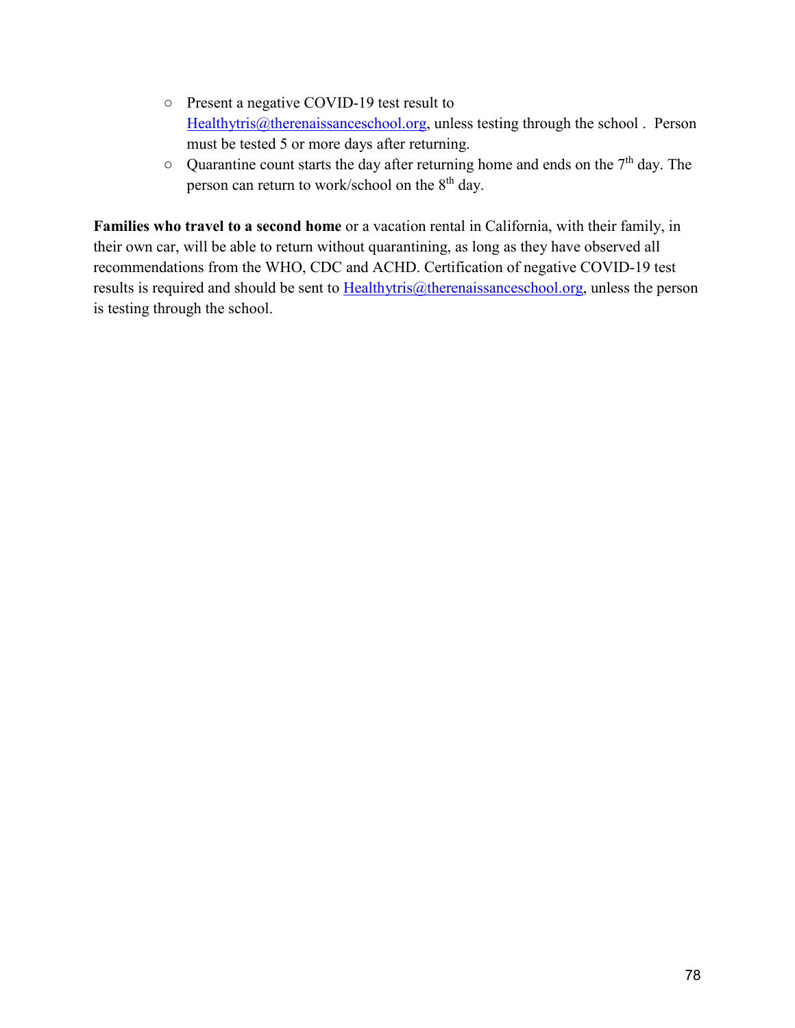- Present a negative COVID-19 test result to Healthytris@therenaissanceschool.org, unless testing through the school . Person must be tested 5 or more days after returning.
- Quarantine count starts the day after returning home and ends on the 7th day. The person can return to work/school on the 8th day.

**Families who travel to a second home** or a vacation rental in California, with their family, in their own car, will be able to return without quarantining, as long as they have observed all recommendations from the WHO, CDC and ACHD. Certification of negative COVID-19 test results is required and should be sent to Healthytris@therenaissanceschool.org, unless the person is testing through the school.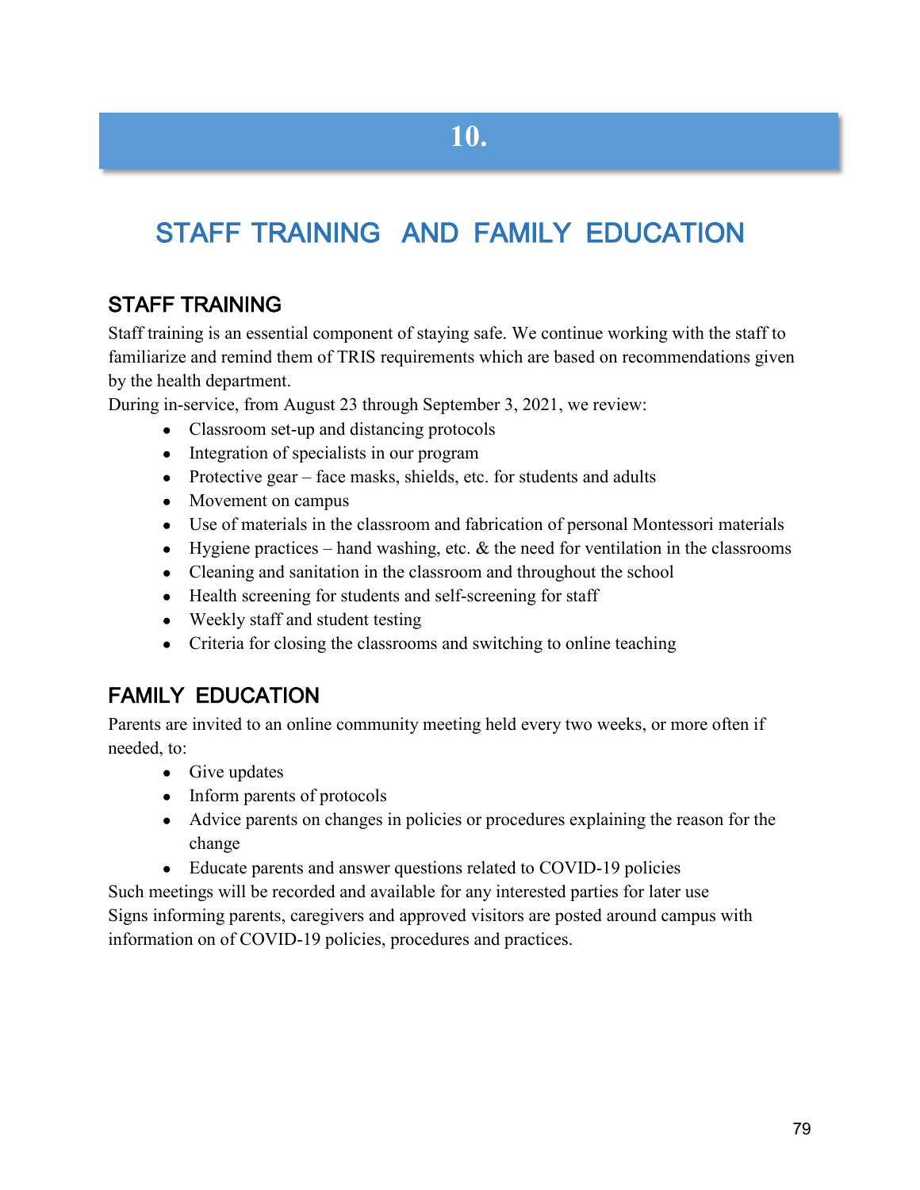# 10.

# STAFF TRAINING AND FAMILY EDUCATION

## STAFF TRAINING

Staff training is an essential component of staying safe. We continue working with the staff to familiarize and remind them of TRIS requirements which are based on recommendations given by the health department.

During in-service, from August 23 through September 3, 2021, we review:

- Classroom set-up and distancing protocols
- Integration of specialists in our program
- Protective gear – face masks, shields, etc. for students and adults
- Movement on campus
- Use of materials in the classroom and fabrication of personal Montessori materials
- Hygiene practices – hand washing, etc. & the need for ventilation in the classrooms
- Cleaning and sanitation in the classroom and throughout the school
- Health screening for students and self-screening for staff
- Weekly staff and student testing
- Criteria for closing the classrooms and switching to online teaching

## FAMILY EDUCATION

Parents are invited to an online community meeting held every two weeks, or more often if needed, to:

- Give updates
- Inform parents of protocols
- Advice parents on changes in policies or procedures explaining the reason for the change
- Educate parents and answer questions related to COVID-19 policies

Such meetings will be recorded and available for any interested parties for later use

Signs informing parents, caregivers and approved visitors are posted around campus with information on of COVID-19 policies, procedures and practices.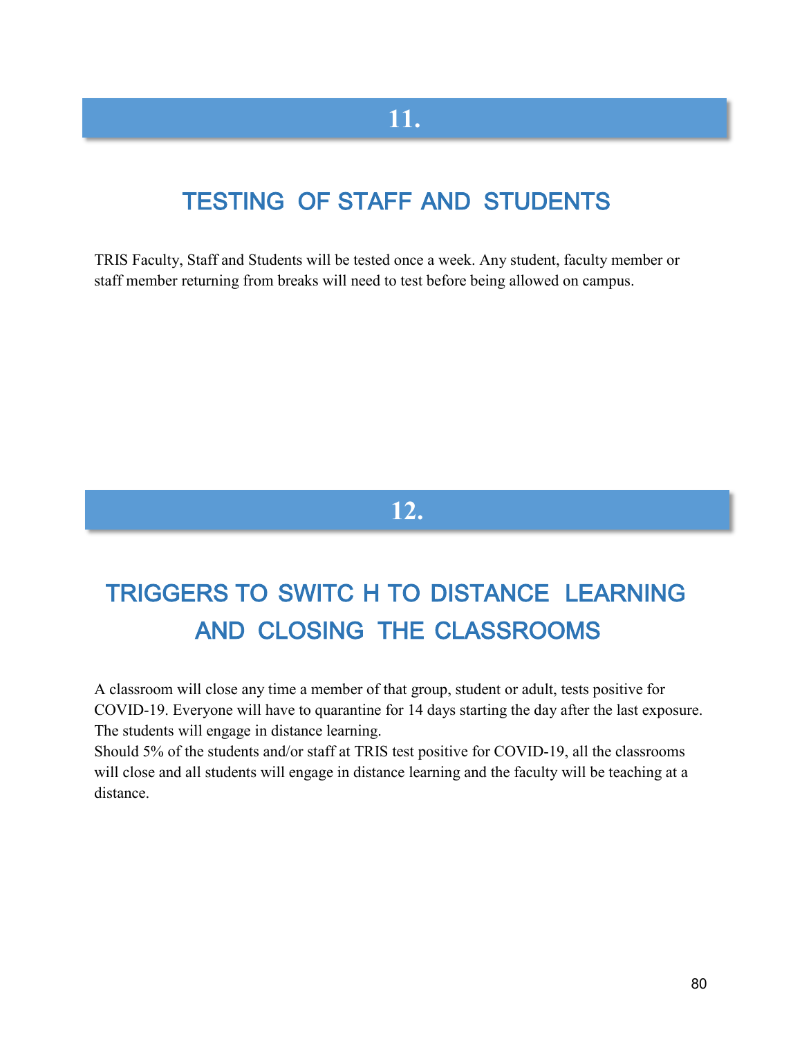# 11.

## TESTING OF STAFF AND STUDENTS

TRIS Faculty, Staff and Students will be tested once a week. Any student, faculty member or staff member returning from breaks will need to test before being allowed on campus.

# 12.

## TRIGGERS TO SWITC H TO DISTANCE LEARNING AND CLOSING THE CLASSROOMS

A classroom will close any time a member of that group, student or adult, tests positive for COVID-19. Everyone will have to quarantine for 14 days starting the day after the last exposure. The students will engage in distance learning.

Should 5% of the students and/or staff at TRIS test positive for COVID-19, all the classrooms will close and all students will engage in distance learning and the faculty will be teaching at a distance.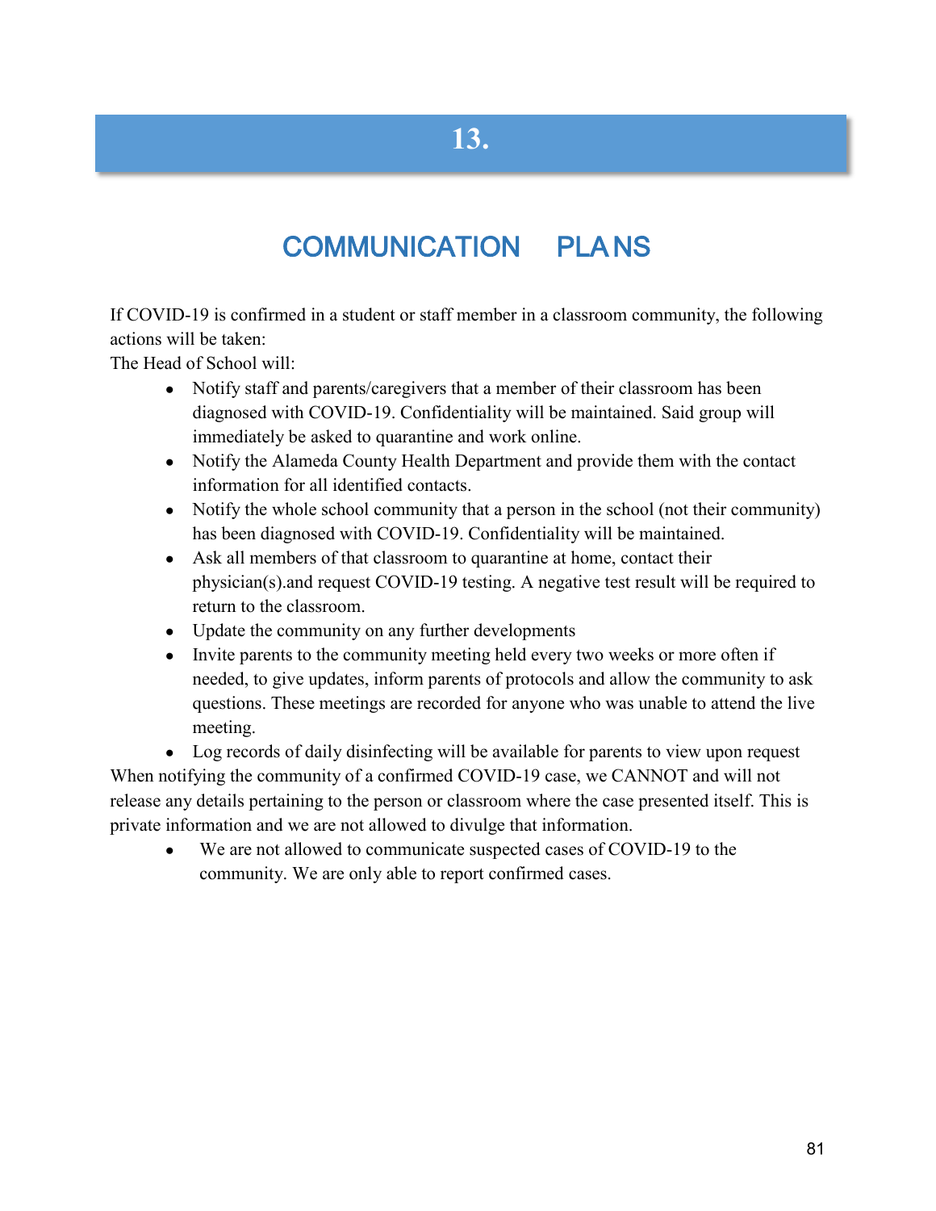# 13.

## COMMUNICATION PLANS

If COVID-19 is confirmed in a student or staff member in a classroom community, the following actions will be taken:

The Head of School will:

- Notify staff and parents/caregivers that a member of their classroom has been diagnosed with COVID-19. Confidentiality will be maintained. Said group will immediately be asked to quarantine and work online.
- Notify the Alameda County Health Department and provide them with the contact information for all identified contacts.
- Notify the whole school community that a person in the school (not their community) has been diagnosed with COVID-19. Confidentiality will be maintained.
- Ask all members of that classroom to quarantine at home, contact their physician(s).and request COVID-19 testing. A negative test result will be required to return to the classroom.
- Update the community on any further developments
- Invite parents to the community meeting held every two weeks or more often if needed, to give updates, inform parents of protocols and allow the community to ask questions. These meetings are recorded for anyone who was unable to attend the live meeting.
- Log records of daily disinfecting will be available for parents to view upon request

When notifying the community of a confirmed COVID-19 case, we CANNOT and will not release any details pertaining to the person or classroom where the case presented itself. This is private information and we are not allowed to divulge that information.

- We are not allowed to communicate suspected cases of COVID-19 to the community. We are only able to report confirmed cases.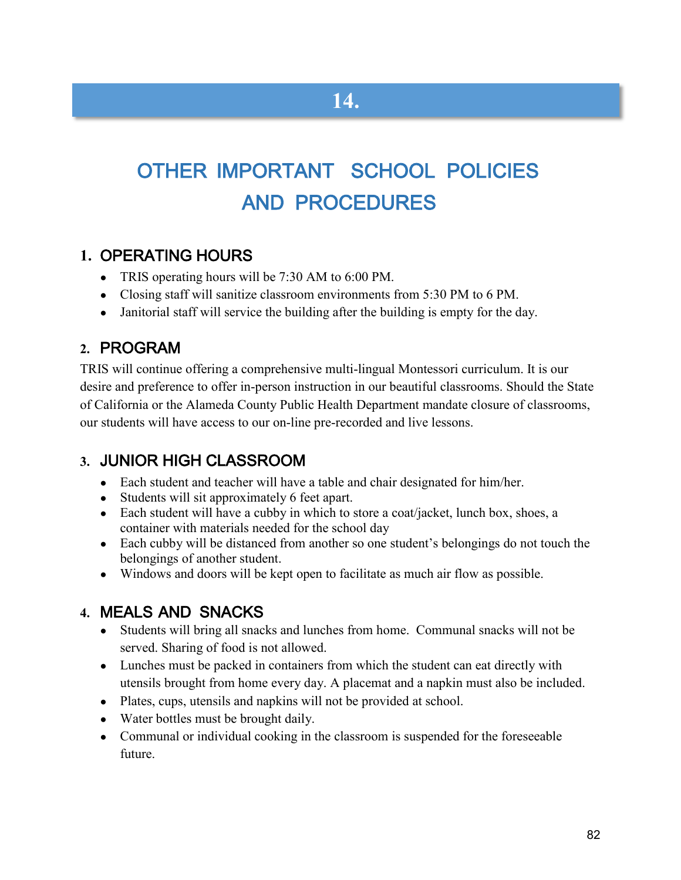# 14.

# OTHER IMPORTANT SCHOOL POLICIES AND PROCEDURES

## 1. OPERATING HOURS

- TRIS operating hours will be 7:30 AM to 6:00 PM.
- Closing staff will sanitize classroom environments from 5:30 PM to 6 PM.
- Janitorial staff will service the building after the building is empty for the day.

## 2. PROGRAM

TRIS will continue offering a comprehensive multi-lingual Montessori curriculum. It is our desire and preference to offer in-person instruction in our beautiful classrooms. Should the State of California or the Alameda County Public Health Department mandate closure of classrooms, our students will have access to our on-line pre-recorded and live lessons.

## 3. JUNIOR HIGH CLASSROOM

- Each student and teacher will have a table and chair designated for him/her.
- Students will sit approximately 6 feet apart.
- Each student will have a cubby in which to store a coat/jacket, lunch box, shoes, a container with materials needed for the school day
- Each cubby will be distanced from another so one student's belongings do not touch the belongings of another student.
- Windows and doors will be kept open to facilitate as much air flow as possible.

## 4. MEALS AND SNACKS

- Students will bring all snacks and lunches from home. Communal snacks will not be served. Sharing of food is not allowed.
- Lunches must be packed in containers from which the student can eat directly with utensils brought from home every day. A placemat and a napkin must also be included.
- Plates, cups, utensils and napkins will not be provided at school.
- Water bottles must be brought daily.
- Communal or individual cooking in the classroom is suspended for the foreseeable future.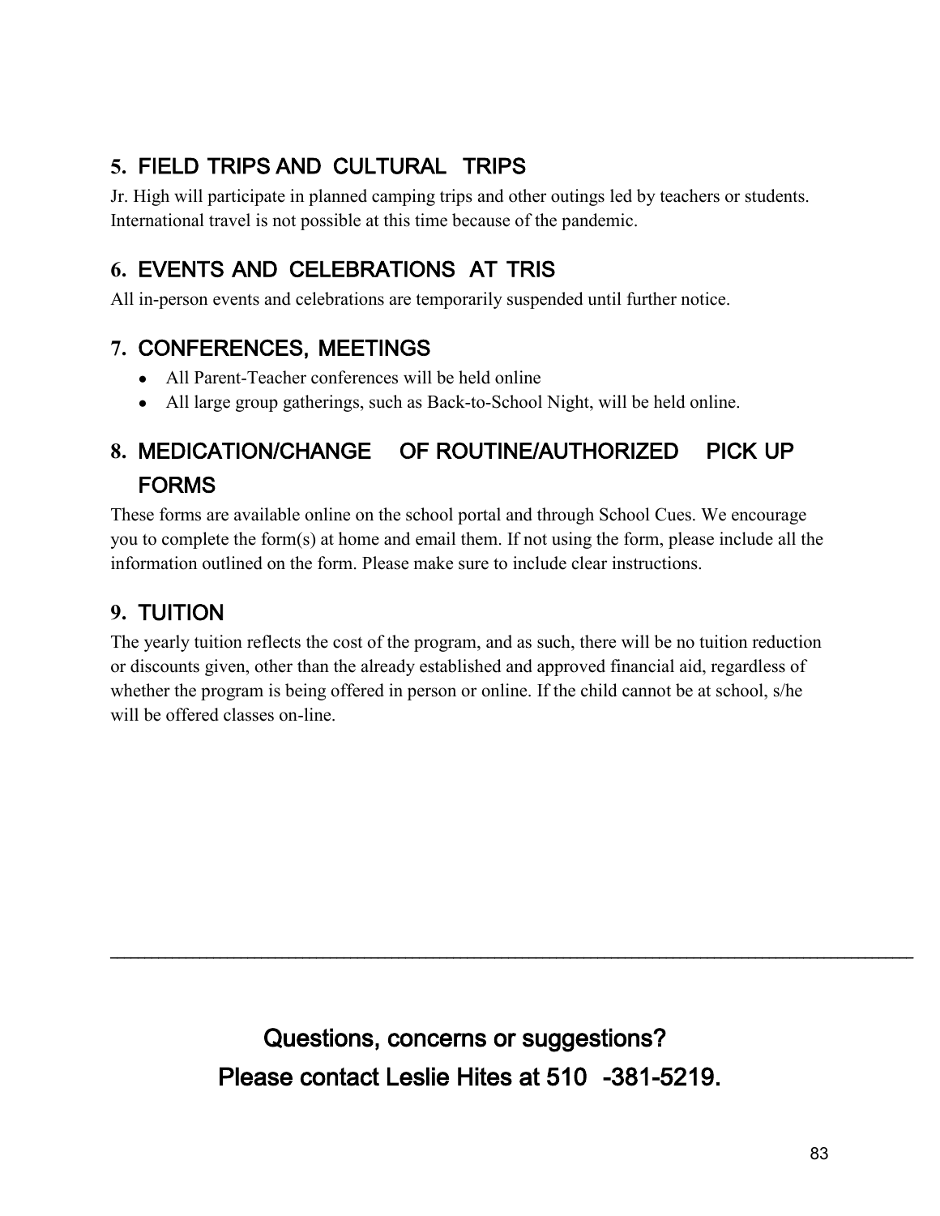## 5. FIELD TRIPS AND CULTURAL TRIPS

Jr. High will participate in planned camping trips and other outings led by teachers or students. International travel is not possible at this time because of the pandemic.

## 6. EVENTS AND CELEBRATIONS AT TRIS

All in-person events and celebrations are temporarily suspended until further notice.

## 7. CONFERENCES, MEETINGS

- All Parent-Teacher conferences will be held online
- All large group gatherings, such as Back-to-School Night, will be held online.

## 8. MEDICATION/CHANGE OF ROUTINE/AUTHORIZED PICK UP FORMS

These forms are available online on the school portal and through School Cues. We encourage you to complete the form(s) at home and email them. If not using the form, please include all the information outlined on the form. Please make sure to include clear instructions.

## 9. TUITION

The yearly tuition reflects the cost of the program, and as such, there will be no tuition reduction or discounts given, other than the already established and approved financial aid, regardless of whether the program is being offered in person or online. If the child cannot be at school, s/he will be offered classes on-line.

---

**Questions, concerns or suggestions?**

**Please contact Leslie Hites at 510 -381-5219.**